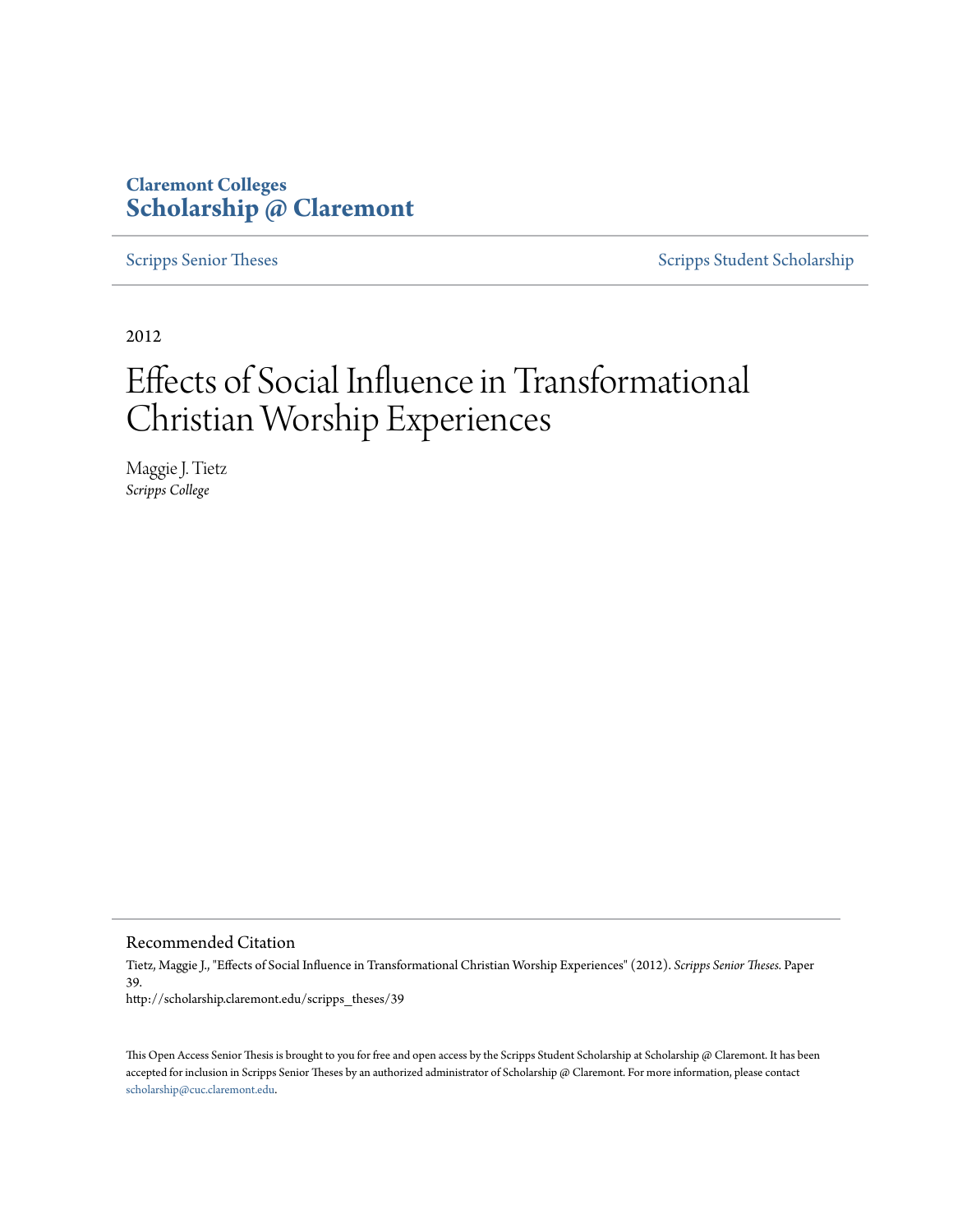**Claremont Colleges**
**Scholarship @ Claremont**

Scripps Senior Theses | Scripps Student Scholarship

2012

# Effects of Social Influence in Transformational Christian Worship Experiences

Maggie J. Tietz
*Scripps College*

## Recommended Citation

Tietz, Maggie J., "Effects of Social Influence in Transformational Christian Worship Experiences" (2012). *Scripps Senior Theses.* Paper 39.
http://scholarship.claremont.edu/scripps_theses/39

This Open Access Senior Thesis is brought to you for free and open access by the Scripps Student Scholarship at Scholarship @ Claremont. It has been accepted for inclusion in Scripps Senior Theses by an authorized administrator of Scholarship @ Claremont. For more information, please contact scholarship@cuc.claremont.edu.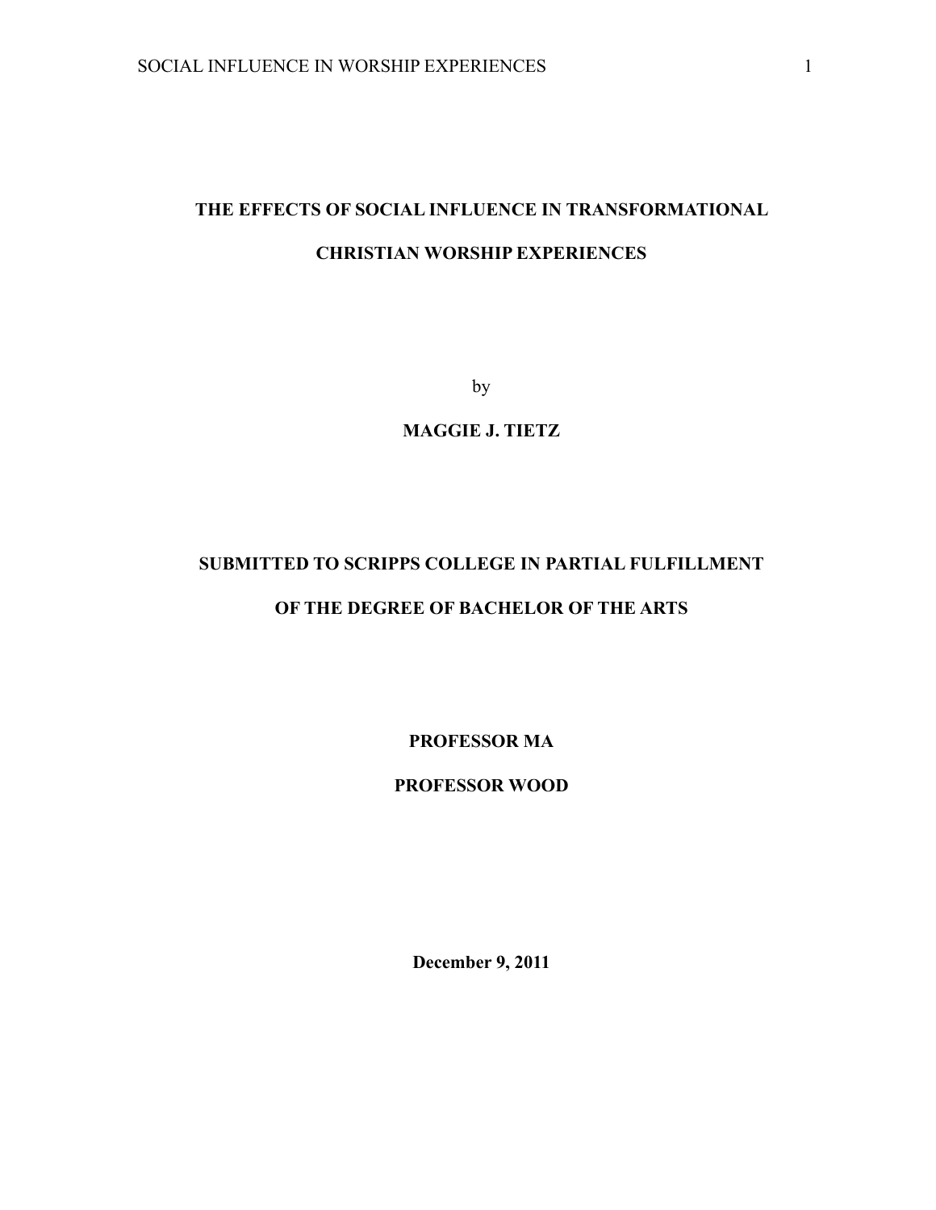**THE EFFECTS OF SOCIAL INFLUENCE IN TRANSFORMATIONAL CHRISTIAN WORSHIP EXPERIENCES**

by

**MAGGIE J. TIETZ**

**SUBMITTED TO SCRIPPS COLLEGE IN PARTIAL FULFILLMENT OF THE DEGREE OF BACHELOR OF THE ARTS**

**PROFESSOR MA**

**PROFESSOR WOOD**

**December 9, 2011**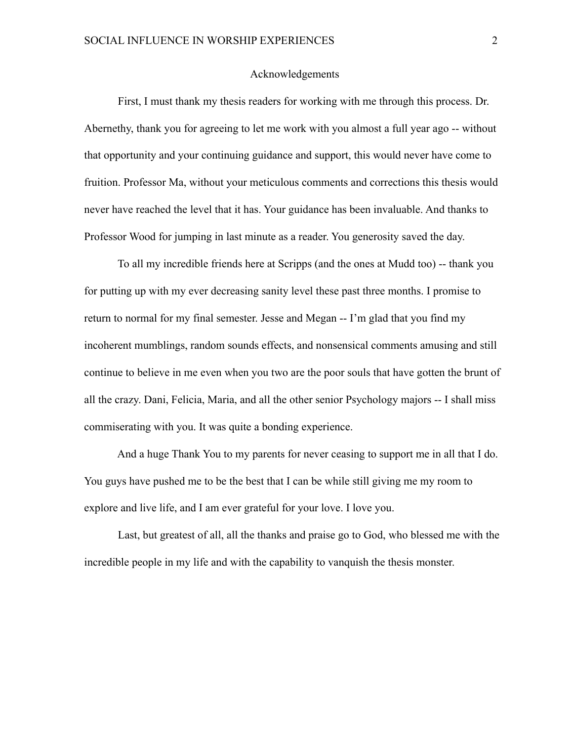# Acknowledgements

First, I must thank my thesis readers for working with me through this process. Dr. Abernethy, thank you for agreeing to let me work with you almost a full year ago -- without that opportunity and your continuing guidance and support, this would never have come to fruition. Professor Ma, without your meticulous comments and corrections this thesis would never have reached the level that it has. Your guidance has been invaluable. And thanks to Professor Wood for jumping in last minute as a reader. You generosity saved the day.

To all my incredible friends here at Scripps (and the ones at Mudd too) -- thank you for putting up with my ever decreasing sanity level these past three months. I promise to return to normal for my final semester. Jesse and Megan -- I'm glad that you find my incoherent mumblings, random sounds effects, and nonsensical comments amusing and still continue to believe in me even when you two are the poor souls that have gotten the brunt of all the crazy. Dani, Felicia, Maria, and all the other senior Psychology majors -- I shall miss commiserating with you. It was quite a bonding experience.

And a huge Thank You to my parents for never ceasing to support me in all that I do. You guys have pushed me to be the best that I can be while still giving me my room to explore and live life, and I am ever grateful for your love. I love you.

Last, but greatest of all, all the thanks and praise go to God, who blessed me with the incredible people in my life and with the capability to vanquish the thesis monster.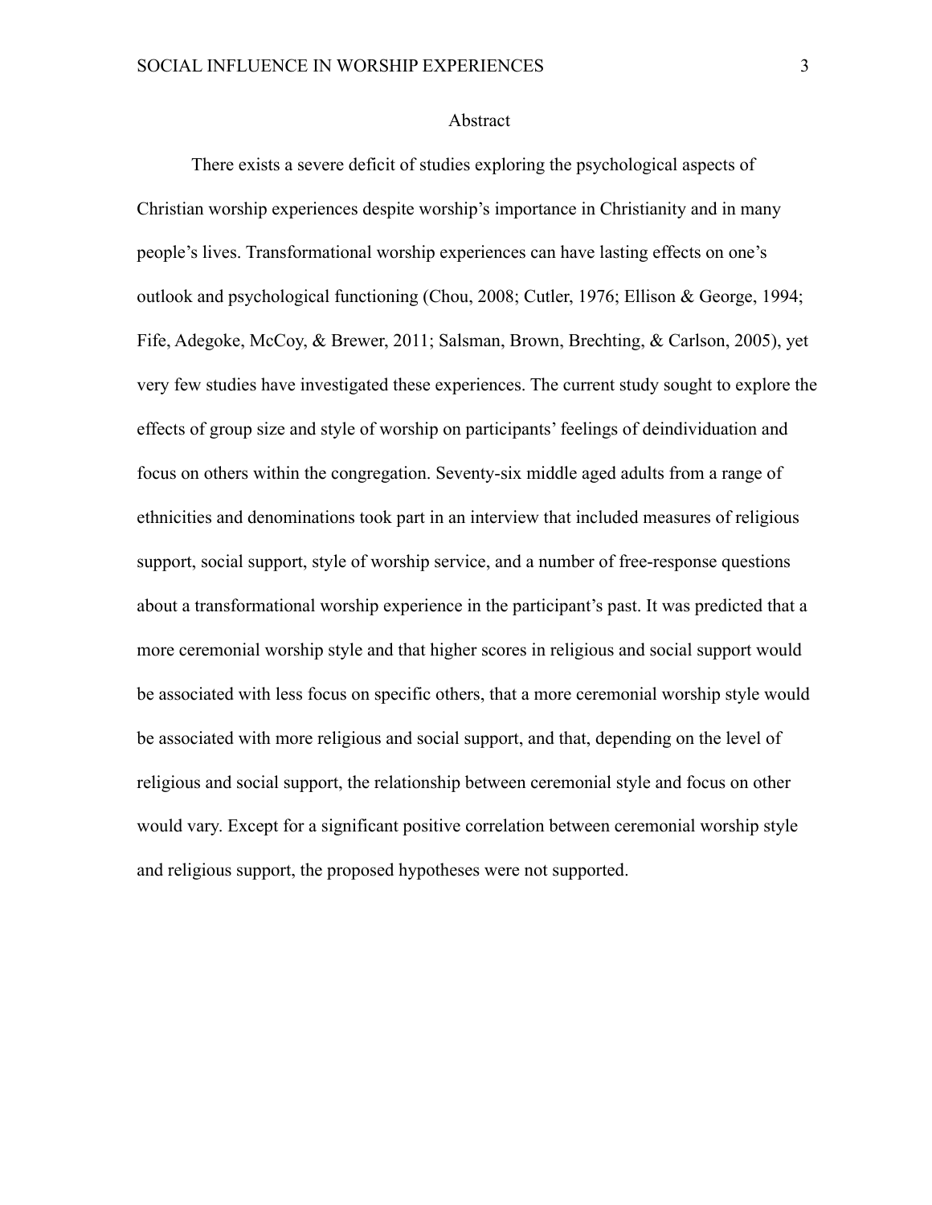# Abstract

There exists a severe deficit of studies exploring the psychological aspects of Christian worship experiences despite worship's importance in Christianity and in many people's lives. Transformational worship experiences can have lasting effects on one's outlook and psychological functioning (Chou, 2008; Cutler, 1976; Ellison & George, 1994; Fife, Adegoke, McCoy, & Brewer, 2011; Salsman, Brown, Brechting, & Carlson, 2005), yet very few studies have investigated these experiences. The current study sought to explore the effects of group size and style of worship on participants' feelings of deindividuation and focus on others within the congregation. Seventy-six middle aged adults from a range of ethnicities and denominations took part in an interview that included measures of religious support, social support, style of worship service, and a number of free-response questions about a transformational worship experience in the participant's past. It was predicted that a more ceremonial worship style and that higher scores in religious and social support would be associated with less focus on specific others, that a more ceremonial worship style would be associated with more religious and social support, and that, depending on the level of religious and social support, the relationship between ceremonial style and focus on other would vary. Except for a significant positive correlation between ceremonial worship style and religious support, the proposed hypotheses were not supported.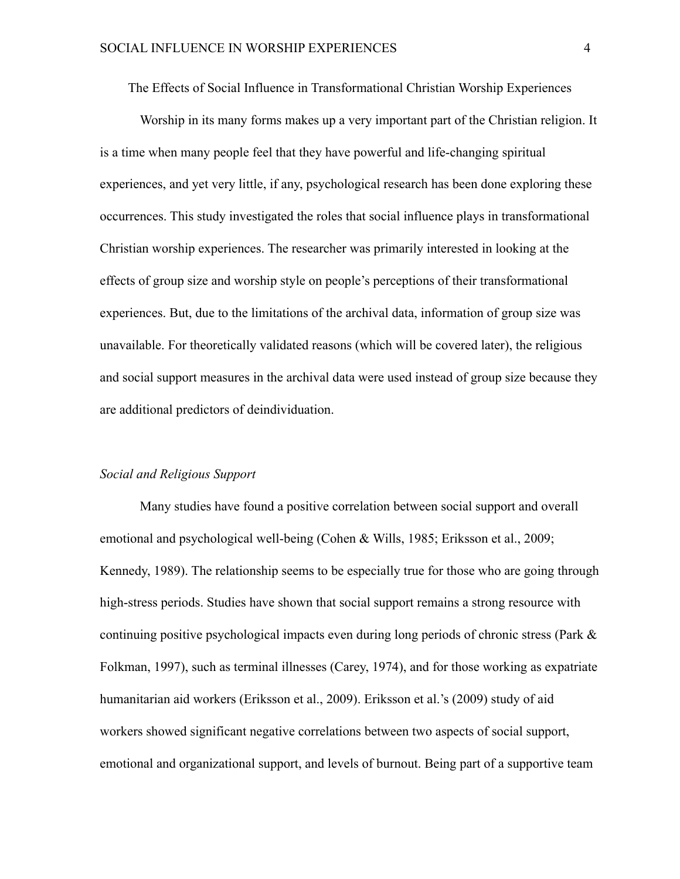# The Effects of Social Influence in Transformational Christian Worship Experiences

Worship in its many forms makes up a very important part of the Christian religion. It is a time when many people feel that they have powerful and life-changing spiritual experiences, and yet very little, if any, psychological research has been done exploring these occurrences. This study investigated the roles that social influence plays in transformational Christian worship experiences. The researcher was primarily interested in looking at the effects of group size and worship style on people's perceptions of their transformational experiences. But, due to the limitations of the archival data, information of group size was unavailable. For theoretically validated reasons (which will be covered later), the religious and social support measures in the archival data were used instead of group size because they are additional predictors of deindividuation.

## *Social and Religious Support*

Many studies have found a positive correlation between social support and overall emotional and psychological well-being (Cohen & Wills, 1985; Eriksson et al., 2009; Kennedy, 1989). The relationship seems to be especially true for those who are going through high-stress periods. Studies have shown that social support remains a strong resource with continuing positive psychological impacts even during long periods of chronic stress (Park & Folkman, 1997), such as terminal illnesses (Carey, 1974), and for those working as expatriate humanitarian aid workers (Eriksson et al., 2009). Eriksson et al.'s (2009) study of aid workers showed significant negative correlations between two aspects of social support, emotional and organizational support, and levels of burnout. Being part of a supportive team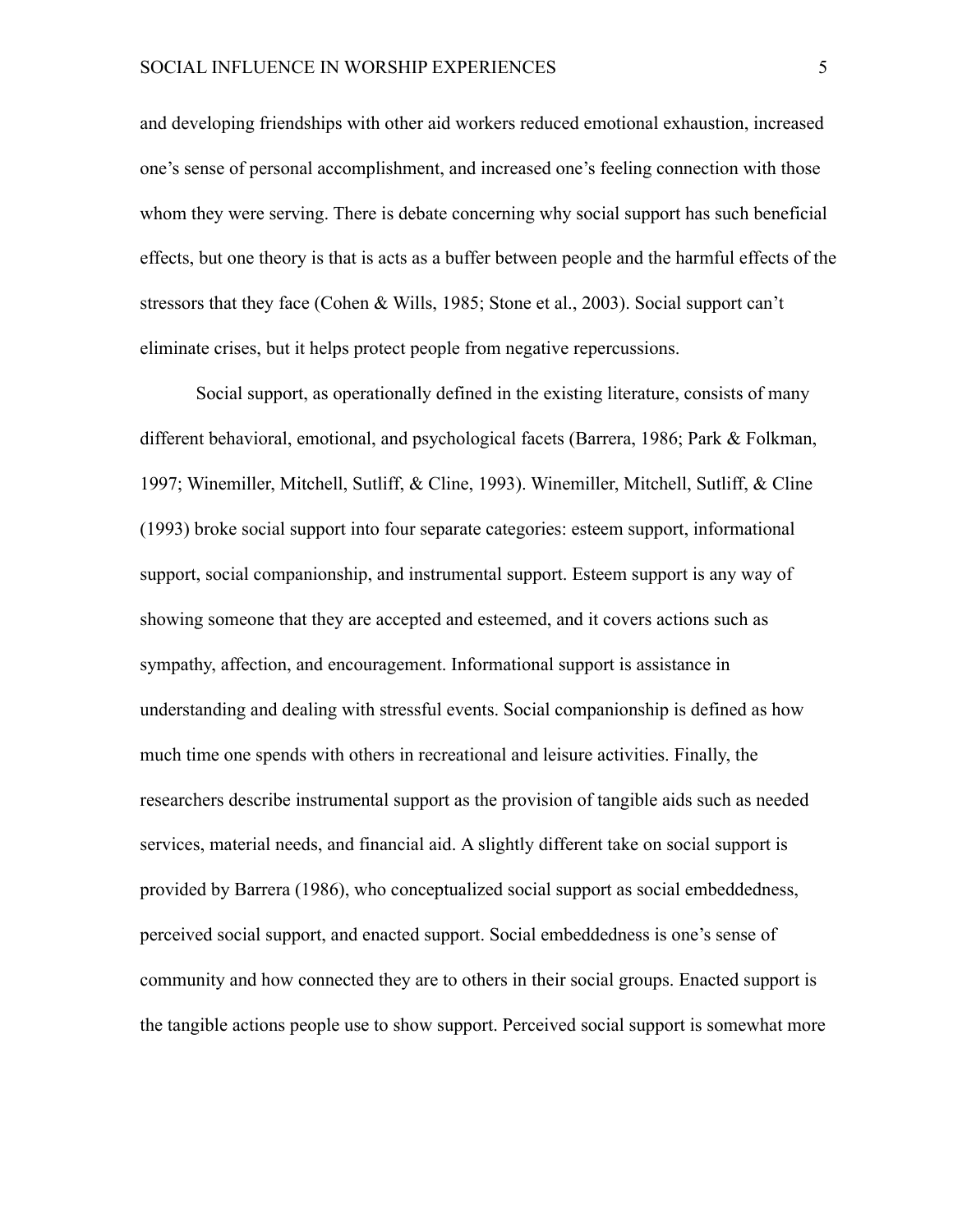and developing friendships with other aid workers reduced emotional exhaustion, increased one's sense of personal accomplishment, and increased one's feeling connection with those whom they were serving. There is debate concerning why social support has such beneficial effects, but one theory is that is acts as a buffer between people and the harmful effects of the stressors that they face (Cohen & Wills, 1985; Stone et al., 2003). Social support can't eliminate crises, but it helps protect people from negative repercussions.

Social support, as operationally defined in the existing literature, consists of many different behavioral, emotional, and psychological facets (Barrera, 1986; Park & Folkman, 1997; Winemiller, Mitchell, Sutliff, & Cline, 1993). Winemiller, Mitchell, Sutliff, & Cline (1993) broke social support into four separate categories: esteem support, informational support, social companionship, and instrumental support. Esteem support is any way of showing someone that they are accepted and esteemed, and it covers actions such as sympathy, affection, and encouragement. Informational support is assistance in understanding and dealing with stressful events. Social companionship is defined as how much time one spends with others in recreational and leisure activities. Finally, the researchers describe instrumental support as the provision of tangible aids such as needed services, material needs, and financial aid. A slightly different take on social support is provided by Barrera (1986), who conceptualized social support as social embeddedness, perceived social support, and enacted support. Social embeddedness is one's sense of community and how connected they are to others in their social groups. Enacted support is the tangible actions people use to show support. Perceived social support is somewhat more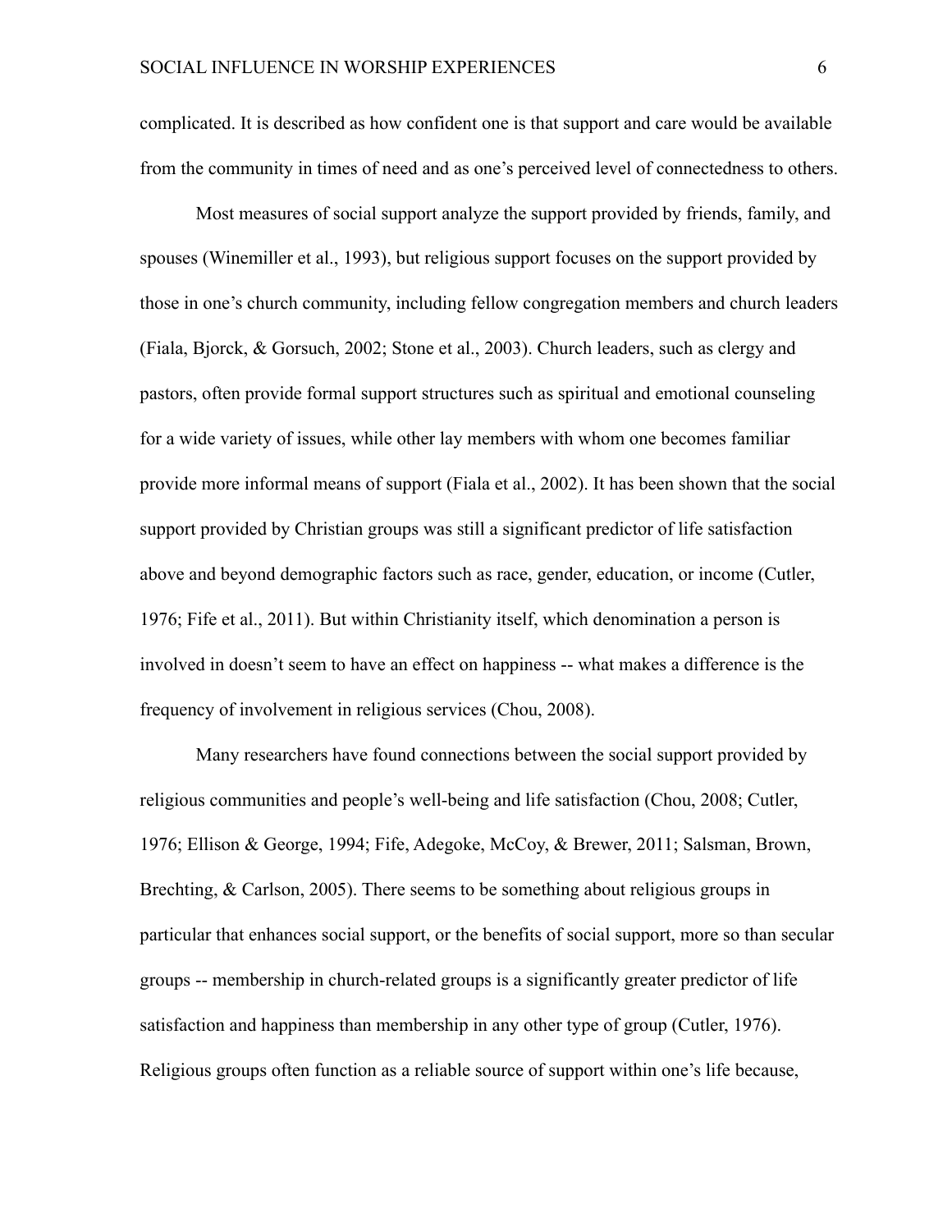complicated. It is described as how confident one is that support and care would be available from the community in times of need and as one's perceived level of connectedness to others.

Most measures of social support analyze the support provided by friends, family, and spouses (Winemiller et al., 1993), but religious support focuses on the support provided by those in one's church community, including fellow congregation members and church leaders (Fiala, Bjorck, & Gorsuch, 2002; Stone et al., 2003). Church leaders, such as clergy and pastors, often provide formal support structures such as spiritual and emotional counseling for a wide variety of issues, while other lay members with whom one becomes familiar provide more informal means of support (Fiala et al., 2002). It has been shown that the social support provided by Christian groups was still a significant predictor of life satisfaction above and beyond demographic factors such as race, gender, education, or income (Cutler, 1976; Fife et al., 2011). But within Christianity itself, which denomination a person is involved in doesn't seem to have an effect on happiness -- what makes a difference is the frequency of involvement in religious services (Chou, 2008).

Many researchers have found connections between the social support provided by religious communities and people's well-being and life satisfaction (Chou, 2008; Cutler, 1976; Ellison & George, 1994; Fife, Adegoke, McCoy, & Brewer, 2011; Salsman, Brown, Brechting, & Carlson, 2005). There seems to be something about religious groups in particular that enhances social support, or the benefits of social support, more so than secular groups -- membership in church-related groups is a significantly greater predictor of life satisfaction and happiness than membership in any other type of group (Cutler, 1976). Religious groups often function as a reliable source of support within one's life because,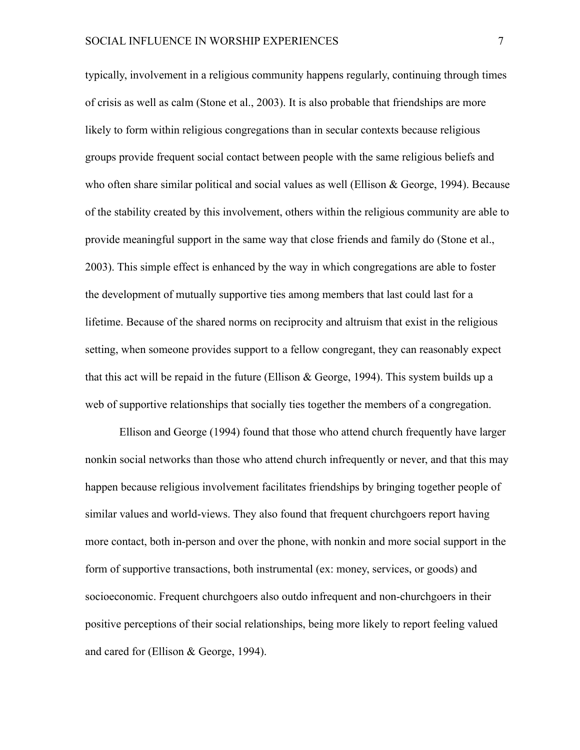typically, involvement in a religious community happens regularly, continuing through times of crisis as well as calm (Stone et al., 2003). It is also probable that friendships are more likely to form within religious congregations than in secular contexts because religious groups provide frequent social contact between people with the same religious beliefs and who often share similar political and social values as well (Ellison & George, 1994). Because of the stability created by this involvement, others within the religious community are able to provide meaningful support in the same way that close friends and family do (Stone et al., 2003). This simple effect is enhanced by the way in which congregations are able to foster the development of mutually supportive ties among members that last could last for a lifetime. Because of the shared norms on reciprocity and altruism that exist in the religious setting, when someone provides support to a fellow congregant, they can reasonably expect that this act will be repaid in the future (Ellison & George, 1994). This system builds up a web of supportive relationships that socially ties together the members of a congregation.

Ellison and George (1994) found that those who attend church frequently have larger nonkin social networks than those who attend church infrequently or never, and that this may happen because religious involvement facilitates friendships by bringing together people of similar values and world-views. They also found that frequent churchgoers report having more contact, both in-person and over the phone, with nonkin and more social support in the form of supportive transactions, both instrumental (ex: money, services, or goods) and socioeconomic. Frequent churchgoers also outdo infrequent and non-churchgoers in their positive perceptions of their social relationships, being more likely to report feeling valued and cared for (Ellison & George, 1994).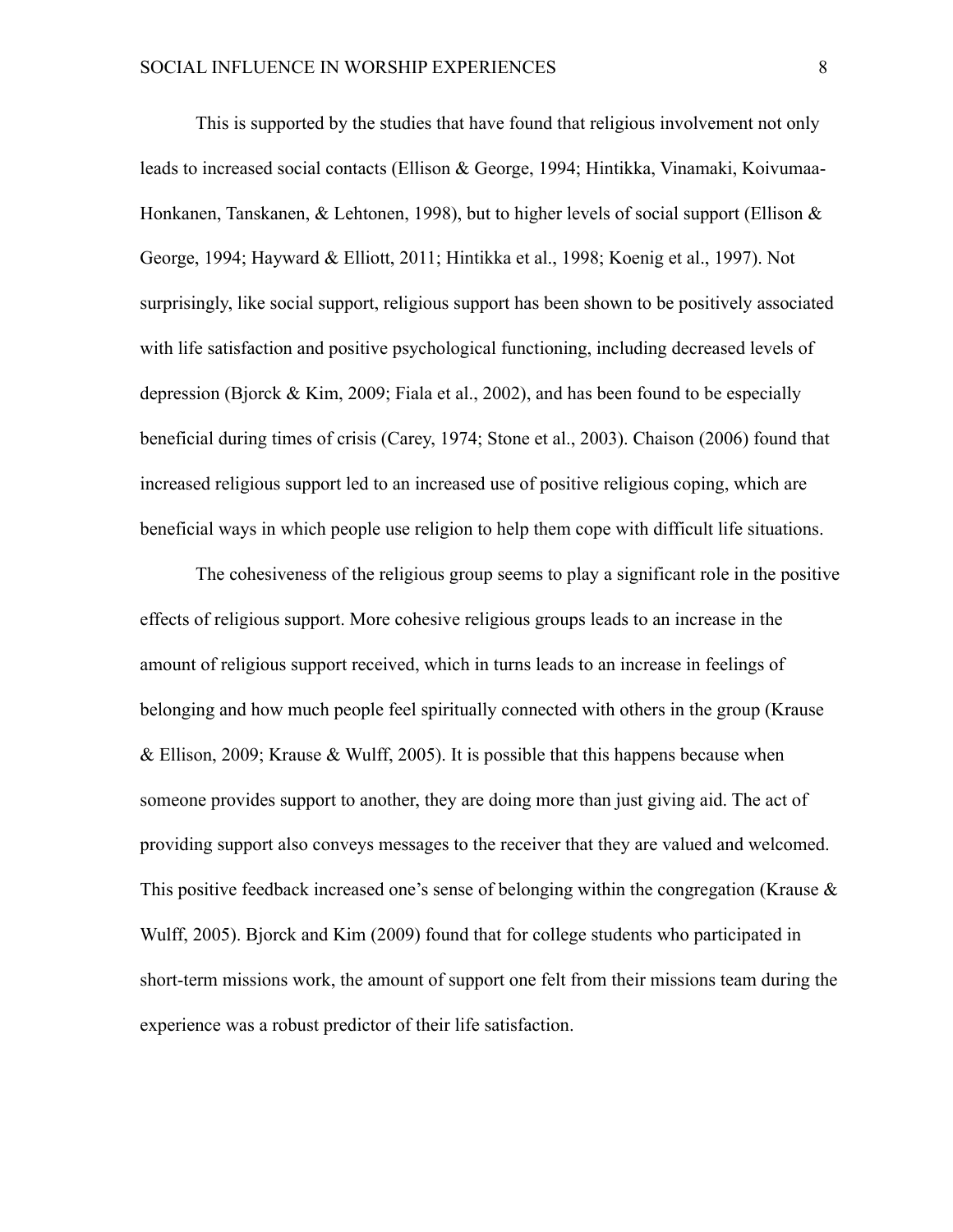This is supported by the studies that have found that religious involvement not only leads to increased social contacts (Ellison & George, 1994; Hintikka, Vinamaki, Koivumaa-Honkanen, Tanskanen, & Lehtonen, 1998), but to higher levels of social support (Ellison & George, 1994; Hayward & Elliott, 2011; Hintikka et al., 1998; Koenig et al., 1997). Not surprisingly, like social support, religious support has been shown to be positively associated with life satisfaction and positive psychological functioning, including decreased levels of depression (Bjorck & Kim, 2009; Fiala et al., 2002), and has been found to be especially beneficial during times of crisis (Carey, 1974; Stone et al., 2003). Chaison (2006) found that increased religious support led to an increased use of positive religious coping, which are beneficial ways in which people use religion to help them cope with difficult life situations.

The cohesiveness of the religious group seems to play a significant role in the positive effects of religious support. More cohesive religious groups leads to an increase in the amount of religious support received, which in turns leads to an increase in feelings of belonging and how much people feel spiritually connected with others in the group (Krause & Ellison, 2009; Krause & Wulff, 2005). It is possible that this happens because when someone provides support to another, they are doing more than just giving aid. The act of providing support also conveys messages to the receiver that they are valued and welcomed. This positive feedback increased one's sense of belonging within the congregation (Krause & Wulff, 2005). Bjorck and Kim (2009) found that for college students who participated in short-term missions work, the amount of support one felt from their missions team during the experience was a robust predictor of their life satisfaction.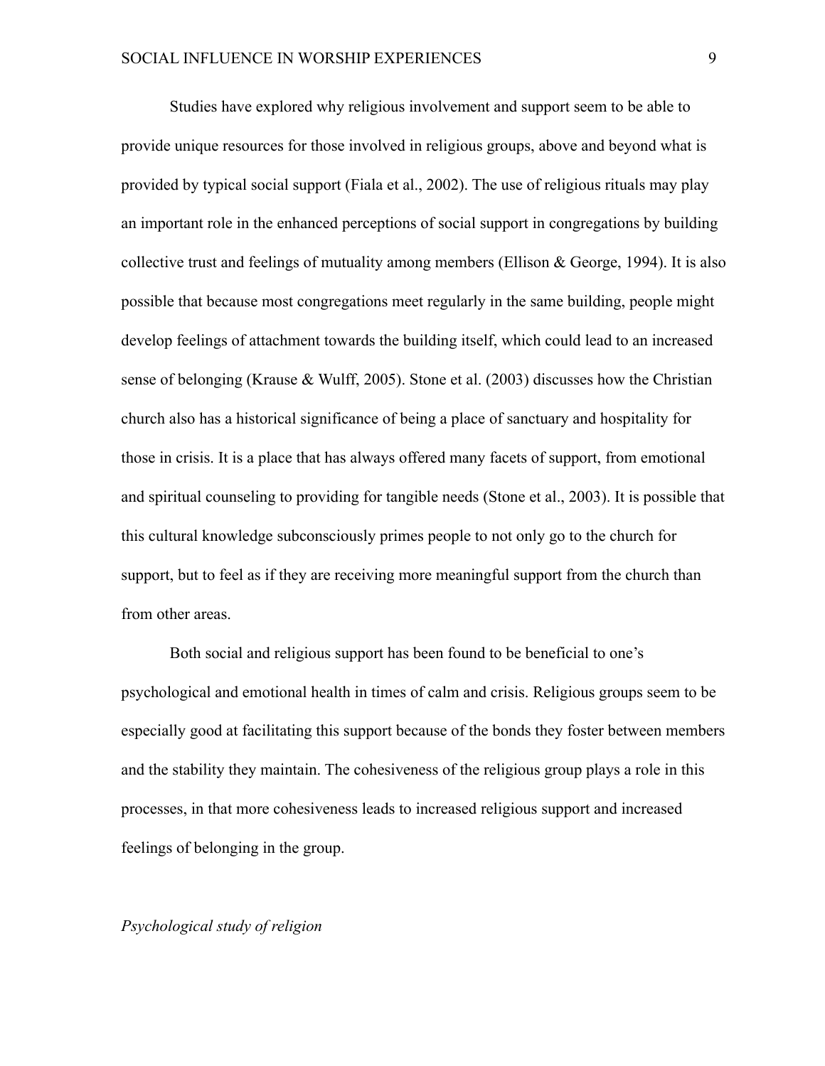Studies have explored why religious involvement and support seem to be able to provide unique resources for those involved in religious groups, above and beyond what is provided by typical social support (Fiala et al., 2002). The use of religious rituals may play an important role in the enhanced perceptions of social support in congregations by building collective trust and feelings of mutuality among members (Ellison & George, 1994). It is also possible that because most congregations meet regularly in the same building, people might develop feelings of attachment towards the building itself, which could lead to an increased sense of belonging (Krause & Wulff, 2005). Stone et al. (2003) discusses how the Christian church also has a historical significance of being a place of sanctuary and hospitality for those in crisis. It is a place that has always offered many facets of support, from emotional and spiritual counseling to providing for tangible needs (Stone et al., 2003). It is possible that this cultural knowledge subconsciously primes people to not only go to the church for support, but to feel as if they are receiving more meaningful support from the church than from other areas.

Both social and religious support has been found to be beneficial to one's psychological and emotional health in times of calm and crisis. Religious groups seem to be especially good at facilitating this support because of the bonds they foster between members and the stability they maintain. The cohesiveness of the religious group plays a role in this processes, in that more cohesiveness leads to increased religious support and increased feelings of belonging in the group.

*Psychological study of religion*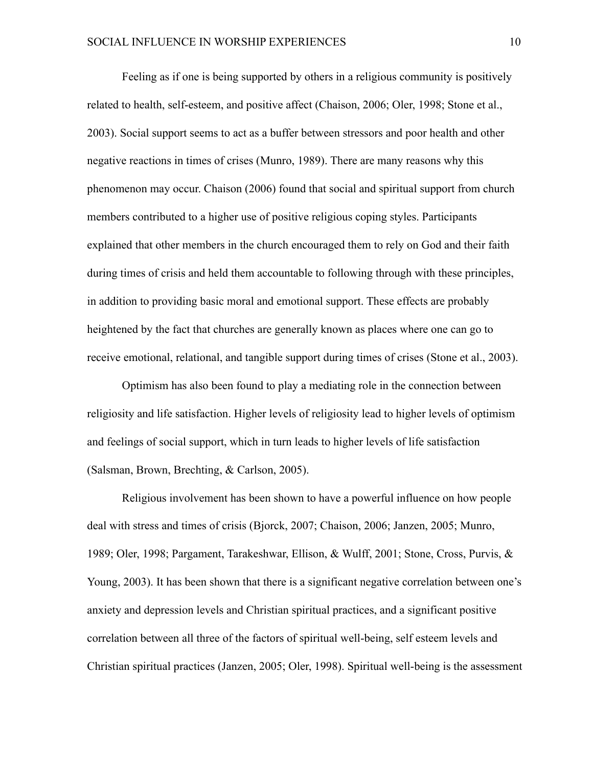Feeling as if one is being supported by others in a religious community is positively related to health, self-esteem, and positive affect (Chaison, 2006; Oler, 1998; Stone et al., 2003). Social support seems to act as a buffer between stressors and poor health and other negative reactions in times of crises (Munro, 1989). There are many reasons why this phenomenon may occur. Chaison (2006) found that social and spiritual support from church members contributed to a higher use of positive religious coping styles. Participants explained that other members in the church encouraged them to rely on God and their faith during times of crisis and held them accountable to following through with these principles, in addition to providing basic moral and emotional support. These effects are probably heightened by the fact that churches are generally known as places where one can go to receive emotional, relational, and tangible support during times of crises (Stone et al., 2003).

Optimism has also been found to play a mediating role in the connection between religiosity and life satisfaction. Higher levels of religiosity lead to higher levels of optimism and feelings of social support, which in turn leads to higher levels of life satisfaction (Salsman, Brown, Brechting, & Carlson, 2005).

Religious involvement has been shown to have a powerful influence on how people deal with stress and times of crisis (Bjorck, 2007; Chaison, 2006; Janzen, 2005; Munro, 1989; Oler, 1998; Pargament, Tarakeshwar, Ellison, & Wulff, 2001; Stone, Cross, Purvis, & Young, 2003). It has been shown that there is a significant negative correlation between one's anxiety and depression levels and Christian spiritual practices, and a significant positive correlation between all three of the factors of spiritual well-being, self esteem levels and Christian spiritual practices (Janzen, 2005; Oler, 1998). Spiritual well-being is the assessment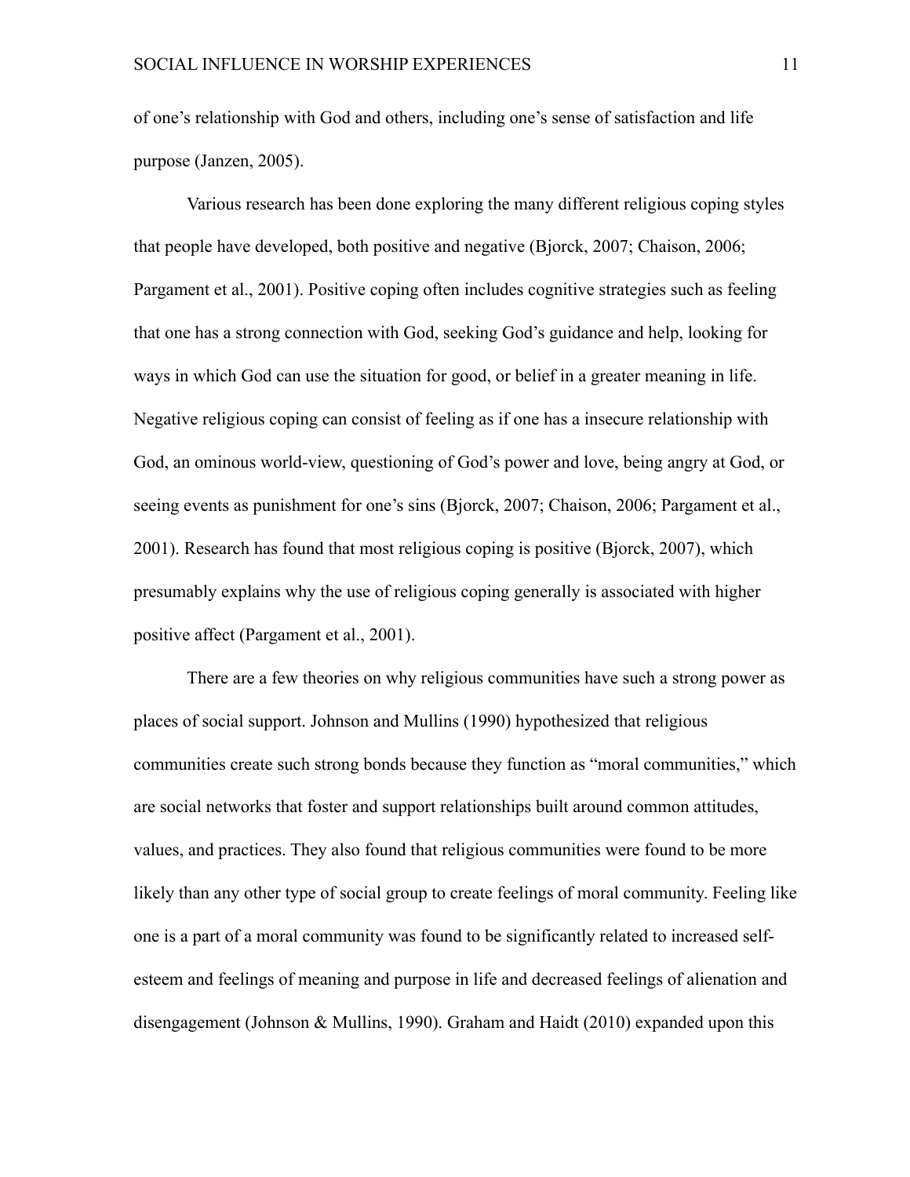of one's relationship with God and others, including one's sense of satisfaction and life purpose (Janzen, 2005).

Various research has been done exploring the many different religious coping styles that people have developed, both positive and negative (Bjorck, 2007; Chaison, 2006; Pargament et al., 2001). Positive coping often includes cognitive strategies such as feeling that one has a strong connection with God, seeking God's guidance and help, looking for ways in which God can use the situation for good, or belief in a greater meaning in life. Negative religious coping can consist of feeling as if one has a insecure relationship with God, an ominous world-view, questioning of God's power and love, being angry at God, or seeing events as punishment for one's sins (Bjorck, 2007; Chaison, 2006; Pargament et al., 2001). Research has found that most religious coping is positive (Bjorck, 2007), which presumably explains why the use of religious coping generally is associated with higher positive affect (Pargament et al., 2001).

There are a few theories on why religious communities have such a strong power as places of social support. Johnson and Mullins (1990) hypothesized that religious communities create such strong bonds because they function as "moral communities," which are social networks that foster and support relationships built around common attitudes, values, and practices. They also found that religious communities were found to be more likely than any other type of social group to create feelings of moral community. Feeling like one is a part of a moral community was found to be significantly related to increased self-esteem and feelings of meaning and purpose in life and decreased feelings of alienation and disengagement (Johnson & Mullins, 1990). Graham and Haidt (2010) expanded upon this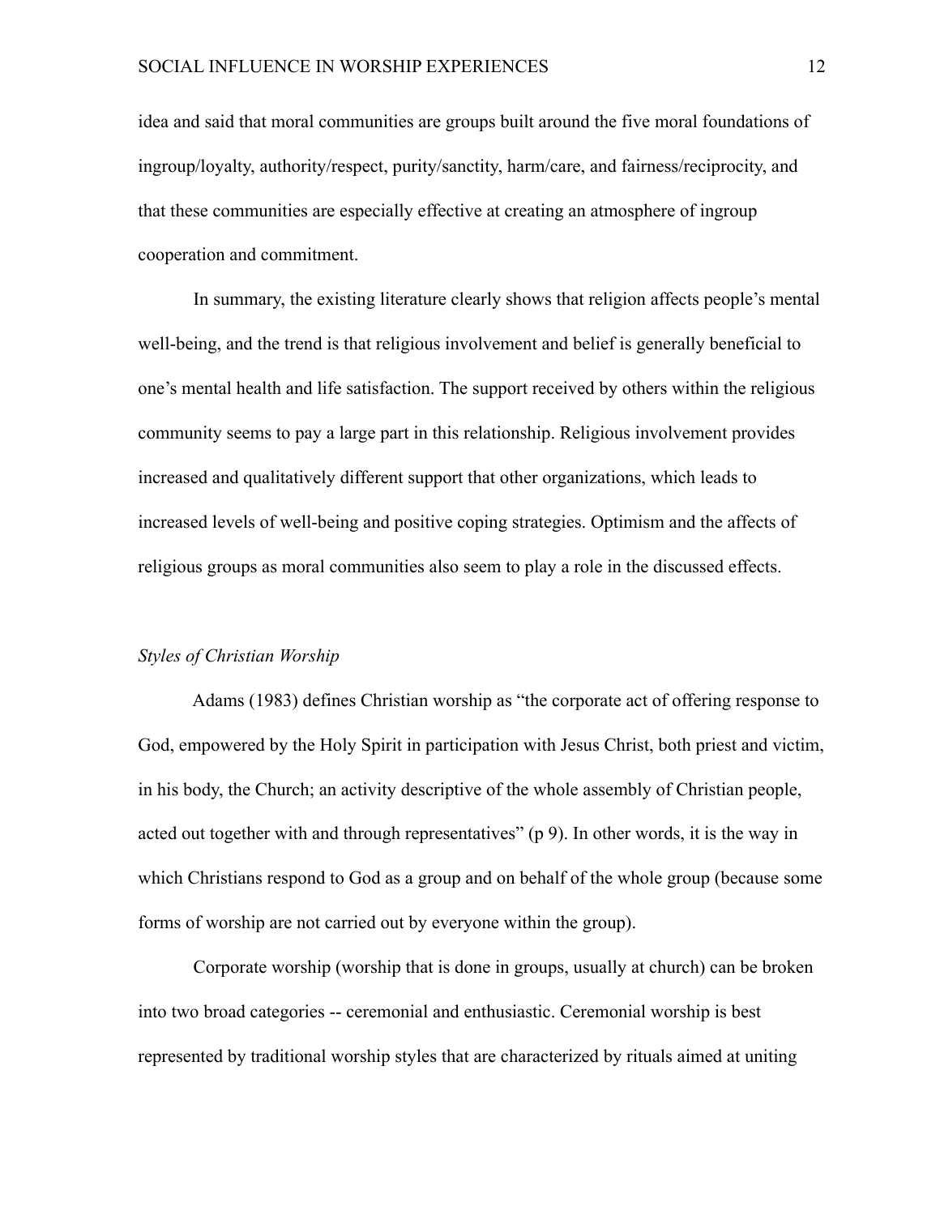idea and said that moral communities are groups built around the five moral foundations of ingroup/loyalty, authority/respect, purity/sanctity, harm/care, and fairness/reciprocity, and that these communities are especially effective at creating an atmosphere of ingroup cooperation and commitment.

In summary, the existing literature clearly shows that religion affects people's mental well-being, and the trend is that religious involvement and belief is generally beneficial to one's mental health and life satisfaction. The support received by others within the religious community seems to pay a large part in this relationship. Religious involvement provides increased and qualitatively different support that other organizations, which leads to increased levels of well-being and positive coping strategies. Optimism and the affects of religious groups as moral communities also seem to play a role in the discussed effects.

### *Styles of Christian Worship*

Adams (1983) defines Christian worship as "the corporate act of offering response to God, empowered by the Holy Spirit in participation with Jesus Christ, both priest and victim, in his body, the Church; an activity descriptive of the whole assembly of Christian people, acted out together with and through representatives" (p 9). In other words, it is the way in which Christians respond to God as a group and on behalf of the whole group (because some forms of worship are not carried out by everyone within the group).

Corporate worship (worship that is done in groups, usually at church) can be broken into two broad categories -- ceremonial and enthusiastic. Ceremonial worship is best represented by traditional worship styles that are characterized by rituals aimed at uniting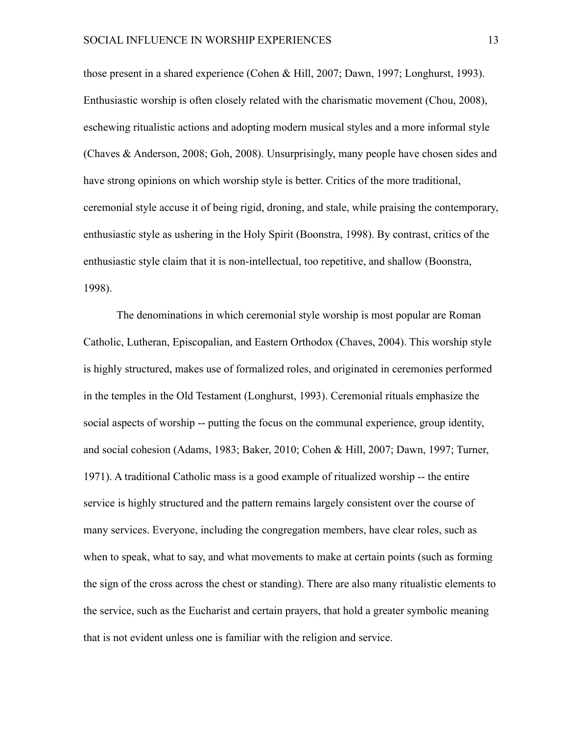those present in a shared experience (Cohen & Hill, 2007; Dawn, 1997; Longhurst, 1993). Enthusiastic worship is often closely related with the charismatic movement (Chou, 2008), eschewing ritualistic actions and adopting modern musical styles and a more informal style (Chaves & Anderson, 2008; Goh, 2008). Unsurprisingly, many people have chosen sides and have strong opinions on which worship style is better. Critics of the more traditional, ceremonial style accuse it of being rigid, droning, and stale, while praising the contemporary, enthusiastic style as ushering in the Holy Spirit (Boonstra, 1998). By contrast, critics of the enthusiastic style claim that it is non-intellectual, too repetitive, and shallow (Boonstra, 1998).

The denominations in which ceremonial style worship is most popular are Roman Catholic, Lutheran, Episcopalian, and Eastern Orthodox (Chaves, 2004). This worship style is highly structured, makes use of formalized roles, and originated in ceremonies performed in the temples in the Old Testament (Longhurst, 1993). Ceremonial rituals emphasize the social aspects of worship -- putting the focus on the communal experience, group identity, and social cohesion (Adams, 1983; Baker, 2010; Cohen & Hill, 2007; Dawn, 1997; Turner, 1971). A traditional Catholic mass is a good example of ritualized worship -- the entire service is highly structured and the pattern remains largely consistent over the course of many services. Everyone, including the congregation members, have clear roles, such as when to speak, what to say, and what movements to make at certain points (such as forming the sign of the cross across the chest or standing). There are also many ritualistic elements to the service, such as the Eucharist and certain prayers, that hold a greater symbolic meaning that is not evident unless one is familiar with the religion and service.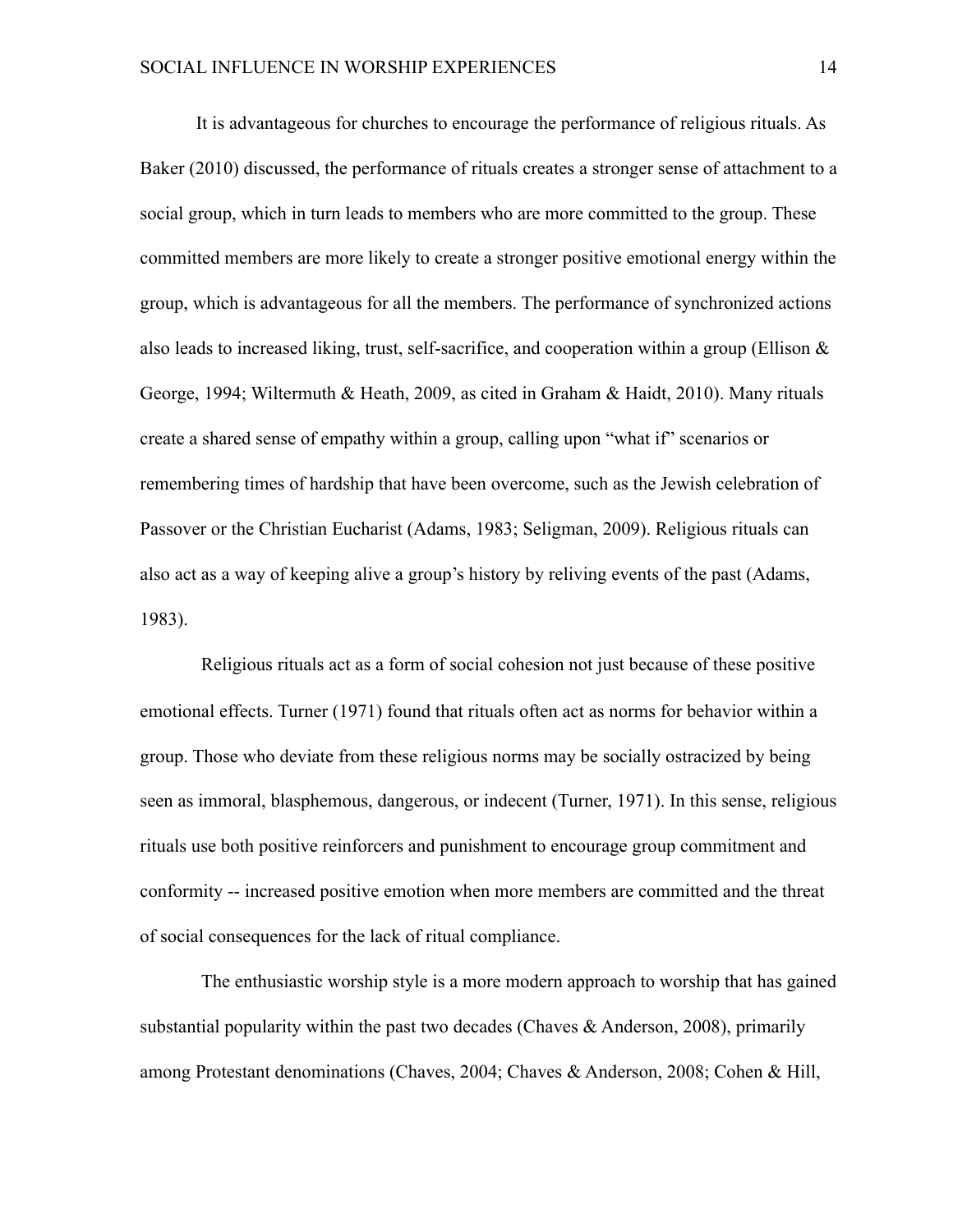It is advantageous for churches to encourage the performance of religious rituals. As Baker (2010) discussed, the performance of rituals creates a stronger sense of attachment to a social group, which in turn leads to members who are more committed to the group. These committed members are more likely to create a stronger positive emotional energy within the group, which is advantageous for all the members. The performance of synchronized actions also leads to increased liking, trust, self-sacrifice, and cooperation within a group (Ellison & George, 1994; Wiltermuth & Heath, 2009, as cited in Graham & Haidt, 2010). Many rituals create a shared sense of empathy within a group, calling upon "what if" scenarios or remembering times of hardship that have been overcome, such as the Jewish celebration of Passover or the Christian Eucharist (Adams, 1983; Seligman, 2009). Religious rituals can also act as a way of keeping alive a group's history by reliving events of the past (Adams, 1983).

Religious rituals act as a form of social cohesion not just because of these positive emotional effects. Turner (1971) found that rituals often act as norms for behavior within a group. Those who deviate from these religious norms may be socially ostracized by being seen as immoral, blasphemous, dangerous, or indecent (Turner, 1971). In this sense, religious rituals use both positive reinforcers and punishment to encourage group commitment and conformity -- increased positive emotion when more members are committed and the threat of social consequences for the lack of ritual compliance.

The enthusiastic worship style is a more modern approach to worship that has gained substantial popularity within the past two decades (Chaves & Anderson, 2008), primarily among Protestant denominations (Chaves, 2004; Chaves & Anderson, 2008; Cohen & Hill,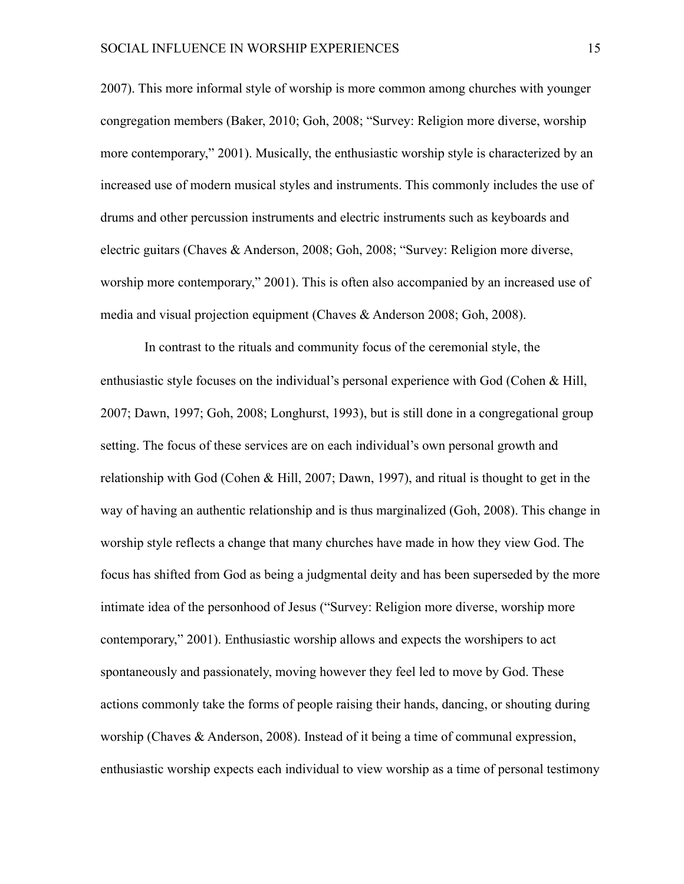2007). This more informal style of worship is more common among churches with younger congregation members (Baker, 2010; Goh, 2008; “Survey: Religion more diverse, worship more contemporary,” 2001). Musically, the enthusiastic worship style is characterized by an increased use of modern musical styles and instruments. This commonly includes the use of drums and other percussion instruments and electric instruments such as keyboards and electric guitars (Chaves & Anderson, 2008; Goh, 2008; “Survey: Religion more diverse, worship more contemporary,” 2001). This is often also accompanied by an increased use of media and visual projection equipment (Chaves & Anderson 2008; Goh, 2008).

In contrast to the rituals and community focus of the ceremonial style, the enthusiastic style focuses on the individual’s personal experience with God (Cohen & Hill, 2007; Dawn, 1997; Goh, 2008; Longhurst, 1993), but is still done in a congregational group setting. The focus of these services are on each individual’s own personal growth and relationship with God (Cohen & Hill, 2007; Dawn, 1997), and ritual is thought to get in the way of having an authentic relationship and is thus marginalized (Goh, 2008). This change in worship style reflects a change that many churches have made in how they view God. The focus has shifted from God as being a judgmental deity and has been superseded by the more intimate idea of the personhood of Jesus (“Survey: Religion more diverse, worship more contemporary,” 2001). Enthusiastic worship allows and expects the worshipers to act spontaneously and passionately, moving however they feel led to move by God. These actions commonly take the forms of people raising their hands, dancing, or shouting during worship (Chaves & Anderson, 2008). Instead of it being a time of communal expression, enthusiastic worship expects each individual to view worship as a time of personal testimony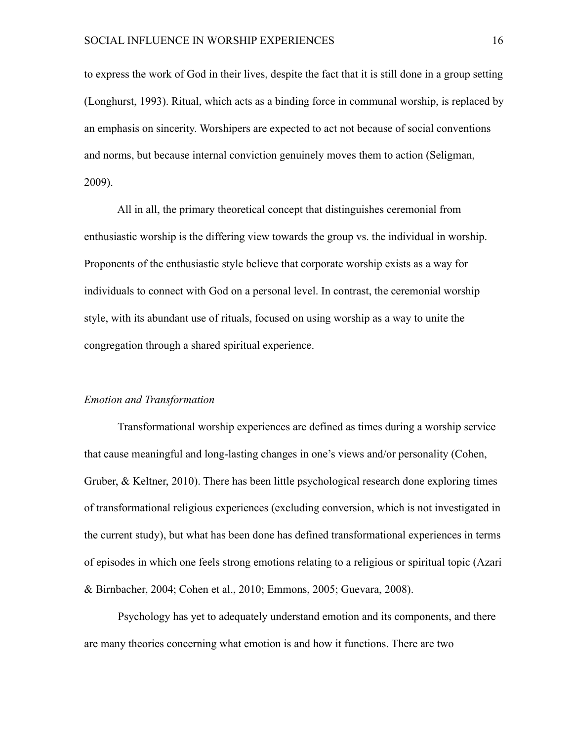to express the work of God in their lives, despite the fact that it is still done in a group setting (Longhurst, 1993). Ritual, which acts as a binding force in communal worship, is replaced by an emphasis on sincerity. Worshipers are expected to act not because of social conventions and norms, but because internal conviction genuinely moves them to action (Seligman, 2009).

All in all, the primary theoretical concept that distinguishes ceremonial from enthusiastic worship is the differing view towards the group vs. the individual in worship. Proponents of the enthusiastic style believe that corporate worship exists as a way for individuals to connect with God on a personal level. In contrast, the ceremonial worship style, with its abundant use of rituals, focused on using worship as a way to unite the congregation through a shared spiritual experience.

*Emotion and Transformation*

Transformational worship experiences are defined as times during a worship service that cause meaningful and long-lasting changes in one's views and/or personality (Cohen, Gruber, & Keltner, 2010). There has been little psychological research done exploring times of transformational religious experiences (excluding conversion, which is not investigated in the current study), but what has been done has defined transformational experiences in terms of episodes in which one feels strong emotions relating to a religious or spiritual topic (Azari & Birnbacher, 2004; Cohen et al., 2010; Emmons, 2005; Guevara, 2008).

Psychology has yet to adequately understand emotion and its components, and there are many theories concerning what emotion is and how it functions. There are two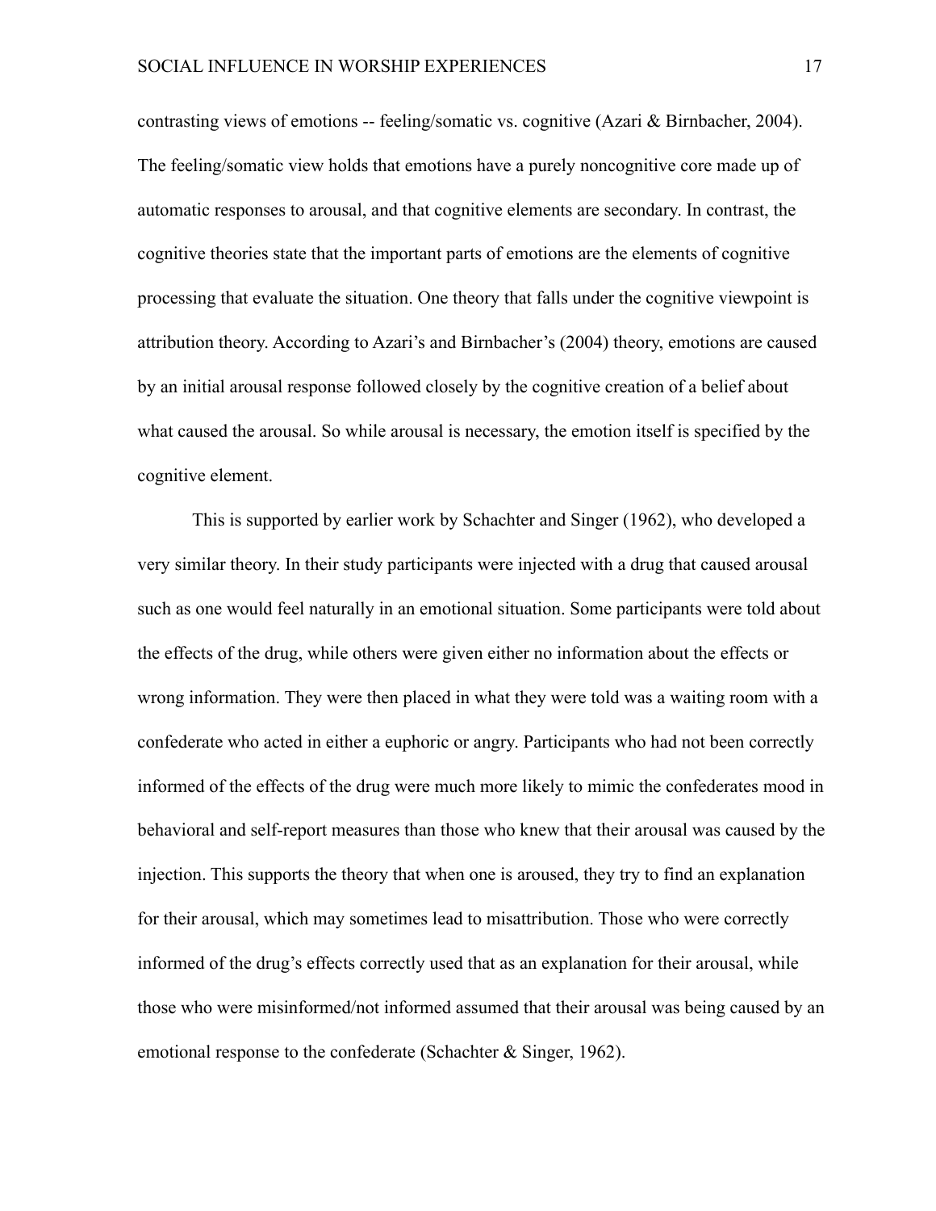contrasting views of emotions -- feeling/somatic vs. cognitive (Azari & Birnbacher, 2004). The feeling/somatic view holds that emotions have a purely noncognitive core made up of automatic responses to arousal, and that cognitive elements are secondary. In contrast, the cognitive theories state that the important parts of emotions are the elements of cognitive processing that evaluate the situation. One theory that falls under the cognitive viewpoint is attribution theory. According to Azari's and Birnbacher's (2004) theory, emotions are caused by an initial arousal response followed closely by the cognitive creation of a belief about what caused the arousal. So while arousal is necessary, the emotion itself is specified by the cognitive element.

This is supported by earlier work by Schachter and Singer (1962), who developed a very similar theory. In their study participants were injected with a drug that caused arousal such as one would feel naturally in an emotional situation. Some participants were told about the effects of the drug, while others were given either no information about the effects or wrong information. They were then placed in what they were told was a waiting room with a confederate who acted in either a euphoric or angry. Participants who had not been correctly informed of the effects of the drug were much more likely to mimic the confederates mood in behavioral and self-report measures than those who knew that their arousal was caused by the injection. This supports the theory that when one is aroused, they try to find an explanation for their arousal, which may sometimes lead to misattribution. Those who were correctly informed of the drug's effects correctly used that as an explanation for their arousal, while those who were misinformed/not informed assumed that their arousal was being caused by an emotional response to the confederate (Schachter & Singer, 1962).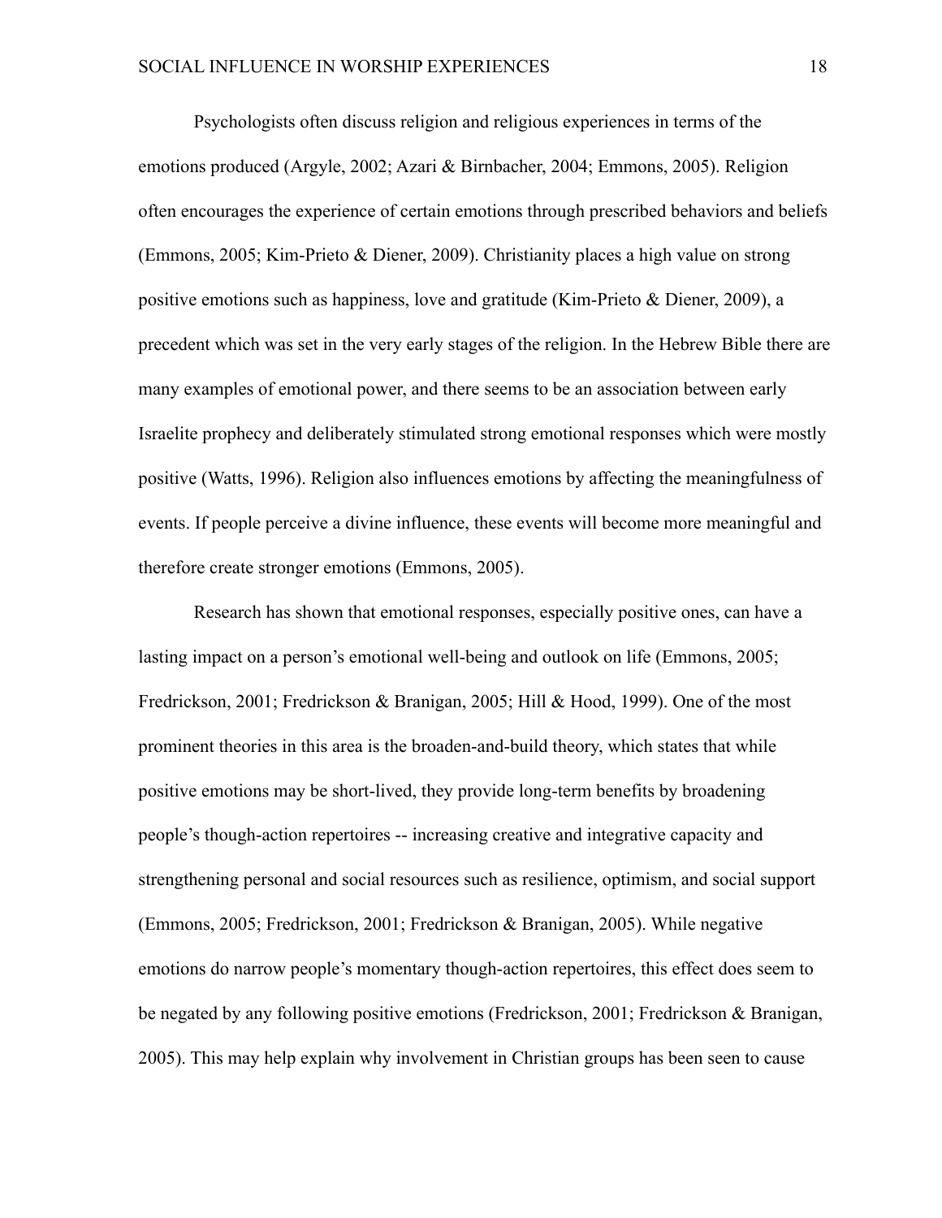Psychologists often discuss religion and religious experiences in terms of the emotions produced (Argyle, 2002; Azari & Birnbacher, 2004; Emmons, 2005). Religion often encourages the experience of certain emotions through prescribed behaviors and beliefs (Emmons, 2005; Kim-Prieto & Diener, 2009). Christianity places a high value on strong positive emotions such as happiness, love and gratitude (Kim-Prieto & Diener, 2009), a precedent which was set in the very early stages of the religion. In the Hebrew Bible there are many examples of emotional power, and there seems to be an association between early Israelite prophecy and deliberately stimulated strong emotional responses which were mostly positive (Watts, 1996). Religion also influences emotions by affecting the meaningfulness of events. If people perceive a divine influence, these events will become more meaningful and therefore create stronger emotions (Emmons, 2005).

Research has shown that emotional responses, especially positive ones, can have a lasting impact on a person's emotional well-being and outlook on life (Emmons, 2005; Fredrickson, 2001; Fredrickson & Branigan, 2005; Hill & Hood, 1999). One of the most prominent theories in this area is the broaden-and-build theory, which states that while positive emotions may be short-lived, they provide long-term benefits by broadening people's though-action repertoires -- increasing creative and integrative capacity and strengthening personal and social resources such as resilience, optimism, and social support (Emmons, 2005; Fredrickson, 2001; Fredrickson & Branigan, 2005). While negative emotions do narrow people's momentary though-action repertoires, this effect does seem to be negated by any following positive emotions (Fredrickson, 2001; Fredrickson & Branigan, 2005). This may help explain why involvement in Christian groups has been seen to cause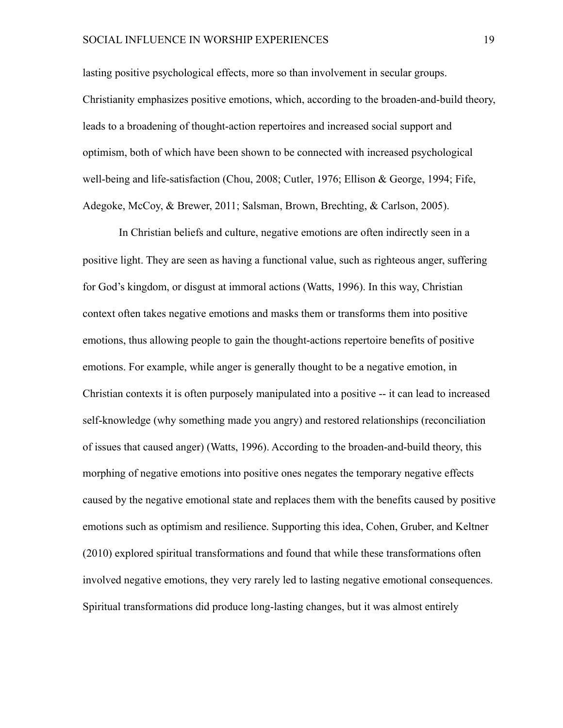lasting positive psychological effects, more so than involvement in secular groups. Christianity emphasizes positive emotions, which, according to the broaden-and-build theory, leads to a broadening of thought-action repertoires and increased social support and optimism, both of which have been shown to be connected with increased psychological well-being and life-satisfaction (Chou, 2008; Cutler, 1976; Ellison & George, 1994; Fife, Adegoke, McCoy, & Brewer, 2011; Salsman, Brown, Brechting, & Carlson, 2005).

In Christian beliefs and culture, negative emotions are often indirectly seen in a positive light. They are seen as having a functional value, such as righteous anger, suffering for God's kingdom, or disgust at immoral actions (Watts, 1996). In this way, Christian context often takes negative emotions and masks them or transforms them into positive emotions, thus allowing people to gain the thought-actions repertoire benefits of positive emotions. For example, while anger is generally thought to be a negative emotion, in Christian contexts it is often purposely manipulated into a positive -- it can lead to increased self-knowledge (why something made you angry) and restored relationships (reconciliation of issues that caused anger) (Watts, 1996). According to the broaden-and-build theory, this morphing of negative emotions into positive ones negates the temporary negative effects caused by the negative emotional state and replaces them with the benefits caused by positive emotions such as optimism and resilience. Supporting this idea, Cohen, Gruber, and Keltner (2010) explored spiritual transformations and found that while these transformations often involved negative emotions, they very rarely led to lasting negative emotional consequences. Spiritual transformations did produce long-lasting changes, but it was almost entirely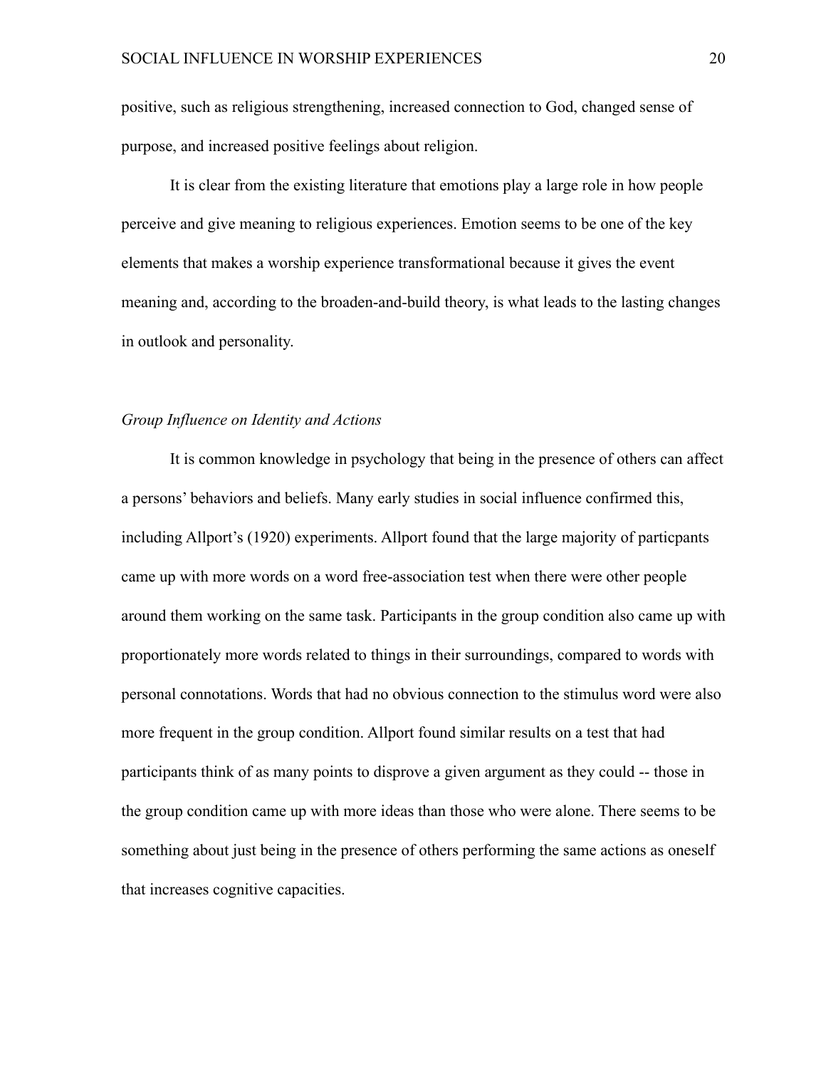positive, such as religious strengthening, increased connection to God, changed sense of purpose, and increased positive feelings about religion.

It is clear from the existing literature that emotions play a large role in how people perceive and give meaning to religious experiences. Emotion seems to be one of the key elements that makes a worship experience transformational because it gives the event meaning and, according to the broaden-and-build theory, is what leads to the lasting changes in outlook and personality.

*Group Influence on Identity and Actions*

It is common knowledge in psychology that being in the presence of others can affect a persons' behaviors and beliefs. Many early studies in social influence confirmed this, including Allport's (1920) experiments. Allport found that the large majority of particpants came up with more words on a word free-association test when there were other people around them working on the same task. Participants in the group condition also came up with proportionately more words related to things in their surroundings, compared to words with personal connotations. Words that had no obvious connection to the stimulus word were also more frequent in the group condition. Allport found similar results on a test that had participants think of as many points to disprove a given argument as they could -- those in the group condition came up with more ideas than those who were alone. There seems to be something about just being in the presence of others performing the same actions as oneself that increases cognitive capacities.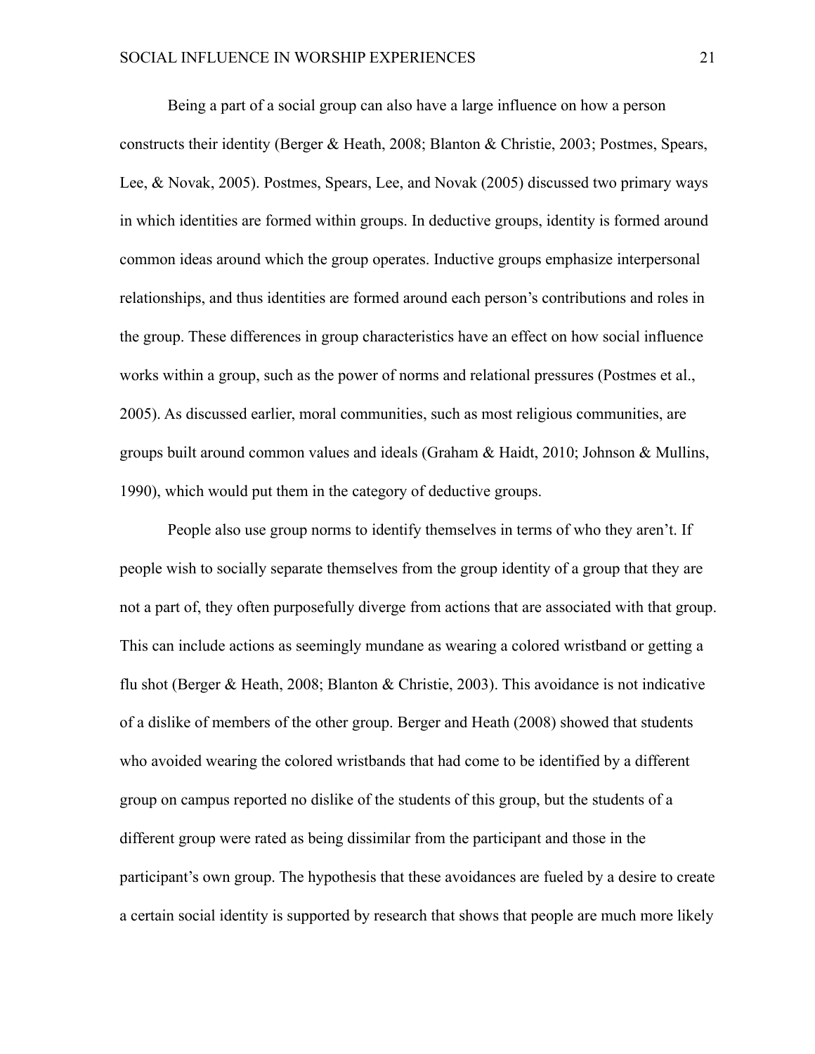Being a part of a social group can also have a large influence on how a person constructs their identity (Berger & Heath, 2008; Blanton & Christie, 2003; Postmes, Spears, Lee, & Novak, 2005). Postmes, Spears, Lee, and Novak (2005) discussed two primary ways in which identities are formed within groups. In deductive groups, identity is formed around common ideas around which the group operates. Inductive groups emphasize interpersonal relationships, and thus identities are formed around each person's contributions and roles in the group. These differences in group characteristics have an effect on how social influence works within a group, such as the power of norms and relational pressures (Postmes et al., 2005). As discussed earlier, moral communities, such as most religious communities, are groups built around common values and ideals (Graham & Haidt, 2010; Johnson & Mullins, 1990), which would put them in the category of deductive groups.

People also use group norms to identify themselves in terms of who they aren't. If people wish to socially separate themselves from the group identity of a group that they are not a part of, they often purposefully diverge from actions that are associated with that group. This can include actions as seemingly mundane as wearing a colored wristband or getting a flu shot (Berger & Heath, 2008; Blanton & Christie, 2003). This avoidance is not indicative of a dislike of members of the other group. Berger and Heath (2008) showed that students who avoided wearing the colored wristbands that had come to be identified by a different group on campus reported no dislike of the students of this group, but the students of a different group were rated as being dissimilar from the participant and those in the participant's own group. The hypothesis that these avoidances are fueled by a desire to create a certain social identity is supported by research that shows that people are much more likely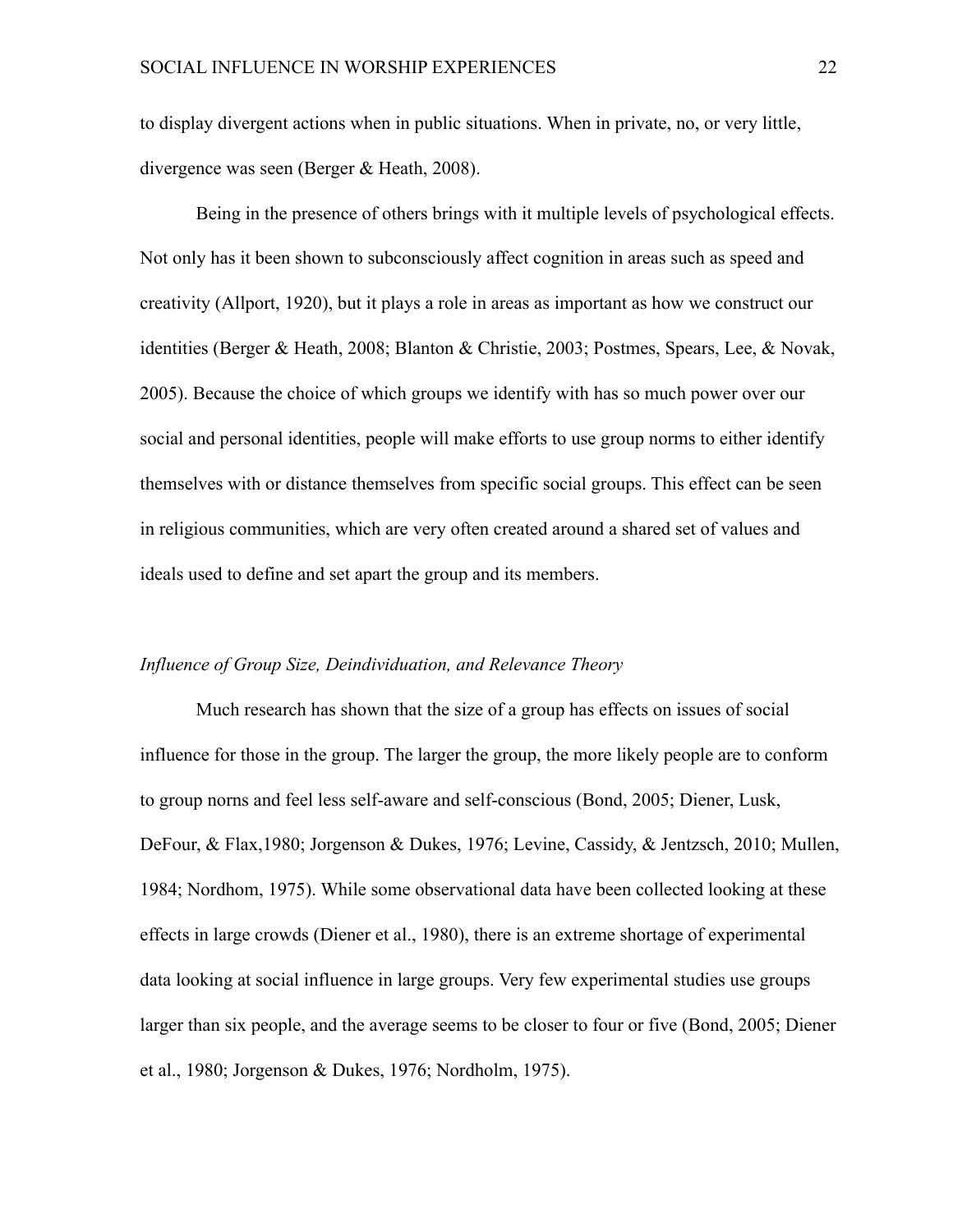to display divergent actions when in public situations. When in private, no, or very little, divergence was seen (Berger & Heath, 2008).

Being in the presence of others brings with it multiple levels of psychological effects. Not only has it been shown to subconsciously affect cognition in areas such as speed and creativity (Allport, 1920), but it plays a role in areas as important as how we construct our identities (Berger & Heath, 2008; Blanton & Christie, 2003; Postmes, Spears, Lee, & Novak, 2005). Because the choice of which groups we identify with has so much power over our social and personal identities, people will make efforts to use group norms to either identify themselves with or distance themselves from specific social groups. This effect can be seen in religious communities, which are very often created around a shared set of values and ideals used to define and set apart the group and its members.

*Influence of Group Size, Deindividuation, and Relevance Theory*

Much research has shown that the size of a group has effects on issues of social influence for those in the group. The larger the group, the more likely people are to conform to group norns and feel less self-aware and self-conscious (Bond, 2005; Diener, Lusk, DeFour, & Flax,1980; Jorgenson & Dukes, 1976; Levine, Cassidy, & Jentzsch, 2010; Mullen, 1984; Nordhom, 1975). While some observational data have been collected looking at these effects in large crowds (Diener et al., 1980), there is an extreme shortage of experimental data looking at social influence in large groups. Very few experimental studies use groups larger than six people, and the average seems to be closer to four or five (Bond, 2005; Diener et al., 1980; Jorgenson & Dukes, 1976; Nordholm, 1975).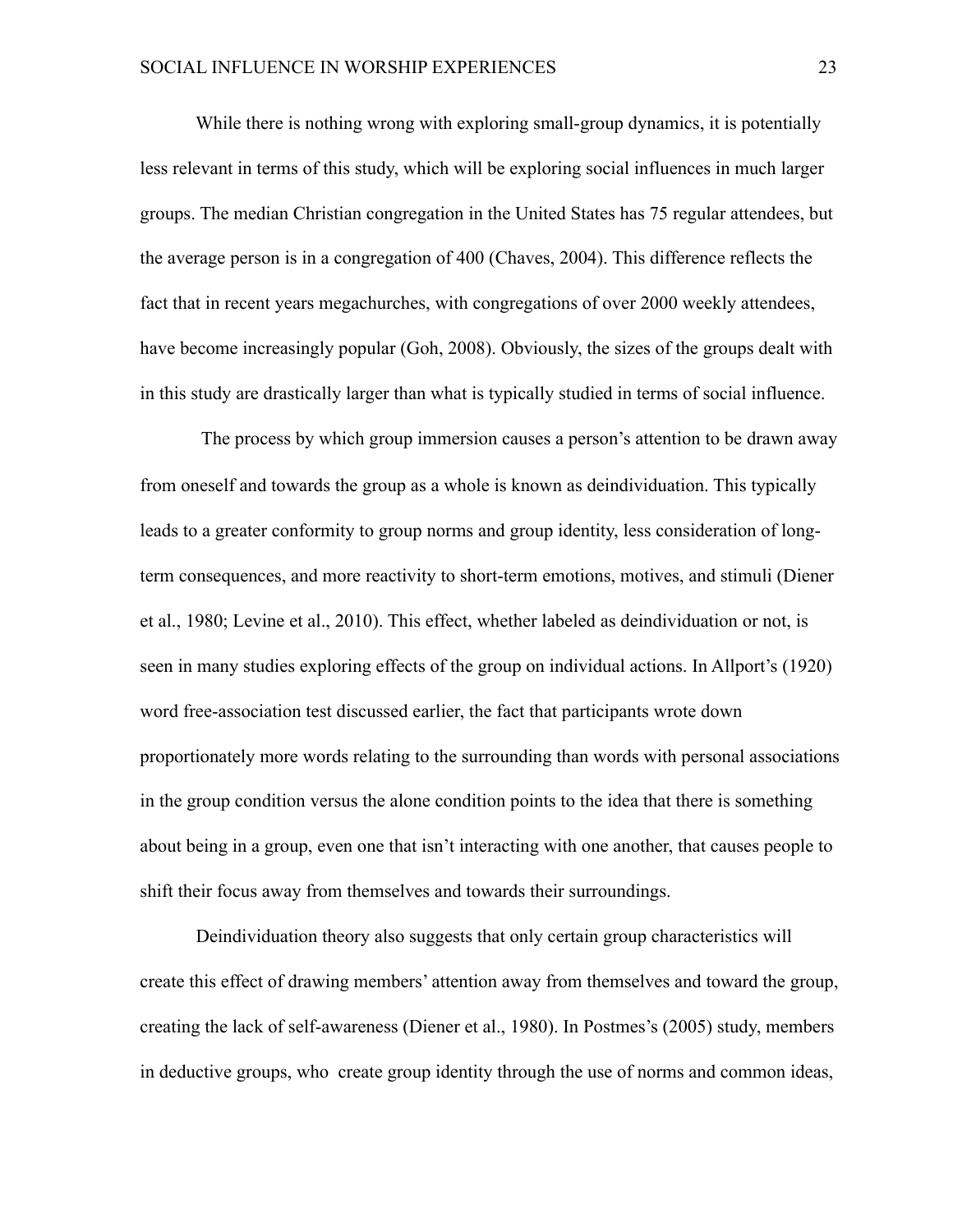While there is nothing wrong with exploring small-group dynamics, it is potentially less relevant in terms of this study, which will be exploring social influences in much larger groups. The median Christian congregation in the United States has 75 regular attendees, but the average person is in a congregation of 400 (Chaves, 2004). This difference reflects the fact that in recent years megachurches, with congregations of over 2000 weekly attendees, have become increasingly popular (Goh, 2008). Obviously, the sizes of the groups dealt with in this study are drastically larger than what is typically studied in terms of social influence.

The process by which group immersion causes a person's attention to be drawn away from oneself and towards the group as a whole is known as deindividuation. This typically leads to a greater conformity to group norms and group identity, less consideration of long-term consequences, and more reactivity to short-term emotions, motives, and stimuli (Diener et al., 1980; Levine et al., 2010). This effect, whether labeled as deindividuation or not, is seen in many studies exploring effects of the group on individual actions. In Allport's (1920) word free-association test discussed earlier, the fact that participants wrote down proportionately more words relating to the surrounding than words with personal associations in the group condition versus the alone condition points to the idea that there is something about being in a group, even one that isn't interacting with one another, that causes people to shift their focus away from themselves and towards their surroundings.

Deindividuation theory also suggests that only certain group characteristics will create this effect of drawing members' attention away from themselves and toward the group, creating the lack of self-awareness (Diener et al., 1980). In Postmes's (2005) study, members in deductive groups, who create group identity through the use of norms and common ideas,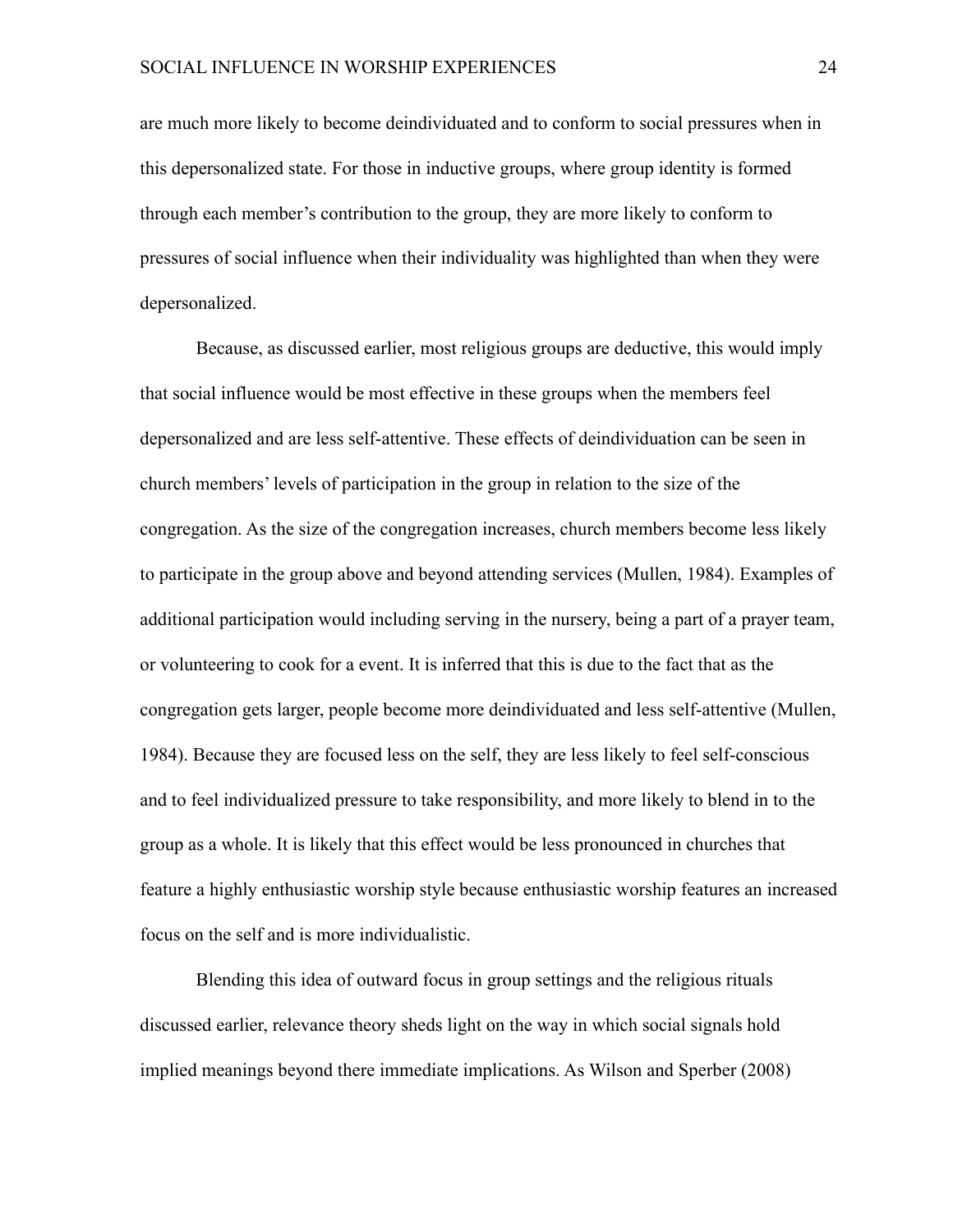are much more likely to become deindividuated and to conform to social pressures when in this depersonalized state. For those in inductive groups, where group identity is formed through each member's contribution to the group, they are more likely to conform to pressures of social influence when their individuality was highlighted than when they were depersonalized.

Because, as discussed earlier, most religious groups are deductive, this would imply that social influence would be most effective in these groups when the members feel depersonalized and are less self-attentive. These effects of deindividuation can be seen in church members' levels of participation in the group in relation to the size of the congregation. As the size of the congregation increases, church members become less likely to participate in the group above and beyond attending services (Mullen, 1984). Examples of additional participation would including serving in the nursery, being a part of a prayer team, or volunteering to cook for a event. It is inferred that this is due to the fact that as the congregation gets larger, people become more deindividuated and less self-attentive (Mullen, 1984). Because they are focused less on the self, they are less likely to feel self-conscious and to feel individualized pressure to take responsibility, and more likely to blend in to the group as a whole. It is likely that this effect would be less pronounced in churches that feature a highly enthusiastic worship style because enthusiastic worship features an increased focus on the self and is more individualistic.

Blending this idea of outward focus in group settings and the religious rituals discussed earlier, relevance theory sheds light on the way in which social signals hold implied meanings beyond there immediate implications. As Wilson and Sperber (2008)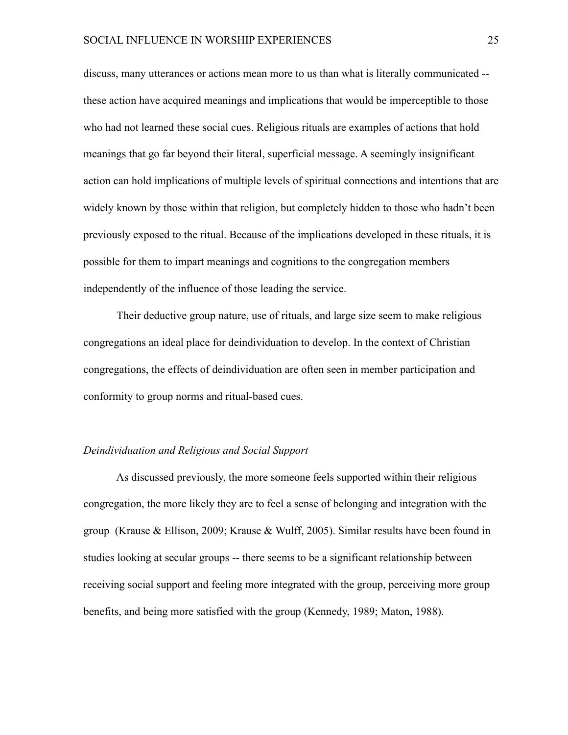discuss, many utterances or actions mean more to us than what is literally communicated -- these action have acquired meanings and implications that would be imperceptible to those who had not learned these social cues. Religious rituals are examples of actions that hold meanings that go far beyond their literal, superficial message. A seemingly insignificant action can hold implications of multiple levels of spiritual connections and intentions that are widely known by those within that religion, but completely hidden to those who hadn't been previously exposed to the ritual. Because of the implications developed in these rituals, it is possible for them to impart meanings and cognitions to the congregation members independently of the influence of those leading the service.

Their deductive group nature, use of rituals, and large size seem to make religious congregations an ideal place for deindividuation to develop. In the context of Christian congregations, the effects of deindividuation are often seen in member participation and conformity to group norms and ritual-based cues.

*Deindividuation and Religious and Social Support*

As discussed previously, the more someone feels supported within their religious congregation, the more likely they are to feel a sense of belonging and integration with the group (Krause & Ellison, 2009; Krause & Wulff, 2005). Similar results have been found in studies looking at secular groups -- there seems to be a significant relationship between receiving social support and feeling more integrated with the group, perceiving more group benefits, and being more satisfied with the group (Kennedy, 1989; Maton, 1988).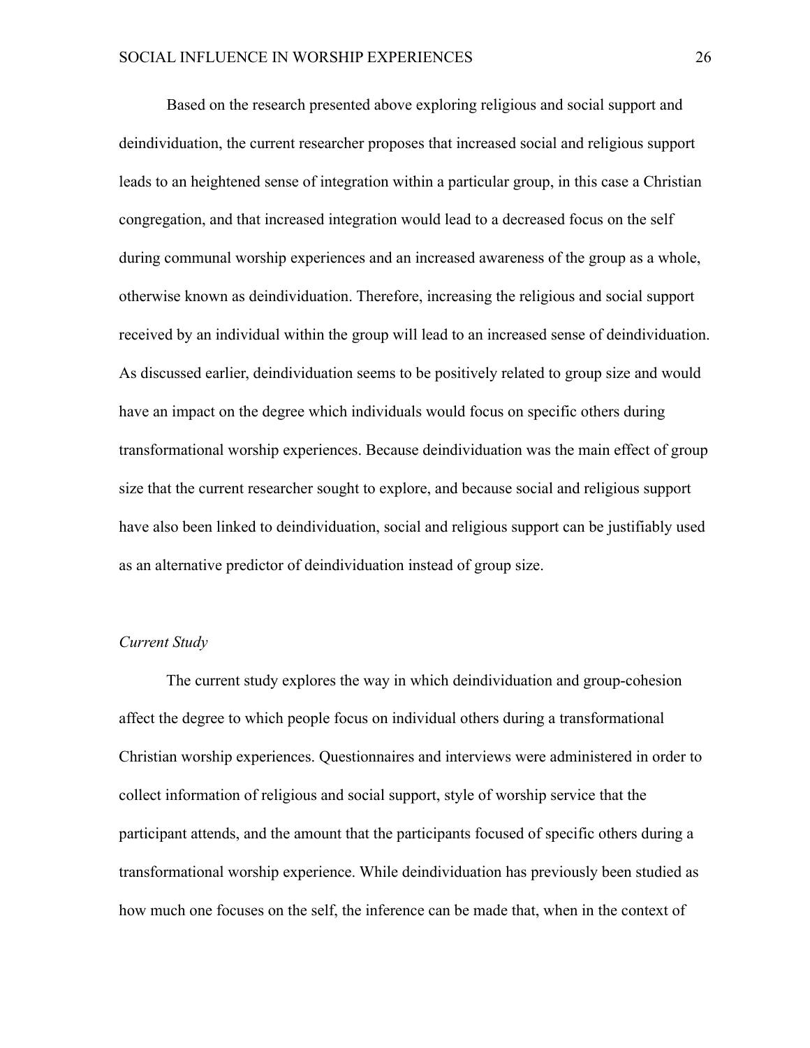Based on the research presented above exploring religious and social support and deindividuation, the current researcher proposes that increased social and religious support leads to an heightened sense of integration within a particular group, in this case a Christian congregation, and that increased integration would lead to a decreased focus on the self during communal worship experiences and an increased awareness of the group as a whole, otherwise known as deindividuation. Therefore, increasing the religious and social support received by an individual within the group will lead to an increased sense of deindividuation. As discussed earlier, deindividuation seems to be positively related to group size and would have an impact on the degree which individuals would focus on specific others during transformational worship experiences. Because deindividuation was the main effect of group size that the current researcher sought to explore, and because social and religious support have also been linked to deindividuation, social and religious support can be justifiably used as an alternative predictor of deindividuation instead of group size.

*Current Study*

The current study explores the way in which deindividuation and group-cohesion affect the degree to which people focus on individual others during a transformational Christian worship experiences. Questionnaires and interviews were administered in order to collect information of religious and social support, style of worship service that the participant attends, and the amount that the participants focused of specific others during a transformational worship experience. While deindividuation has previously been studied as how much one focuses on the self, the inference can be made that, when in the context of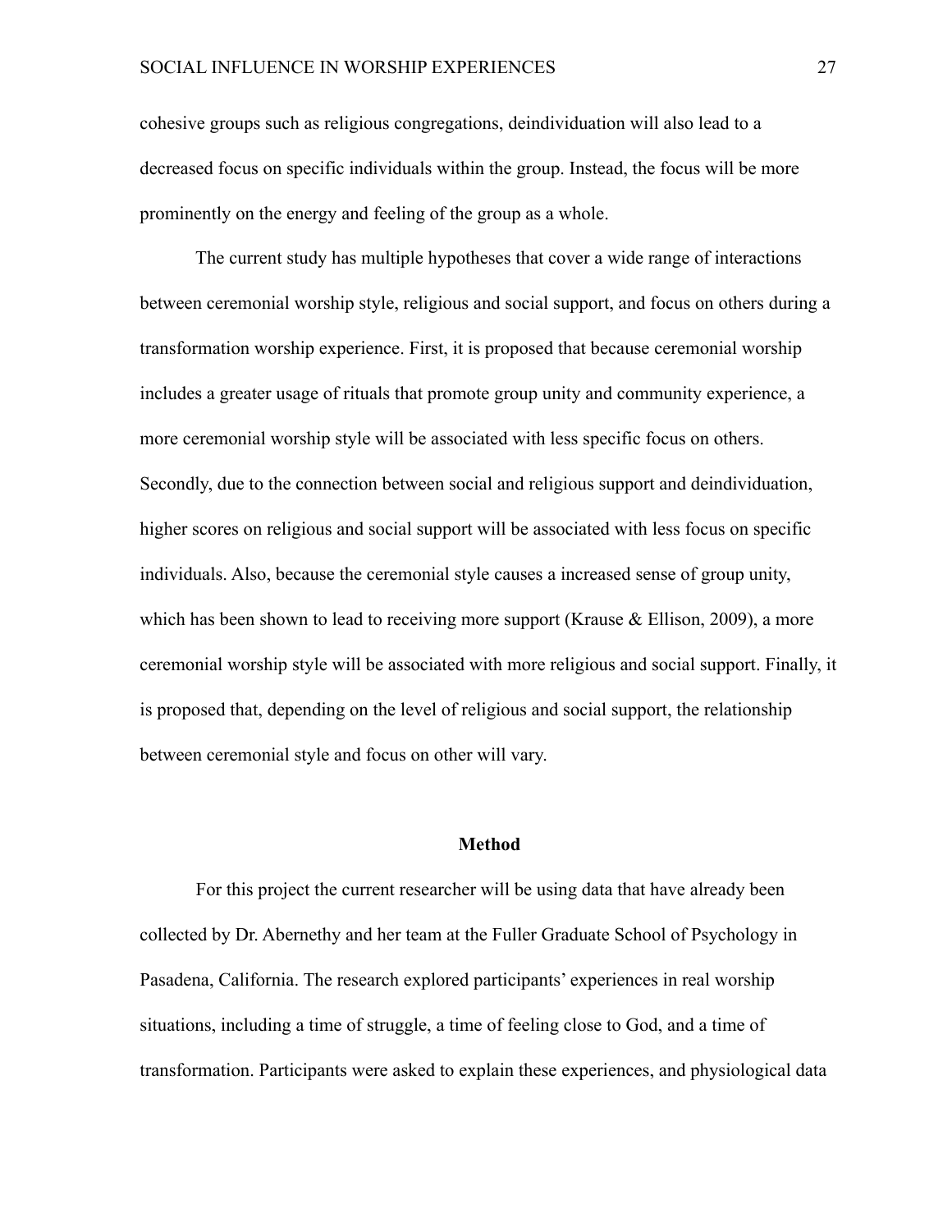cohesive groups such as religious congregations, deindividuation will also lead to a decreased focus on specific individuals within the group. Instead, the focus will be more prominently on the energy and feeling of the group as a whole.

The current study has multiple hypotheses that cover a wide range of interactions between ceremonial worship style, religious and social support, and focus on others during a transformation worship experience. First, it is proposed that because ceremonial worship includes a greater usage of rituals that promote group unity and community experience, a more ceremonial worship style will be associated with less specific focus on others. Secondly, due to the connection between social and religious support and deindividuation, higher scores on religious and social support will be associated with less focus on specific individuals. Also, because the ceremonial style causes a increased sense of group unity, which has been shown to lead to receiving more support (Krause & Ellison, 2009), a more ceremonial worship style will be associated with more religious and social support. Finally, it is proposed that, depending on the level of religious and social support, the relationship between ceremonial style and focus on other will vary.

## Method

For this project the current researcher will be using data that have already been collected by Dr. Abernethy and her team at the Fuller Graduate School of Psychology in Pasadena, California. The research explored participants' experiences in real worship situations, including a time of struggle, a time of feeling close to God, and a time of transformation. Participants were asked to explain these experiences, and physiological data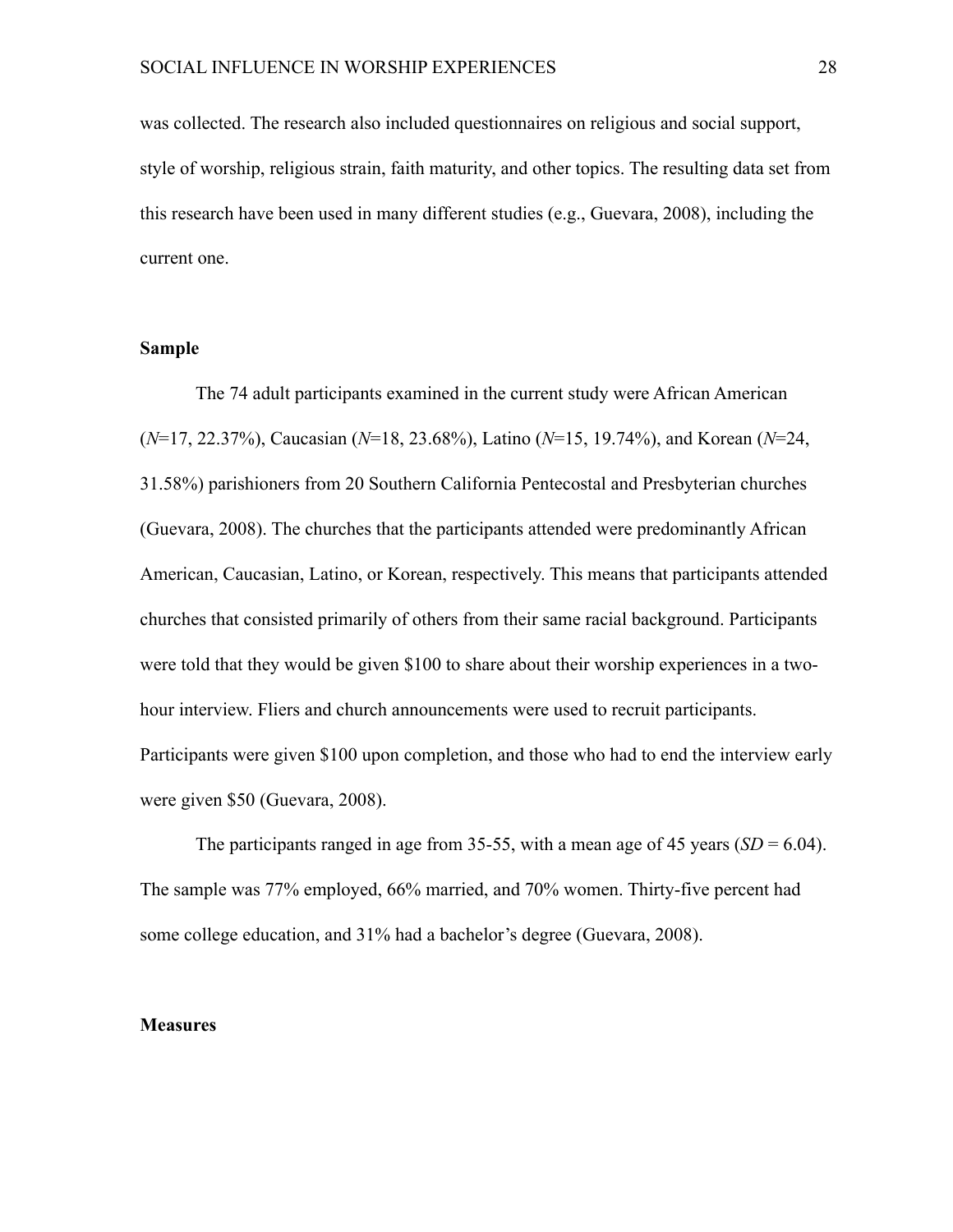was collected. The research also included questionnaires on religious and social support, style of worship, religious strain, faith maturity, and other topics. The resulting data set from this research have been used in many different studies (e.g., Guevara, 2008), including the current one.

**Sample**

The 74 adult participants examined in the current study were African American (*N*=17, 22.37%), Caucasian (*N*=18, 23.68%), Latino (*N*=15, 19.74%), and Korean (*N*=24, 31.58%) parishioners from 20 Southern California Pentecostal and Presbyterian churches (Guevara, 2008). The churches that the participants attended were predominantly African American, Caucasian, Latino, or Korean, respectively. This means that participants attended churches that consisted primarily of others from their same racial background. Participants were told that they would be given $100 to share about their worship experiences in a two-hour interview. Fliers and church announcements were used to recruit participants. Participants were given $100 upon completion, and those who had to end the interview early were given $50 (Guevara, 2008).

The participants ranged in age from 35-55, with a mean age of 45 years (*SD* = 6.04). The sample was 77% employed, 66% married, and 70% women. Thirty-five percent had some college education, and 31% had a bachelor's degree (Guevara, 2008).

**Measures**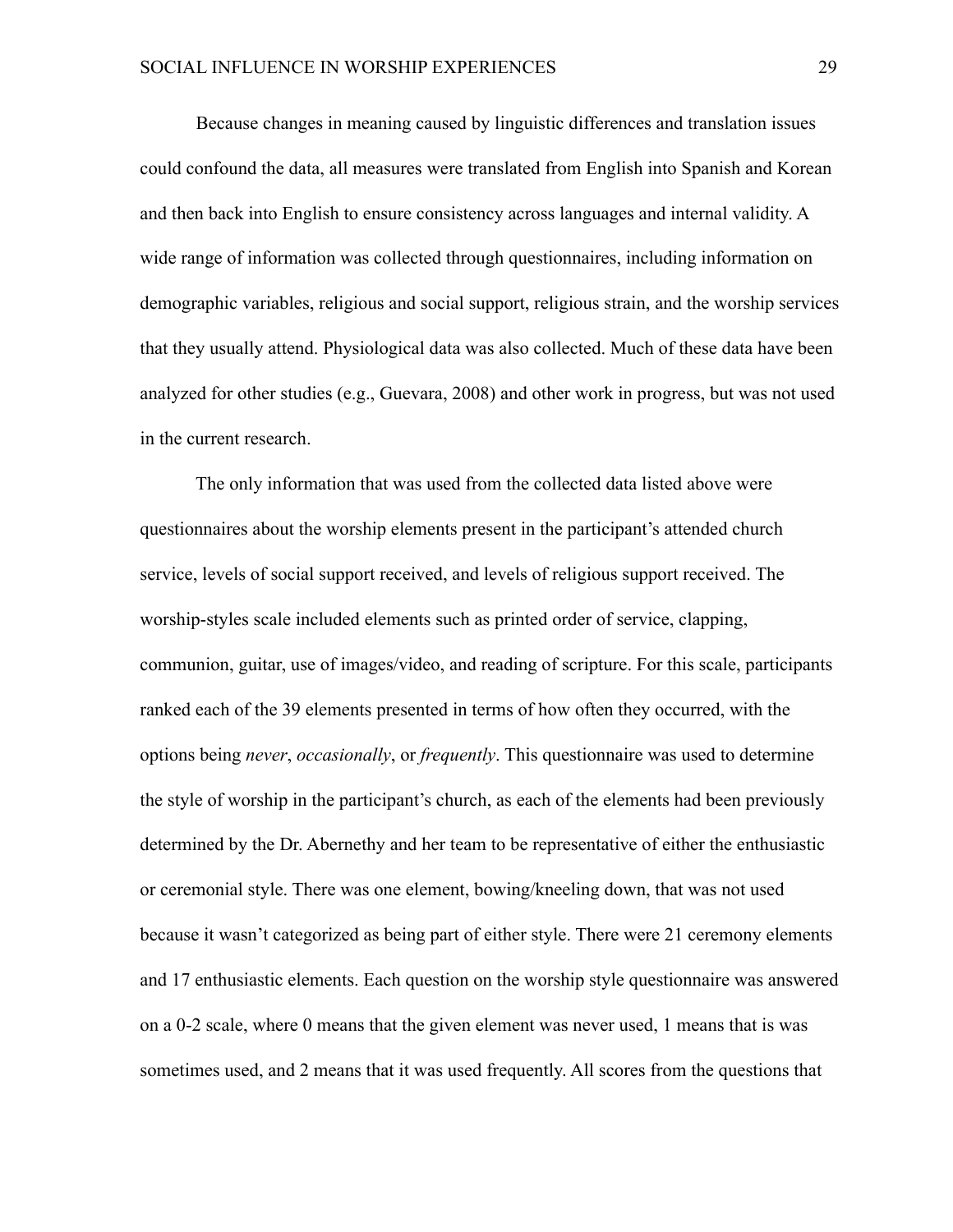Because changes in meaning caused by linguistic differences and translation issues could confound the data, all measures were translated from English into Spanish and Korean and then back into English to ensure consistency across languages and internal validity. A wide range of information was collected through questionnaires, including information on demographic variables, religious and social support, religious strain, and the worship services that they usually attend. Physiological data was also collected. Much of these data have been analyzed for other studies (e.g., Guevara, 2008) and other work in progress, but was not used in the current research.

The only information that was used from the collected data listed above were questionnaires about the worship elements present in the participant's attended church service, levels of social support received, and levels of religious support received. The worship-styles scale included elements such as printed order of service, clapping, communion, guitar, use of images/video, and reading of scripture. For this scale, participants ranked each of the 39 elements presented in terms of how often they occurred, with the options being *never*, *occasionally*, or *frequently*. This questionnaire was used to determine the style of worship in the participant's church, as each of the elements had been previously determined by the Dr. Abernethy and her team to be representative of either the enthusiastic or ceremonial style. There was one element, bowing/kneeling down, that was not used because it wasn't categorized as being part of either style. There were 21 ceremony elements and 17 enthusiastic elements. Each question on the worship style questionnaire was answered on a 0-2 scale, where 0 means that the given element was never used, 1 means that is was sometimes used, and 2 means that it was used frequently. All scores from the questions that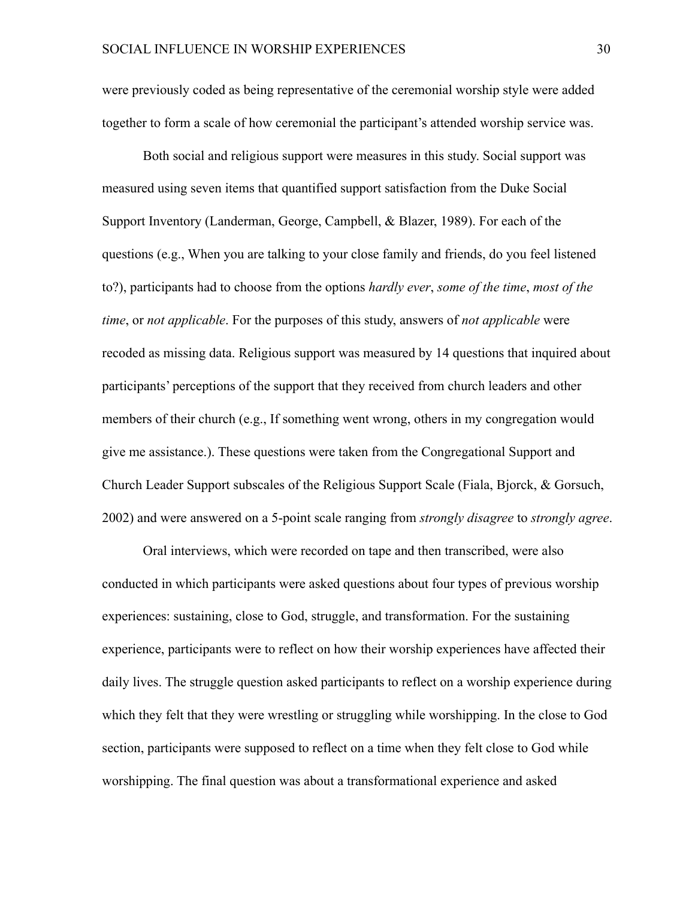were previously coded as being representative of the ceremonial worship style were added together to form a scale of how ceremonial the participant's attended worship service was.

Both social and religious support were measures in this study. Social support was measured using seven items that quantified support satisfaction from the Duke Social Support Inventory (Landerman, George, Campbell, & Blazer, 1989). For each of the questions (e.g., When you are talking to your close family and friends, do you feel listened to?), participants had to choose from the options *hardly ever*, *some of the time*, *most of the time*, or *not applicable*. For the purposes of this study, answers of *not applicable* were recoded as missing data. Religious support was measured by 14 questions that inquired about participants' perceptions of the support that they received from church leaders and other members of their church (e.g., If something went wrong, others in my congregation would give me assistance.). These questions were taken from the Congregational Support and Church Leader Support subscales of the Religious Support Scale (Fiala, Bjorck, & Gorsuch, 2002) and were answered on a 5-point scale ranging from *strongly disagree* to *strongly agree*.

Oral interviews, which were recorded on tape and then transcribed, were also conducted in which participants were asked questions about four types of previous worship experiences: sustaining, close to God, struggle, and transformation. For the sustaining experience, participants were to reflect on how their worship experiences have affected their daily lives. The struggle question asked participants to reflect on a worship experience during which they felt that they were wrestling or struggling while worshipping. In the close to God section, participants were supposed to reflect on a time when they felt close to God while worshipping. The final question was about a transformational experience and asked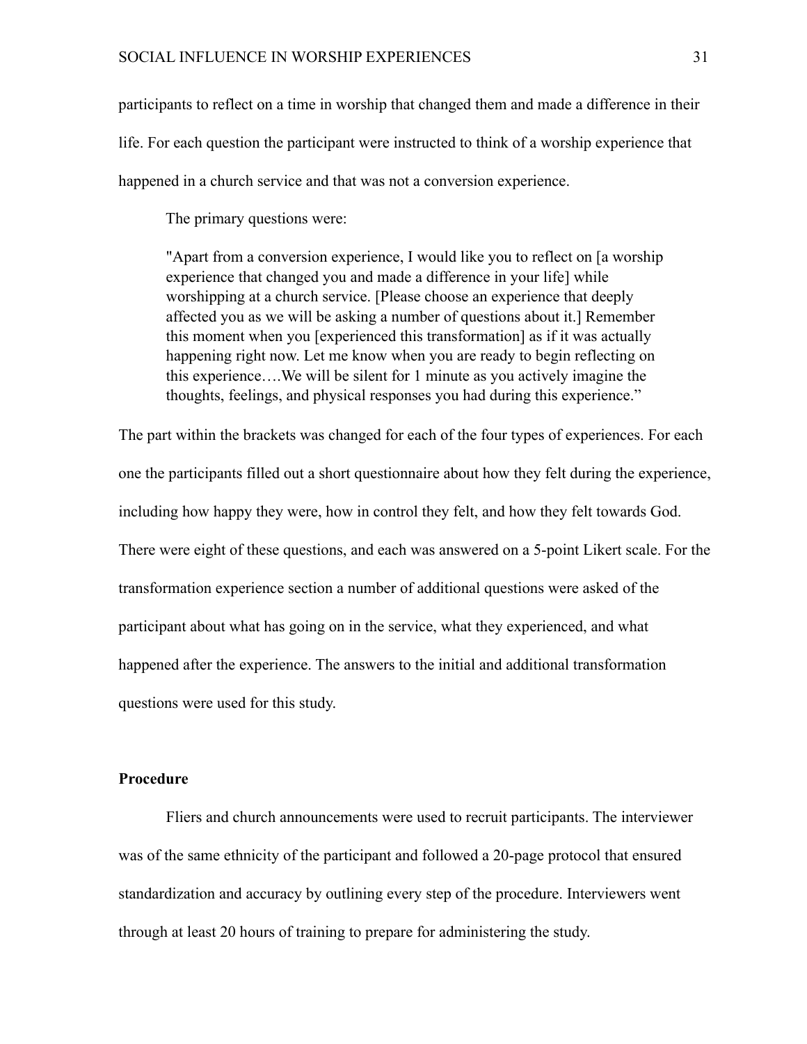participants to reflect on a time in worship that changed them and made a difference in their life. For each question the participant were instructed to think of a worship experience that happened in a church service and that was not a conversion experience.

The primary questions were:

> "Apart from a conversion experience, I would like you to reflect on [a worship experience that changed you and made a difference in your life] while worshipping at a church service. [Please choose an experience that deeply affected you as we will be asking a number of questions about it.] Remember this moment when you [experienced this transformation] as if it was actually happening right now. Let me know when you are ready to begin reflecting on this experience….We will be silent for 1 minute as you actively imagine the thoughts, feelings, and physical responses you had during this experience."

The part within the brackets was changed for each of the four types of experiences. For each one the participants filled out a short questionnaire about how they felt during the experience, including how happy they were, how in control they felt, and how they felt towards God. There were eight of these questions, and each was answered on a 5-point Likert scale. For the transformation experience section a number of additional questions were asked of the participant about what has going on in the service, what they experienced, and what happened after the experience. The answers to the initial and additional transformation questions were used for this study.

**Procedure**

Fliers and church announcements were used to recruit participants. The interviewer was of the same ethnicity of the participant and followed a 20-page protocol that ensured standardization and accuracy by outlining every step of the procedure. Interviewers went through at least 20 hours of training to prepare for administering the study.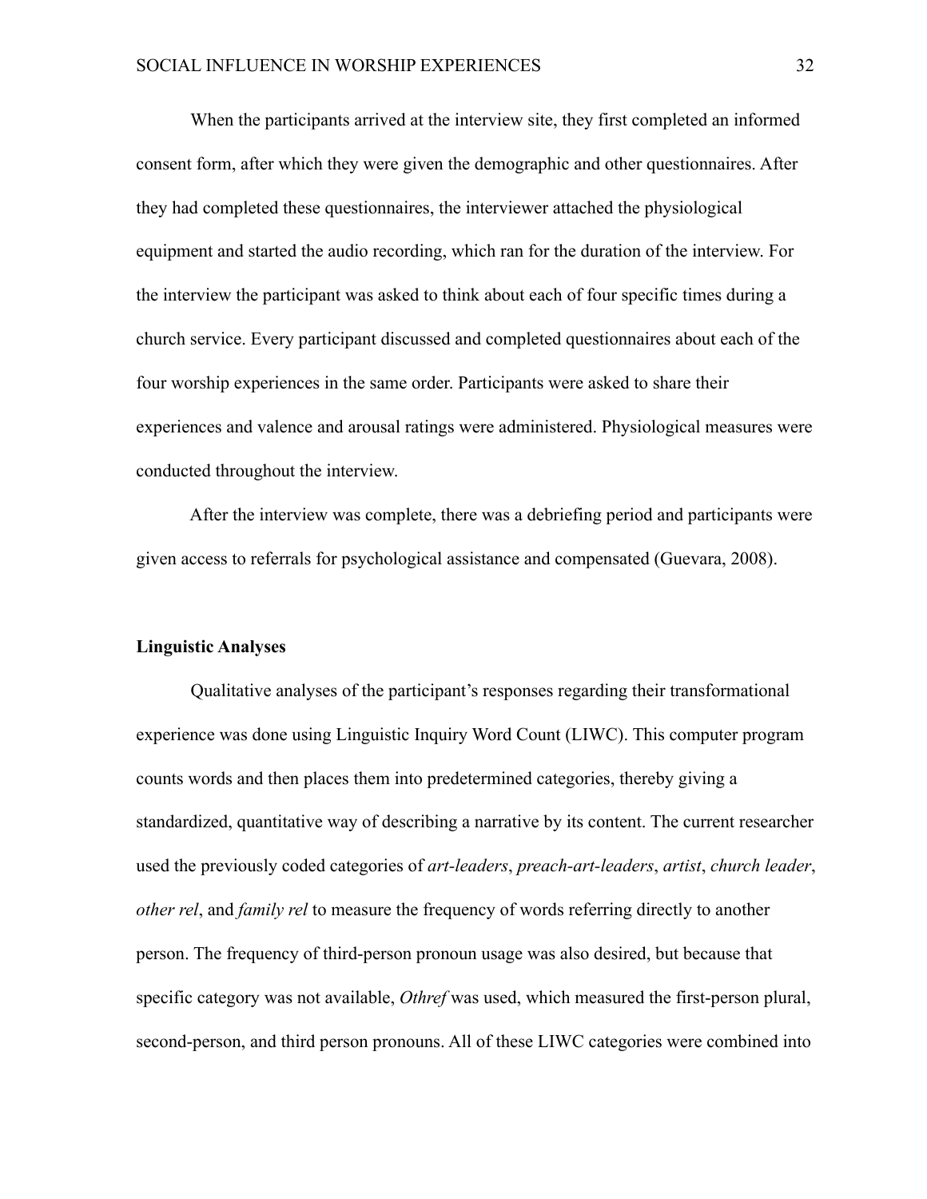When the participants arrived at the interview site, they first completed an informed consent form, after which they were given the demographic and other questionnaires. After they had completed these questionnaires, the interviewer attached the physiological equipment and started the audio recording, which ran for the duration of the interview. For the interview the participant was asked to think about each of four specific times during a church service. Every participant discussed and completed questionnaires about each of the four worship experiences in the same order. Participants were asked to share their experiences and valence and arousal ratings were administered. Physiological measures were conducted throughout the interview.

After the interview was complete, there was a debriefing period and participants were given access to referrals for psychological assistance and compensated (Guevara, 2008).

**Linguistic Analyses**

Qualitative analyses of the participant's responses regarding their transformational experience was done using Linguistic Inquiry Word Count (LIWC). This computer program counts words and then places them into predetermined categories, thereby giving a standardized, quantitative way of describing a narrative by its content. The current researcher used the previously coded categories of *art-leaders*, *preach-art-leaders*, *artist*, *church leader*, *other rel*, and *family rel* to measure the frequency of words referring directly to another person. The frequency of third-person pronoun usage was also desired, but because that specific category was not available, *Othref* was used, which measured the first-person plural, second-person, and third person pronouns. All of these LIWC categories were combined into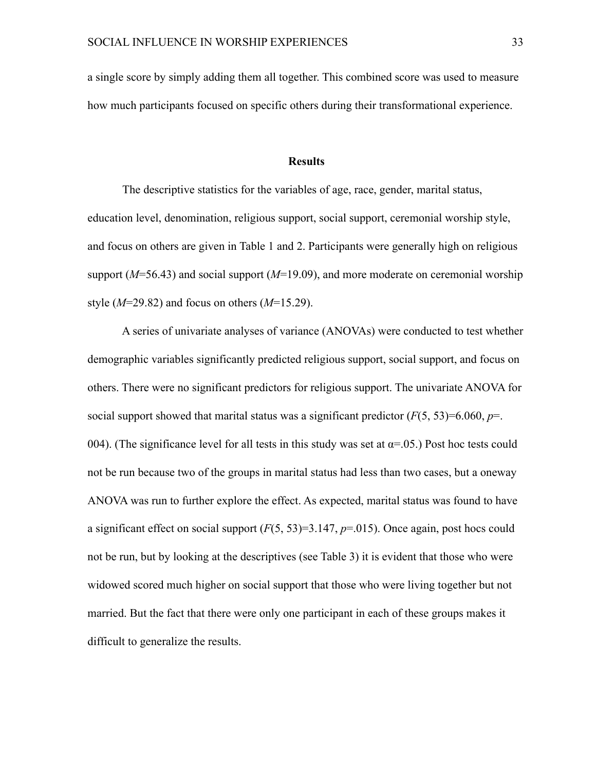a single score by simply adding them all together. This combined score was used to measure how much participants focused on specific others during their transformational experience.

## Results

The descriptive statistics for the variables of age, race, gender, marital status, education level, denomination, religious support, social support, ceremonial worship style, and focus on others are given in Table 1 and 2. Participants were generally high on religious support ($M$=56.43) and social support ($M$=19.09), and more moderate on ceremonial worship style ($M$=29.82) and focus on others ($M$=15.29).

A series of univariate analyses of variance (ANOVAs) were conducted to test whether demographic variables significantly predicted religious support, social support, and focus on others. There were no significant predictors for religious support. The univariate ANOVA for social support showed that marital status was a significant predictor ($F(5, 53)=6.060$, $p=.004$). (The significance level for all tests in this study was set at $\alpha=.05$.) Post hoc tests could not be run because two of the groups in marital status had less than two cases, but a oneway ANOVA was run to further explore the effect. As expected, marital status was found to have a significant effect on social support ($F(5, 53)=3.147$, $p=.015$). Once again, post hocs could not be run, but by looking at the descriptives (see Table 3) it is evident that those who were widowed scored much higher on social support that those who were living together but not married. But the fact that there were only one participant in each of these groups makes it difficult to generalize the results.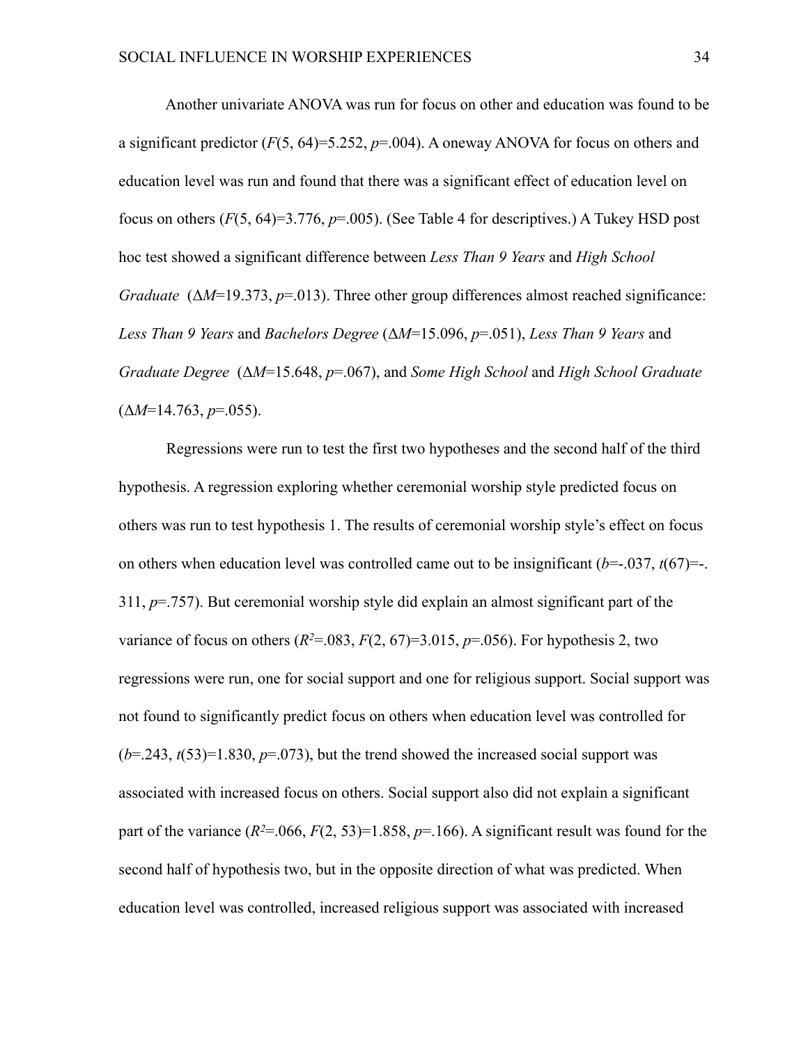Another univariate ANOVA was run for focus on other and education was found to be a significant predictor ($F(5, 64)=5.252$, $p=.004$). A oneway ANOVA for focus on others and education level was run and found that there was a significant effect of education level on focus on others ($F(5, 64)=3.776$, $p=.005$). (See Table 4 for descriptives.) A Tukey HSD post hoc test showed a significant difference between *Less Than 9 Years* and *High School Graduate* ($\Delta M=19.373$, $p=.013$). Three other group differences almost reached significance: *Less Than 9 Years* and *Bachelors Degree* ($\Delta M=15.096$, $p=.051$), *Less Than 9 Years* and *Graduate Degree* ($\Delta M=15.648$, $p=.067$), and *Some High School* and *High School Graduate* ($\Delta M=14.763$, $p=.055$).

Regressions were run to test the first two hypotheses and the second half of the third hypothesis. A regression exploring whether ceremonial worship style predicted focus on others was run to test hypothesis 1. The results of ceremonial worship style's effect on focus on others when education level was controlled came out to be insignificant ($b=-.037$, $t(67)=-.311$, $p=.757$). But ceremonial worship style did explain an almost significant part of the variance of focus on others ($R^2=.083$, $F(2, 67)=3.015$, $p=.056$). For hypothesis 2, two regressions were run, one for social support and one for religious support. Social support was not found to significantly predict focus on others when education level was controlled for ($b=.243$, $t(53)=1.830$, $p=.073$), but the trend showed the increased social support was associated with increased focus on others. Social support also did not explain a significant part of the variance ($R^2=.066$, $F(2, 53)=1.858$, $p=.166$). A significant result was found for the second half of hypothesis two, but in the opposite direction of what was predicted. When education level was controlled, increased religious support was associated with increased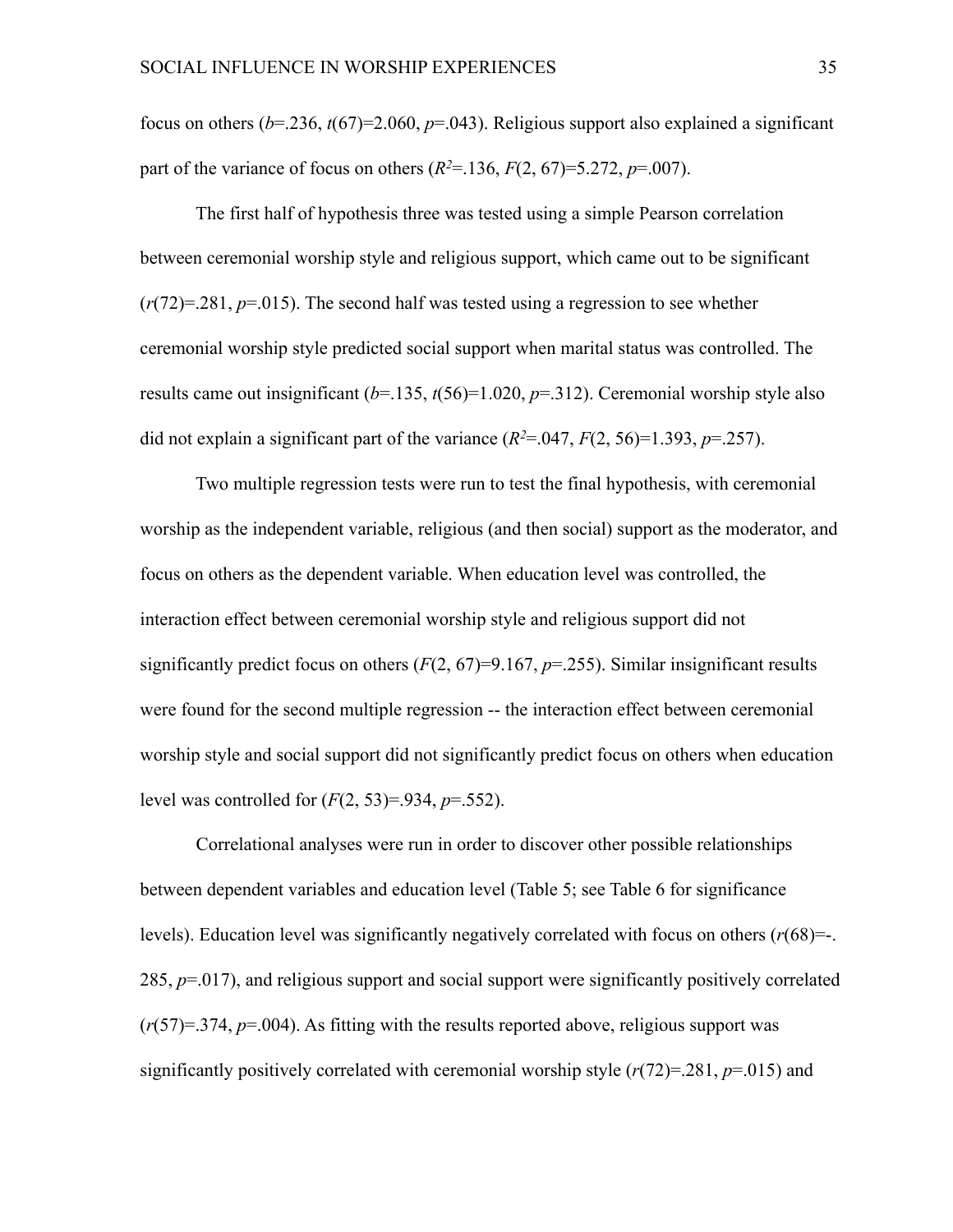focus on others ($b$=.236, $t(67)$=2.060, $p$=.043). Religious support also explained a significant part of the variance of focus on others ($R^2$=.136, $F(2, 67)$=5.272, $p$=.007).

The first half of hypothesis three was tested using a simple Pearson correlation between ceremonial worship style and religious support, which came out to be significant ($r(72)$=.281, $p$=.015). The second half was tested using a regression to see whether ceremonial worship style predicted social support when marital status was controlled. The results came out insignificant ($b$=.135, $t(56)$=1.020, $p$=.312). Ceremonial worship style also did not explain a significant part of the variance ($R^2$=.047, $F(2, 56)$=1.393, $p$=.257).

Two multiple regression tests were run to test the final hypothesis, with ceremonial worship as the independent variable, religious (and then social) support as the moderator, and focus on others as the dependent variable. When education level was controlled, the interaction effect between ceremonial worship style and religious support did not significantly predict focus on others ($F(2, 67)$=9.167, $p$=.255). Similar insignificant results were found for the second multiple regression -- the interaction effect between ceremonial worship style and social support did not significantly predict focus on others when education level was controlled for ($F(2, 53)$=.934, $p$=.552).

Correlational analyses were run in order to discover other possible relationships between dependent variables and education level (Table 5; see Table 6 for significance levels). Education level was significantly negatively correlated with focus on others ($r(68)$=-.285, $p$=.017), and religious support and social support were significantly positively correlated ($r(57)$=.374, $p$=.004). As fitting with the results reported above, religious support was significantly positively correlated with ceremonial worship style ($r(72)$=.281, $p$=.015) and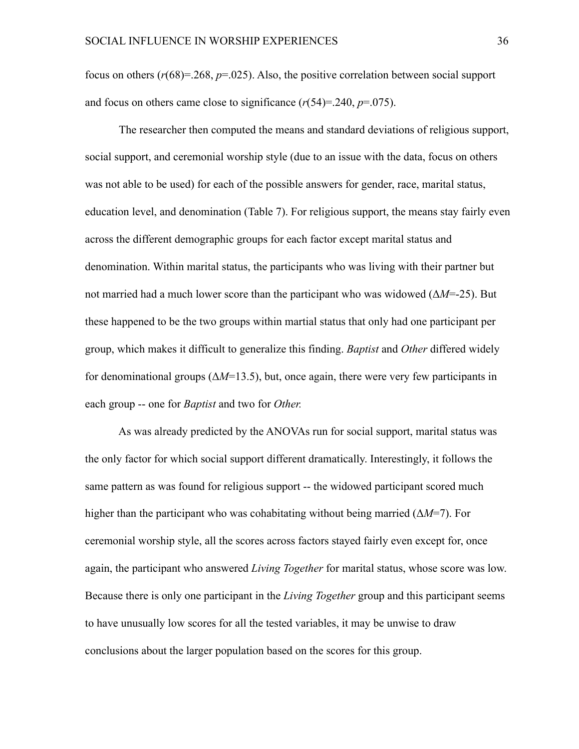focus on others ($r(68)=.268$, $p=.025$). Also, the positive correlation between social support and focus on others came close to significance ($r(54)=.240$, $p=.075$).

The researcher then computed the means and standard deviations of religious support, social support, and ceremonial worship style (due to an issue with the data, focus on others was not able to be used) for each of the possible answers for gender, race, marital status, education level, and denomination (Table 7). For religious support, the means stay fairly even across the different demographic groups for each factor except marital status and denomination. Within marital status, the participants who was living with their partner but not married had a much lower score than the participant who was widowed ($\Delta M$=-25). But these happened to be the two groups within martial status that only had one participant per group, which makes it difficult to generalize this finding. *Baptist* and *Other* differed widely for denominational groups ($\Delta M$=13.5), but, once again, there were very few participants in each group -- one for *Baptist* and two for *Other.*

As was already predicted by the ANOVAs run for social support, marital status was the only factor for which social support different dramatically. Interestingly, it follows the same pattern as was found for religious support -- the widowed participant scored much higher than the participant who was cohabitating without being married ($\Delta M$=7). For ceremonial worship style, all the scores across factors stayed fairly even except for, once again, the participant who answered *Living Together* for marital status, whose score was low. Because there is only one participant in the *Living Together* group and this participant seems to have unusually low scores for all the tested variables, it may be unwise to draw conclusions about the larger population based on the scores for this group.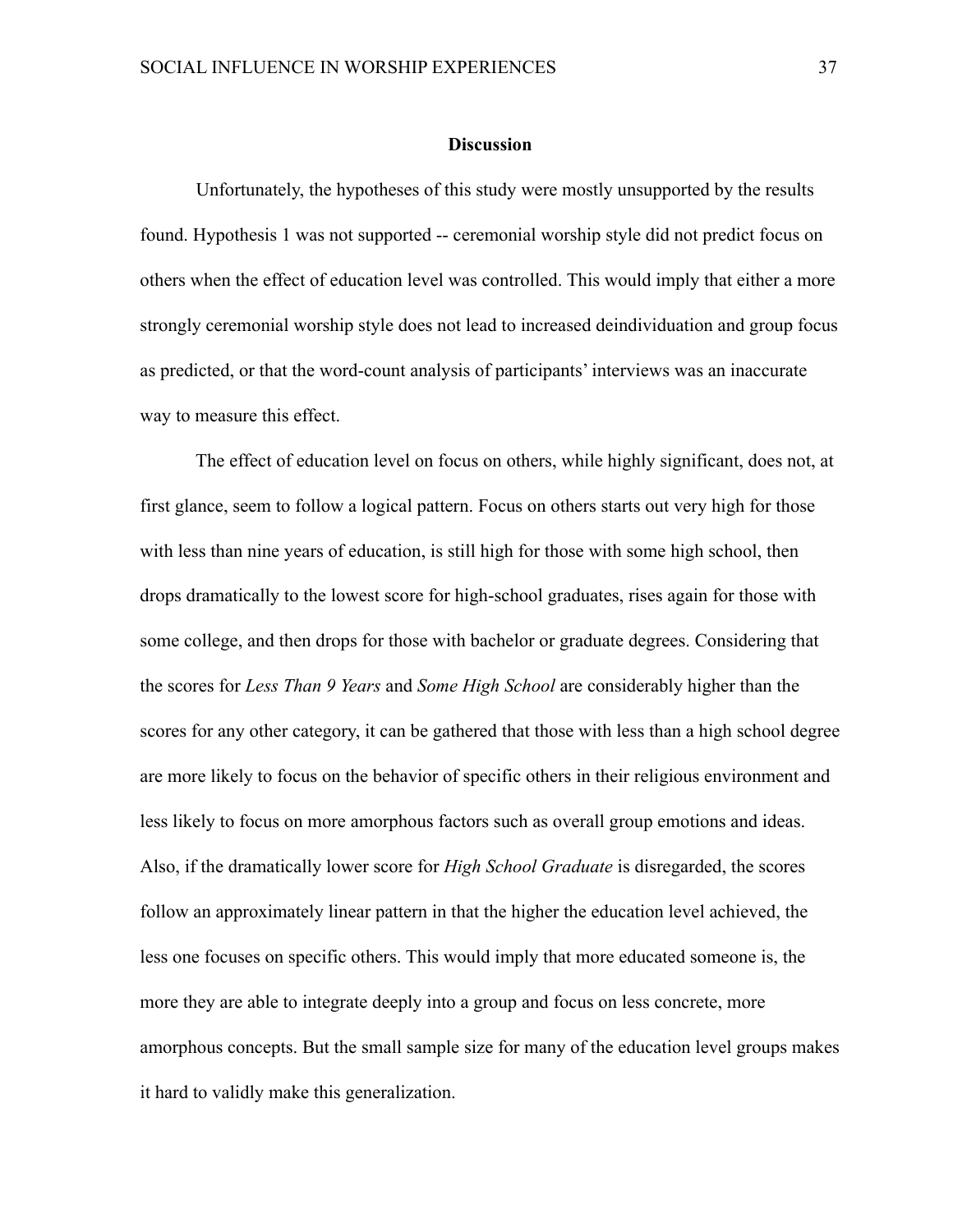## Discussion

Unfortunately, the hypotheses of this study were mostly unsupported by the results found. Hypothesis 1 was not supported -- ceremonial worship style did not predict focus on others when the effect of education level was controlled. This would imply that either a more strongly ceremonial worship style does not lead to increased deindividuation and group focus as predicted, or that the word-count analysis of participants' interviews was an inaccurate way to measure this effect.

The effect of education level on focus on others, while highly significant, does not, at first glance, seem to follow a logical pattern. Focus on others starts out very high for those with less than nine years of education, is still high for those with some high school, then drops dramatically to the lowest score for high-school graduates, rises again for those with some college, and then drops for those with bachelor or graduate degrees. Considering that the scores for *Less Than 9 Years* and *Some High School* are considerably higher than the scores for any other category, it can be gathered that those with less than a high school degree are more likely to focus on the behavior of specific others in their religious environment and less likely to focus on more amorphous factors such as overall group emotions and ideas. Also, if the dramatically lower score for *High School Graduate* is disregarded, the scores follow an approximately linear pattern in that the higher the education level achieved, the less one focuses on specific others. This would imply that more educated someone is, the more they are able to integrate deeply into a group and focus on less concrete, more amorphous concepts. But the small sample size for many of the education level groups makes it hard to validly make this generalization.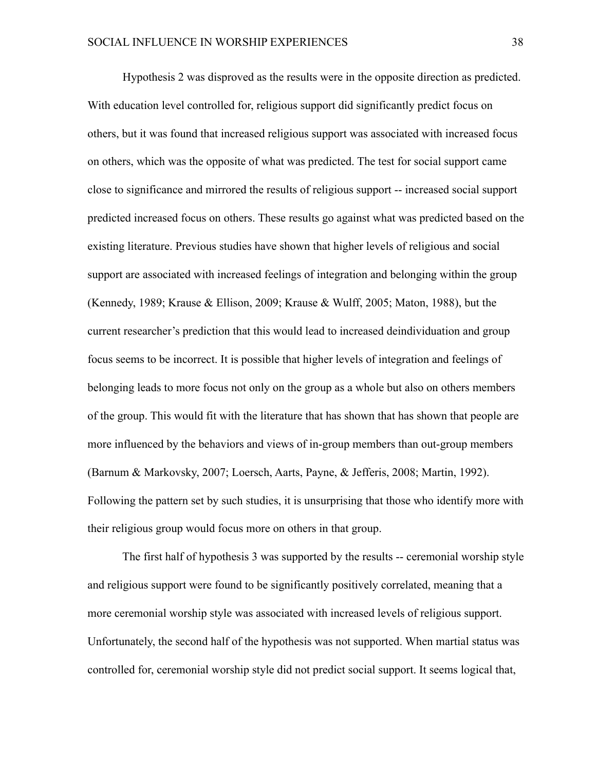Hypothesis 2 was disproved as the results were in the opposite direction as predicted. With education level controlled for, religious support did significantly predict focus on others, but it was found that increased religious support was associated with increased focus on others, which was the opposite of what was predicted. The test for social support came close to significance and mirrored the results of religious support -- increased social support predicted increased focus on others. These results go against what was predicted based on the existing literature. Previous studies have shown that higher levels of religious and social support are associated with increased feelings of integration and belonging within the group (Kennedy, 1989; Krause & Ellison, 2009; Krause & Wulff, 2005; Maton, 1988), but the current researcher's prediction that this would lead to increased deindividuation and group focus seems to be incorrect. It is possible that higher levels of integration and feelings of belonging leads to more focus not only on the group as a whole but also on others members of the group. This would fit with the literature that has shown that has shown that people are more influenced by the behaviors and views of in-group members than out-group members (Barnum & Markovsky, 2007; Loersch, Aarts, Payne, & Jefferis, 2008; Martin, 1992). Following the pattern set by such studies, it is unsurprising that those who identify more with their religious group would focus more on others in that group.

The first half of hypothesis 3 was supported by the results -- ceremonial worship style and religious support were found to be significantly positively correlated, meaning that a more ceremonial worship style was associated with increased levels of religious support. Unfortunately, the second half of the hypothesis was not supported. When martial status was controlled for, ceremonial worship style did not predict social support. It seems logical that,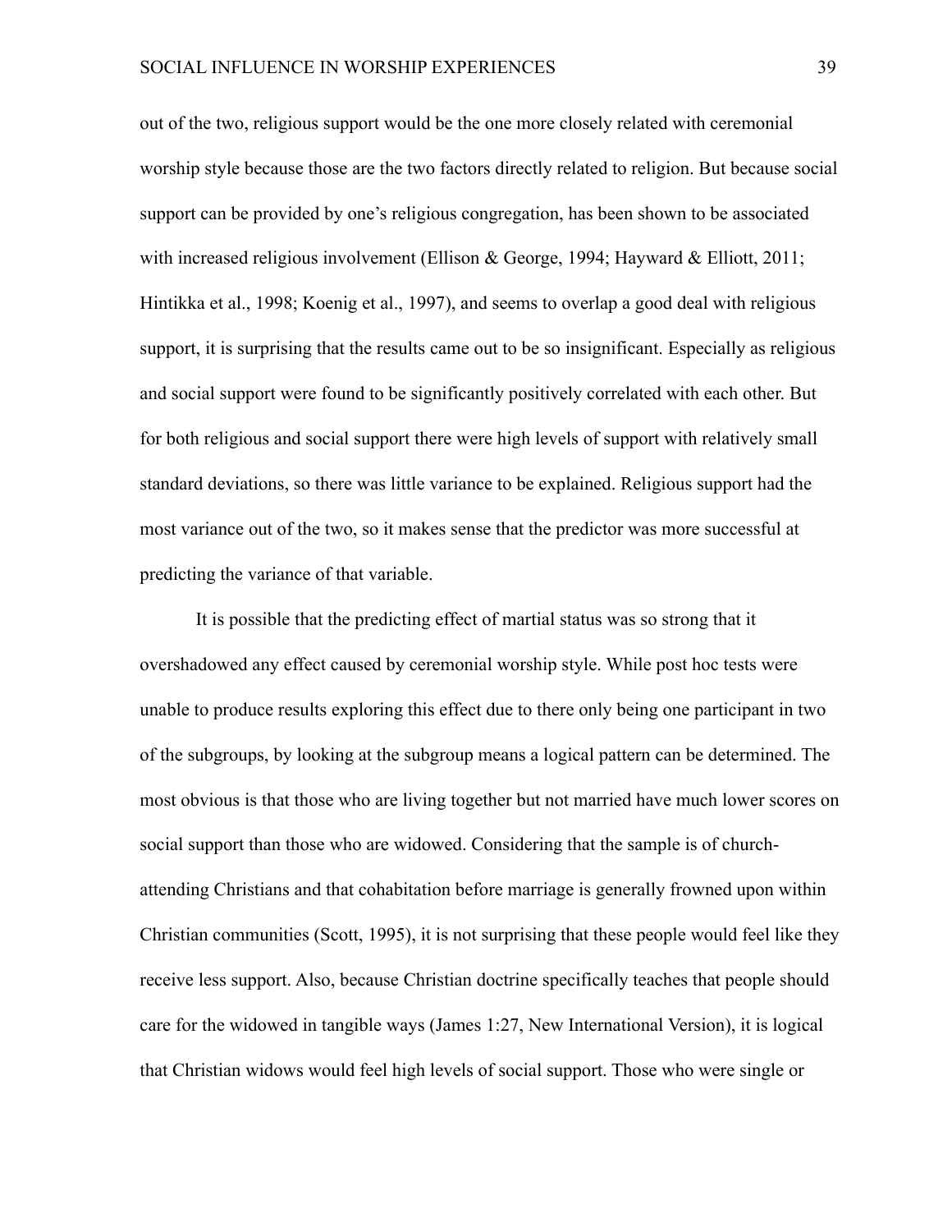out of the two, religious support would be the one more closely related with ceremonial worship style because those are the two factors directly related to religion. But because social support can be provided by one's religious congregation, has been shown to be associated with increased religious involvement (Ellison & George, 1994; Hayward & Elliott, 2011; Hintikka et al., 1998; Koenig et al., 1997), and seems to overlap a good deal with religious support, it is surprising that the results came out to be so insignificant. Especially as religious and social support were found to be significantly positively correlated with each other. But for both religious and social support there were high levels of support with relatively small standard deviations, so there was little variance to be explained. Religious support had the most variance out of the two, so it makes sense that the predictor was more successful at predicting the variance of that variable.

It is possible that the predicting effect of martial status was so strong that it overshadowed any effect caused by ceremonial worship style. While post hoc tests were unable to produce results exploring this effect due to there only being one participant in two of the subgroups, by looking at the subgroup means a logical pattern can be determined. The most obvious is that those who are living together but not married have much lower scores on social support than those who are widowed. Considering that the sample is of church-attending Christians and that cohabitation before marriage is generally frowned upon within Christian communities (Scott, 1995), it is not surprising that these people would feel like they receive less support. Also, because Christian doctrine specifically teaches that people should care for the widowed in tangible ways (James 1:27, New International Version), it is logical that Christian widows would feel high levels of social support. Those who were single or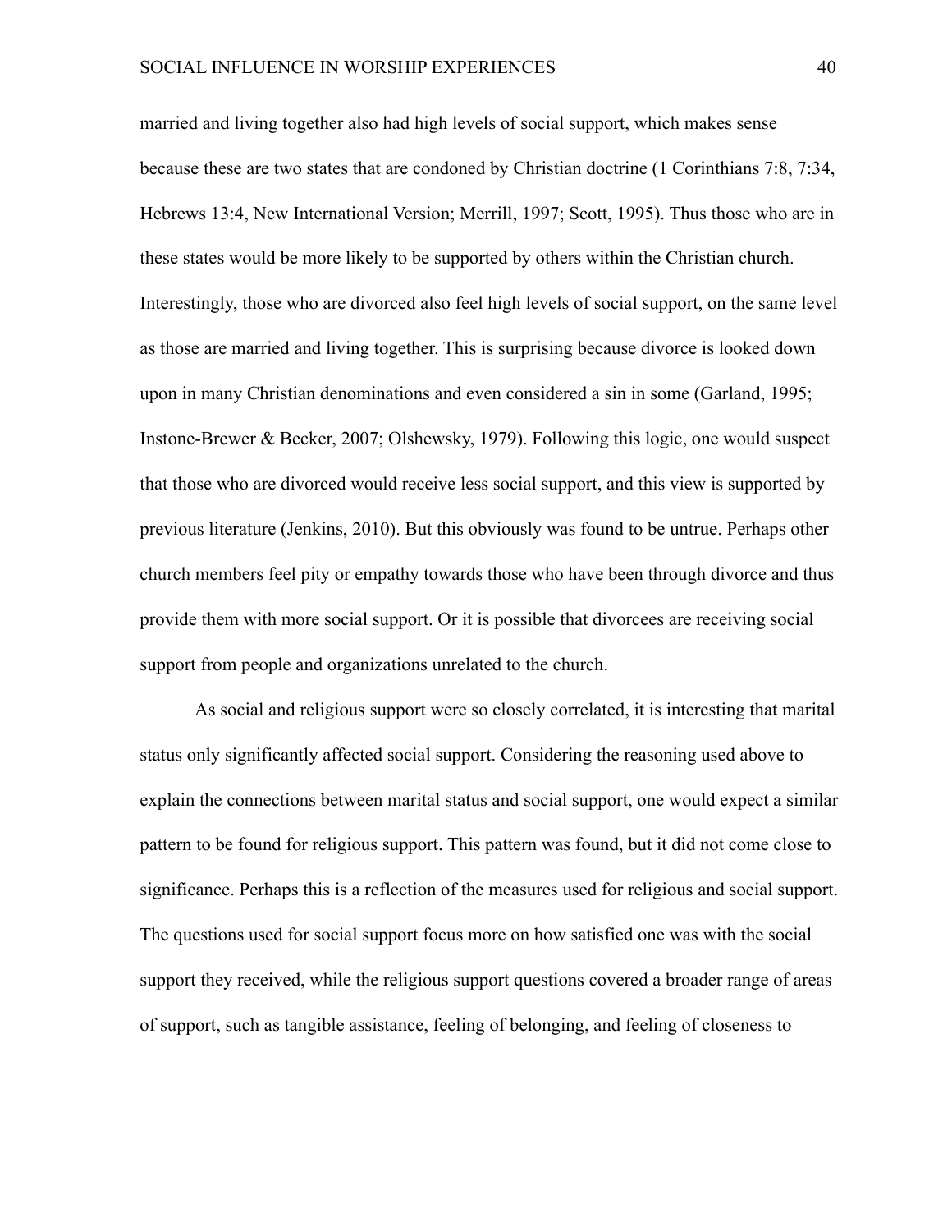married and living together also had high levels of social support, which makes sense because these are two states that are condoned by Christian doctrine (1 Corinthians 7:8, 7:34, Hebrews 13:4, New International Version; Merrill, 1997; Scott, 1995). Thus those who are in these states would be more likely to be supported by others within the Christian church. Interestingly, those who are divorced also feel high levels of social support, on the same level as those are married and living together. This is surprising because divorce is looked down upon in many Christian denominations and even considered a sin in some (Garland, 1995; Instone-Brewer & Becker, 2007; Olshewsky, 1979). Following this logic, one would suspect that those who are divorced would receive less social support, and this view is supported by previous literature (Jenkins, 2010). But this obviously was found to be untrue. Perhaps other church members feel pity or empathy towards those who have been through divorce and thus provide them with more social support. Or it is possible that divorcees are receiving social support from people and organizations unrelated to the church.

As social and religious support were so closely correlated, it is interesting that marital status only significantly affected social support. Considering the reasoning used above to explain the connections between marital status and social support, one would expect a similar pattern to be found for religious support. This pattern was found, but it did not come close to significance. Perhaps this is a reflection of the measures used for religious and social support. The questions used for social support focus more on how satisfied one was with the social support they received, while the religious support questions covered a broader range of areas of support, such as tangible assistance, feeling of belonging, and feeling of closeness to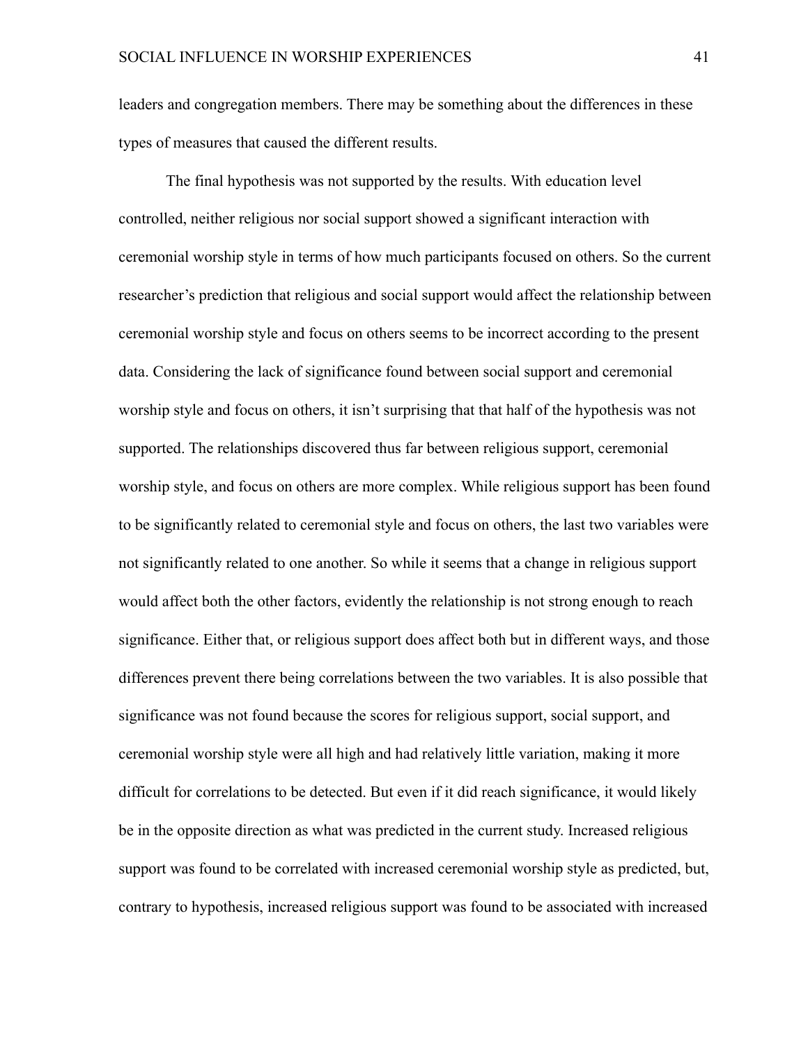leaders and congregation members. There may be something about the differences in these types of measures that caused the different results.

The final hypothesis was not supported by the results. With education level controlled, neither religious nor social support showed a significant interaction with ceremonial worship style in terms of how much participants focused on others. So the current researcher's prediction that religious and social support would affect the relationship between ceremonial worship style and focus on others seems to be incorrect according to the present data. Considering the lack of significance found between social support and ceremonial worship style and focus on others, it isn't surprising that that half of the hypothesis was not supported. The relationships discovered thus far between religious support, ceremonial worship style, and focus on others are more complex. While religious support has been found to be significantly related to ceremonial style and focus on others, the last two variables were not significantly related to one another. So while it seems that a change in religious support would affect both the other factors, evidently the relationship is not strong enough to reach significance. Either that, or religious support does affect both but in different ways, and those differences prevent there being correlations between the two variables. It is also possible that significance was not found because the scores for religious support, social support, and ceremonial worship style were all high and had relatively little variation, making it more difficult for correlations to be detected. But even if it did reach significance, it would likely be in the opposite direction as what was predicted in the current study. Increased religious support was found to be correlated with increased ceremonial worship style as predicted, but, contrary to hypothesis, increased religious support was found to be associated with increased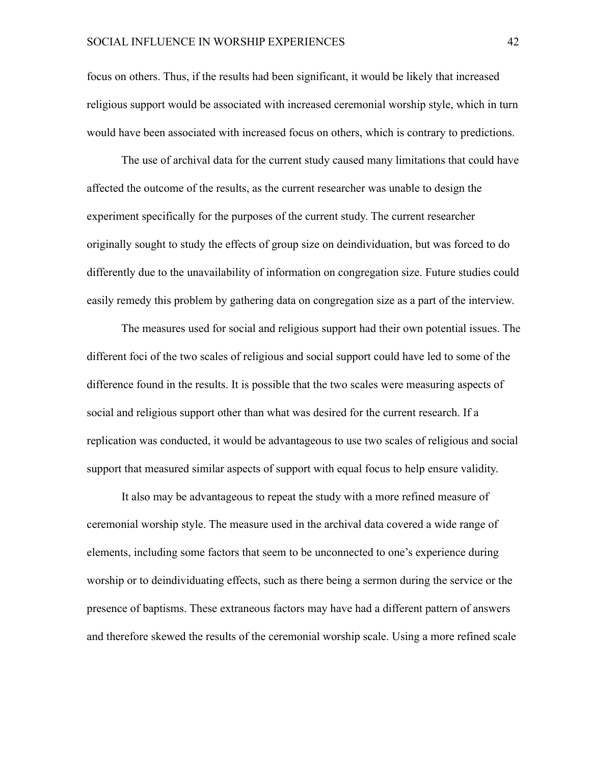focus on others. Thus, if the results had been significant, it would be likely that increased religious support would be associated with increased ceremonial worship style, which in turn would have been associated with increased focus on others, which is contrary to predictions.

The use of archival data for the current study caused many limitations that could have affected the outcome of the results, as the current researcher was unable to design the experiment specifically for the purposes of the current study. The current researcher originally sought to study the effects of group size on deindividuation, but was forced to do differently due to the unavailability of information on congregation size. Future studies could easily remedy this problem by gathering data on congregation size as a part of the interview.

The measures used for social and religious support had their own potential issues. The different foci of the two scales of religious and social support could have led to some of the difference found in the results. It is possible that the two scales were measuring aspects of social and religious support other than what was desired for the current research. If a replication was conducted, it would be advantageous to use two scales of religious and social support that measured similar aspects of support with equal focus to help ensure validity.

It also may be advantageous to repeat the study with a more refined measure of ceremonial worship style. The measure used in the archival data covered a wide range of elements, including some factors that seem to be unconnected to one's experience during worship or to deindividuating effects, such as there being a sermon during the service or the presence of baptisms. These extraneous factors may have had a different pattern of answers and therefore skewed the results of the ceremonial worship scale. Using a more refined scale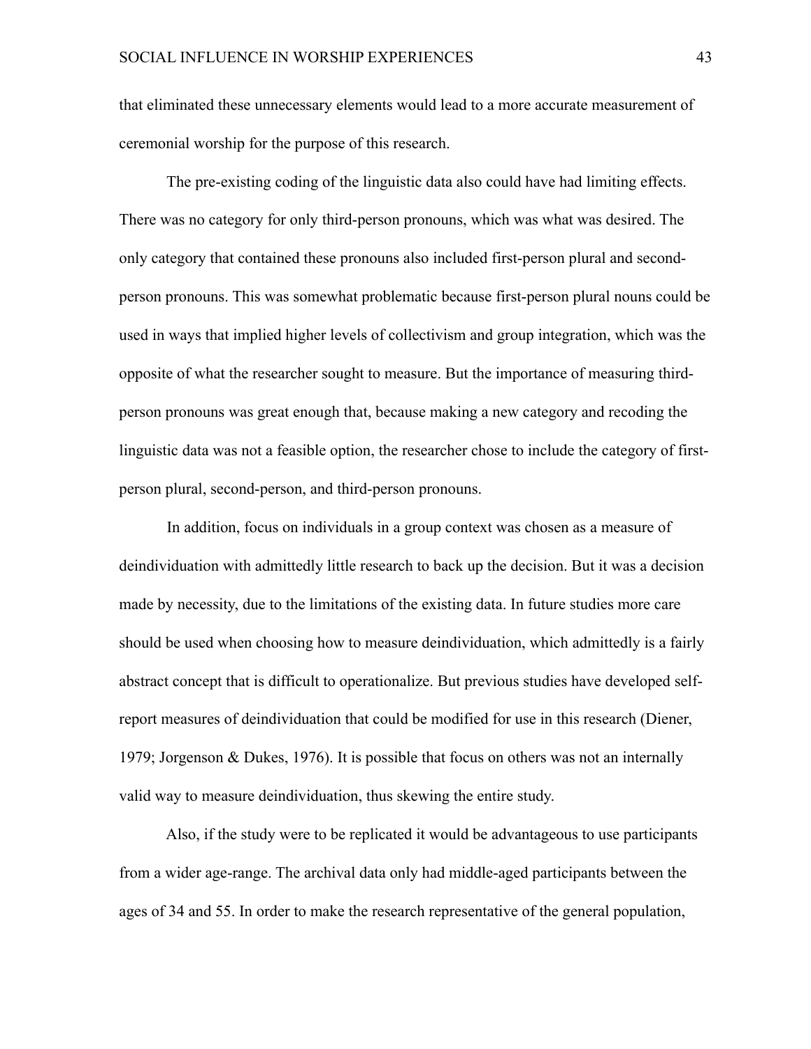that eliminated these unnecessary elements would lead to a more accurate measurement of ceremonial worship for the purpose of this research.

The pre-existing coding of the linguistic data also could have had limiting effects. There was no category for only third-person pronouns, which was what was desired. The only category that contained these pronouns also included first-person plural and second-person pronouns. This was somewhat problematic because first-person plural nouns could be used in ways that implied higher levels of collectivism and group integration, which was the opposite of what the researcher sought to measure. But the importance of measuring third-person pronouns was great enough that, because making a new category and recoding the linguistic data was not a feasible option, the researcher chose to include the category of first-person plural, second-person, and third-person pronouns.

In addition, focus on individuals in a group context was chosen as a measure of deindividuation with admittedly little research to back up the decision. But it was a decision made by necessity, due to the limitations of the existing data. In future studies more care should be used when choosing how to measure deindividuation, which admittedly is a fairly abstract concept that is difficult to operationalize. But previous studies have developed self-report measures of deindividuation that could be modified for use in this research (Diener, 1979; Jorgenson & Dukes, 1976). It is possible that focus on others was not an internally valid way to measure deindividuation, thus skewing the entire study.

Also, if the study were to be replicated it would be advantageous to use participants from a wider age-range. The archival data only had middle-aged participants between the ages of 34 and 55. In order to make the research representative of the general population,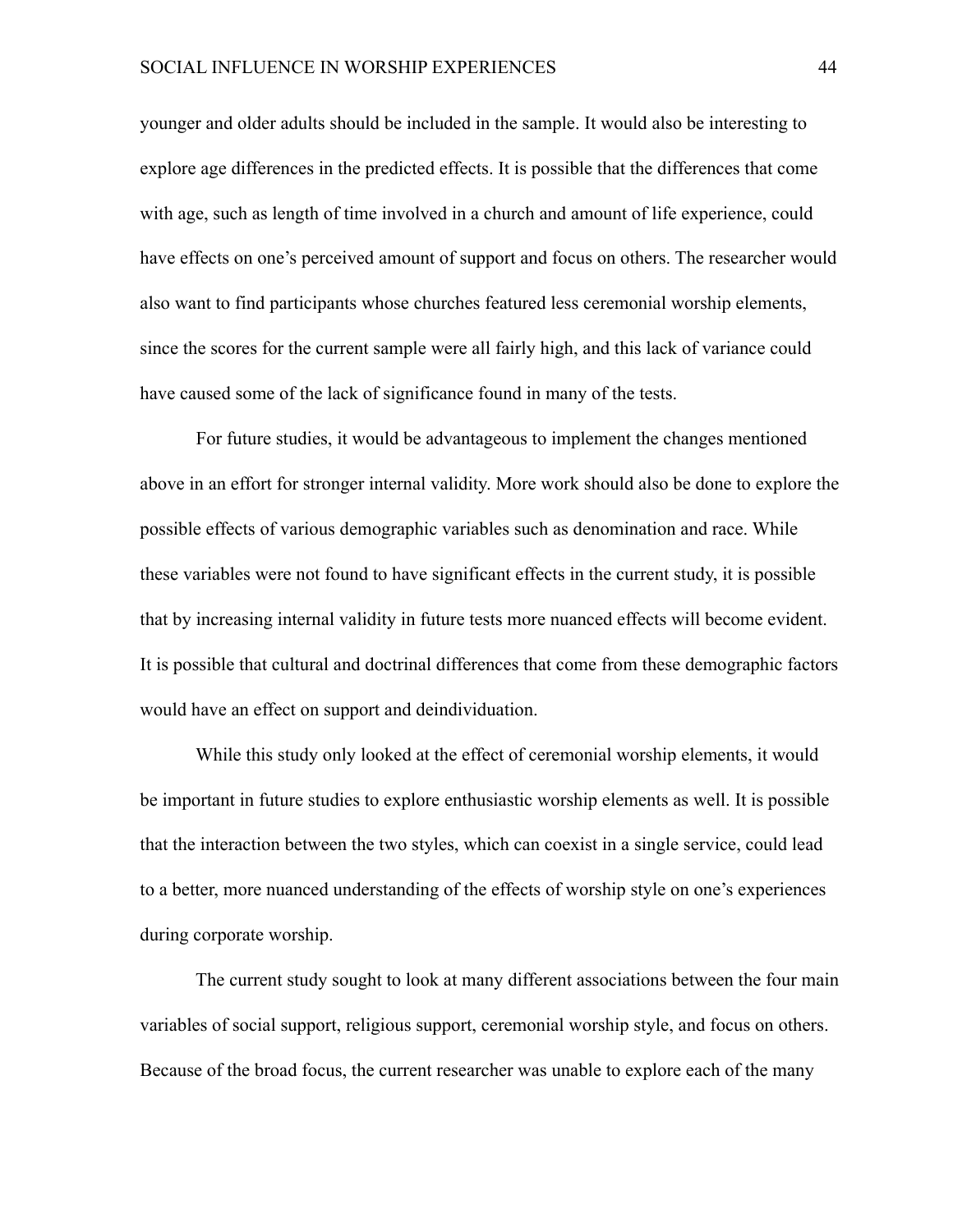younger and older adults should be included in the sample. It would also be interesting to explore age differences in the predicted effects. It is possible that the differences that come with age, such as length of time involved in a church and amount of life experience, could have effects on one's perceived amount of support and focus on others. The researcher would also want to find participants whose churches featured less ceremonial worship elements, since the scores for the current sample were all fairly high, and this lack of variance could have caused some of the lack of significance found in many of the tests.

For future studies, it would be advantageous to implement the changes mentioned above in an effort for stronger internal validity. More work should also be done to explore the possible effects of various demographic variables such as denomination and race. While these variables were not found to have significant effects in the current study, it is possible that by increasing internal validity in future tests more nuanced effects will become evident. It is possible that cultural and doctrinal differences that come from these demographic factors would have an effect on support and deindividuation.

While this study only looked at the effect of ceremonial worship elements, it would be important in future studies to explore enthusiastic worship elements as well. It is possible that the interaction between the two styles, which can coexist in a single service, could lead to a better, more nuanced understanding of the effects of worship style on one's experiences during corporate worship.

The current study sought to look at many different associations between the four main variables of social support, religious support, ceremonial worship style, and focus on others. Because of the broad focus, the current researcher was unable to explore each of the many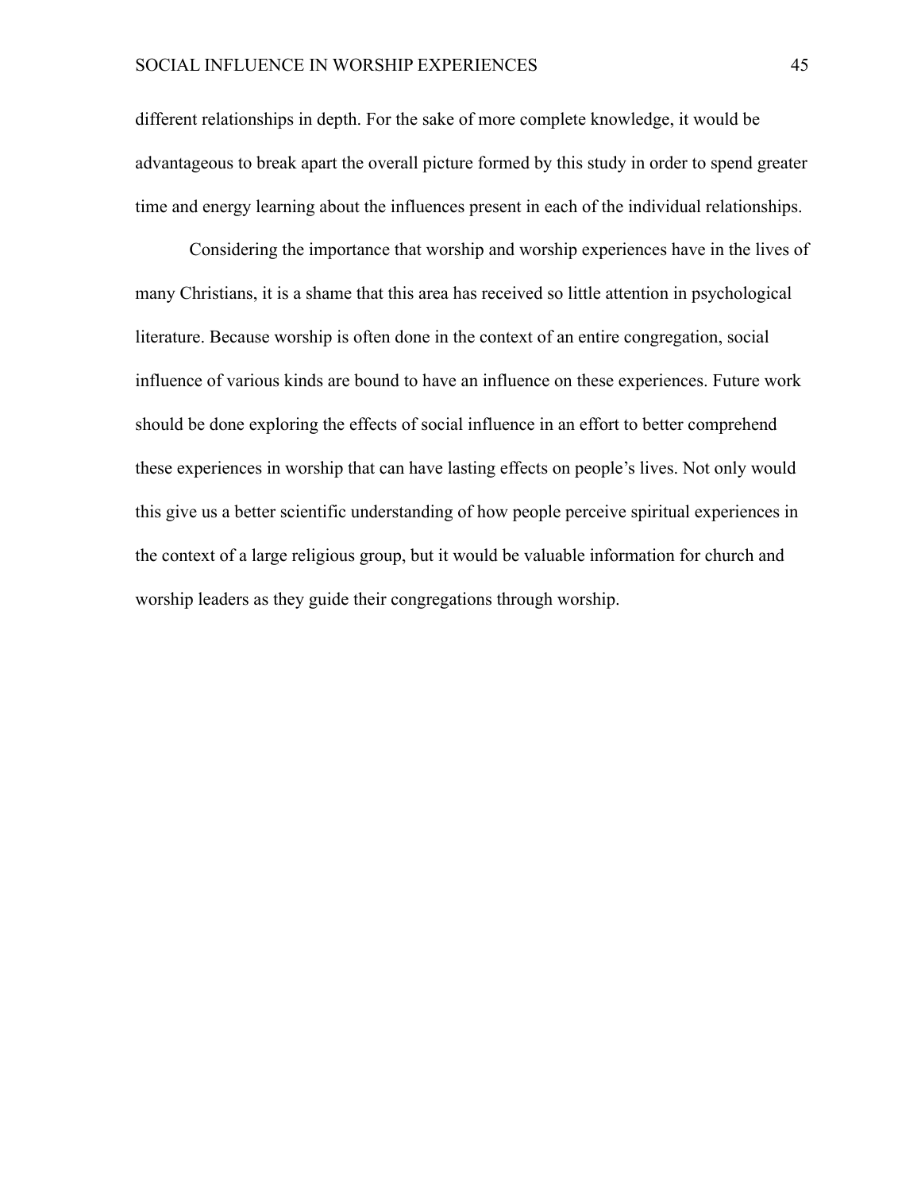different relationships in depth. For the sake of more complete knowledge, it would be advantageous to break apart the overall picture formed by this study in order to spend greater time and energy learning about the influences present in each of the individual relationships.

Considering the importance that worship and worship experiences have in the lives of many Christians, it is a shame that this area has received so little attention in psychological literature. Because worship is often done in the context of an entire congregation, social influence of various kinds are bound to have an influence on these experiences. Future work should be done exploring the effects of social influence in an effort to better comprehend these experiences in worship that can have lasting effects on people's lives. Not only would this give us a better scientific understanding of how people perceive spiritual experiences in the context of a large religious group, but it would be valuable information for church and worship leaders as they guide their congregations through worship.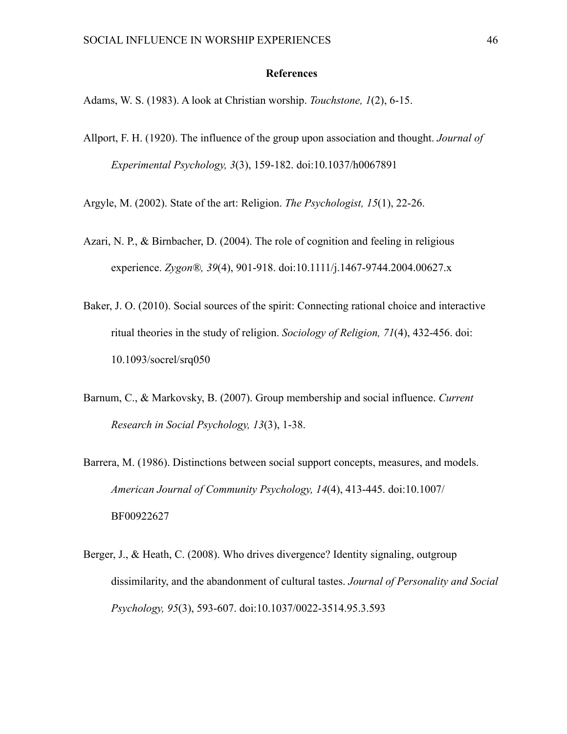## References

Adams, W. S. (1983). A look at Christian worship. *Touchstone, 1*(2), 6-15.

Allport, F. H. (1920). The influence of the group upon association and thought. *Journal of Experimental Psychology, 3*(3), 159-182. doi:10.1037/h0067891

Argyle, M. (2002). State of the art: Religion. *The Psychologist, 15*(1), 22-26.

Azari, N. P., & Birnbacher, D. (2004). The role of cognition and feeling in religious experience. *Zygon®, 39*(4), 901-918. doi:10.1111/j.1467-9744.2004.00627.x

Baker, J. O. (2010). Social sources of the spirit: Connecting rational choice and interactive ritual theories in the study of religion. *Sociology of Religion, 71*(4), 432-456. doi: 10.1093/socrel/srq050

Barnum, C., & Markovsky, B. (2007). Group membership and social influence. *Current Research in Social Psychology, 13*(3), 1-38.

Barrera, M. (1986). Distinctions between social support concepts, measures, and models. *American Journal of Community Psychology, 14*(4), 413-445. doi:10.1007/BF00922627

Berger, J., & Heath, C. (2008). Who drives divergence? Identity signaling, outgroup dissimilarity, and the abandonment of cultural tastes. *Journal of Personality and Social Psychology, 95*(3), 593-607. doi:10.1037/0022-3514.95.3.593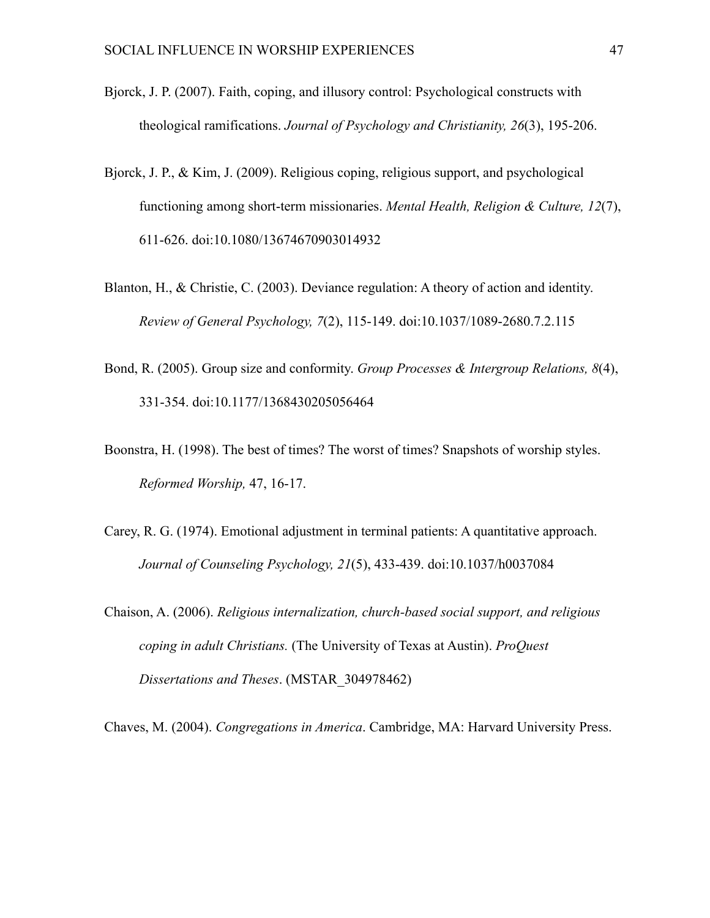Bjorck, J. P. (2007). Faith, coping, and illusory control: Psychological constructs with theological ramifications. *Journal of Psychology and Christianity, 26*(3), 195-206.

Bjorck, J. P., & Kim, J. (2009). Religious coping, religious support, and psychological functioning among short-term missionaries. *Mental Health, Religion & Culture, 12*(7), 611-626. doi:10.1080/13674670903014932

Blanton, H., & Christie, C. (2003). Deviance regulation: A theory of action and identity. *Review of General Psychology, 7*(2), 115-149. doi:10.1037/1089-2680.7.2.115

Bond, R. (2005). Group size and conformity. *Group Processes & Intergroup Relations, 8*(4), 331-354. doi:10.1177/1368430205056464

Boonstra, H. (1998). The best of times? The worst of times? Snapshots of worship styles. *Reformed Worship,* 47, 16-17.

Carey, R. G. (1974). Emotional adjustment in terminal patients: A quantitative approach. *Journal of Counseling Psychology, 21*(5), 433-439. doi:10.1037/h0037084

Chaison, A. (2006). *Religious internalization, church-based social support, and religious coping in adult Christians.* (The University of Texas at Austin). *ProQuest Dissertations and Theses*. (MSTAR_304978462)

Chaves, M. (2004). *Congregations in America*. Cambridge, MA: Harvard University Press.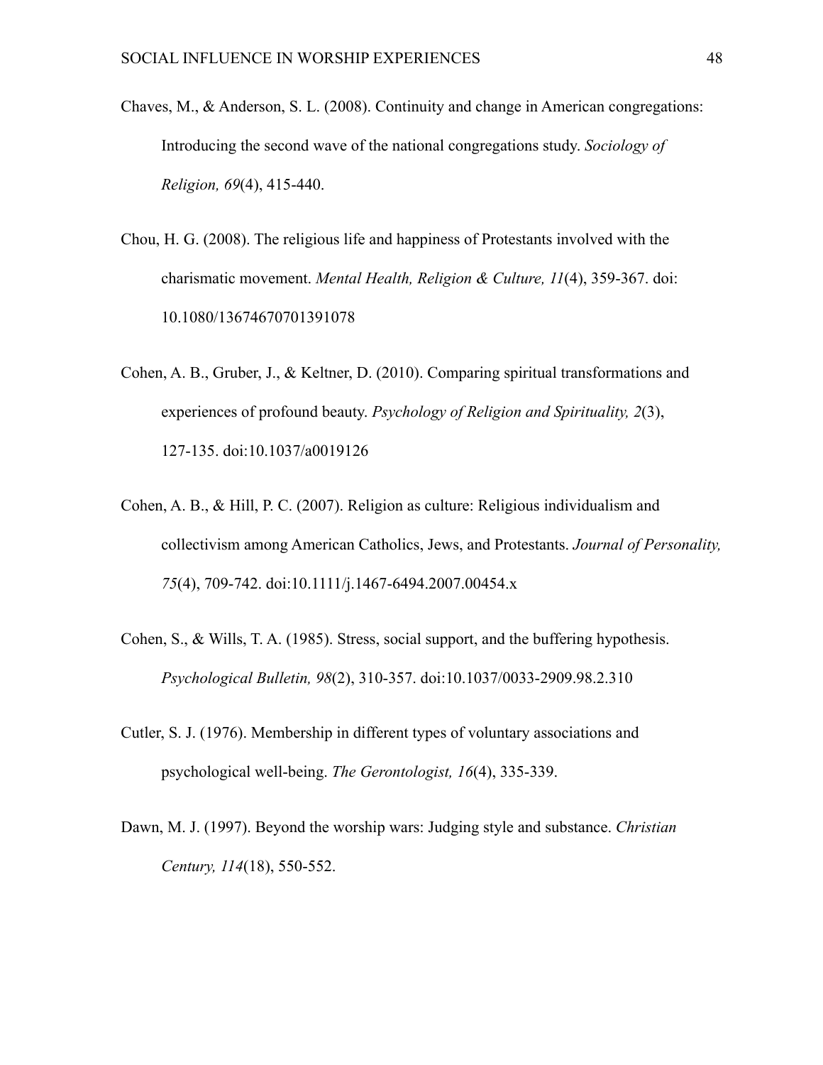Chaves, M., & Anderson, S. L. (2008). Continuity and change in American congregations: Introducing the second wave of the national congregations study. *Sociology of Religion, 69*(4), 415-440.

Chou, H. G. (2008). The religious life and happiness of Protestants involved with the charismatic movement. *Mental Health, Religion & Culture, 11*(4), 359-367. doi: 10.1080/13674670701391078

Cohen, A. B., Gruber, J., & Keltner, D. (2010). Comparing spiritual transformations and experiences of profound beauty. *Psychology of Religion and Spirituality, 2*(3), 127-135. doi:10.1037/a0019126

Cohen, A. B., & Hill, P. C. (2007). Religion as culture: Religious individualism and collectivism among American Catholics, Jews, and Protestants. *Journal of Personality, 75*(4), 709-742. doi:10.1111/j.1467-6494.2007.00454.x

Cohen, S., & Wills, T. A. (1985). Stress, social support, and the buffering hypothesis. *Psychological Bulletin, 98*(2), 310-357. doi:10.1037/0033-2909.98.2.310

Cutler, S. J. (1976). Membership in different types of voluntary associations and psychological well-being. *The Gerontologist, 16*(4), 335-339.

Dawn, M. J. (1997). Beyond the worship wars: Judging style and substance. *Christian Century, 114*(18), 550-552.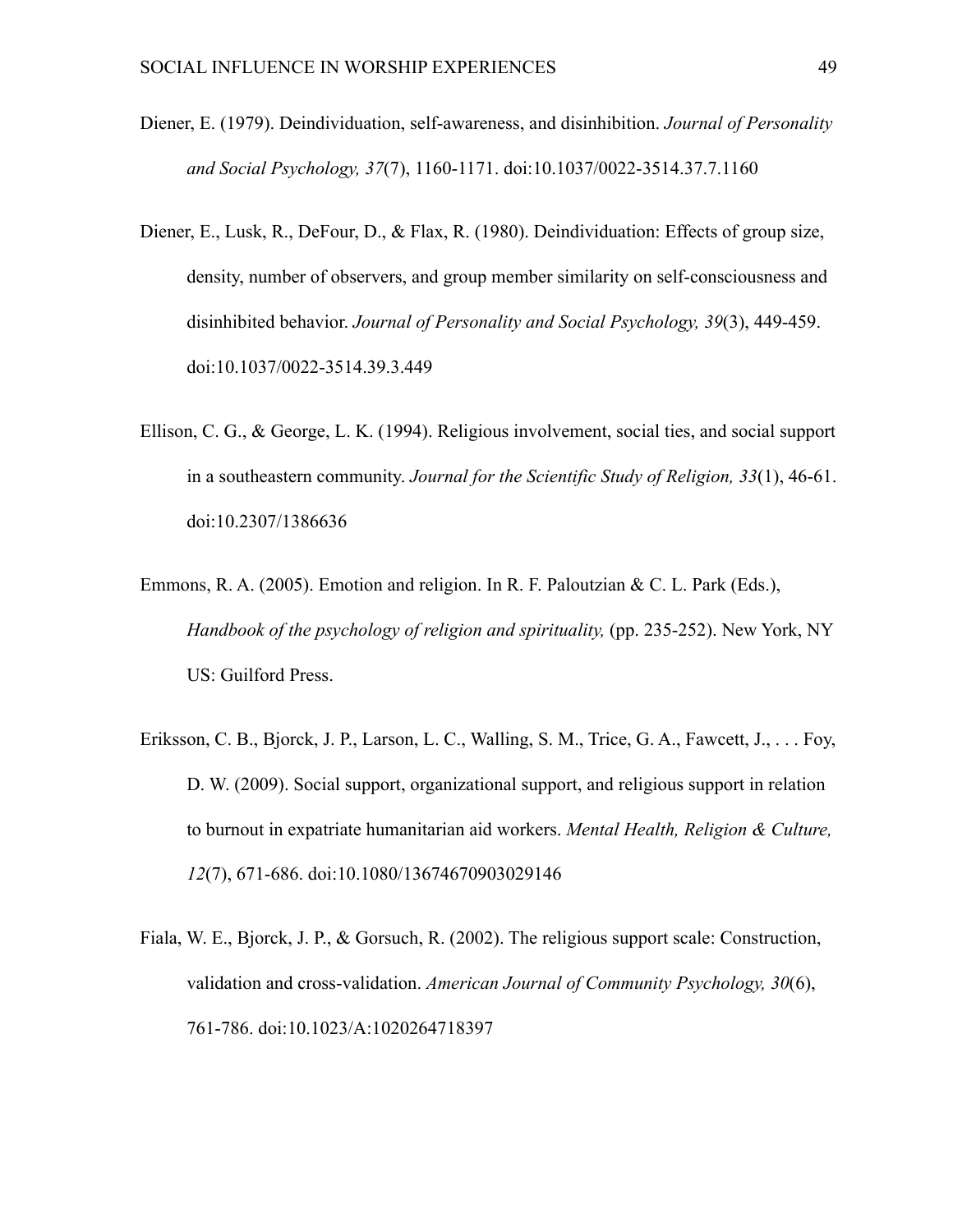Diener, E. (1979). Deindividuation, self-awareness, and disinhibition. *Journal of Personality and Social Psychology, 37*(7), 1160-1171. doi:10.1037/0022-3514.37.7.1160

Diener, E., Lusk, R., DeFour, D., & Flax, R. (1980). Deindividuation: Effects of group size, density, number of observers, and group member similarity on self-consciousness and disinhibited behavior. *Journal of Personality and Social Psychology, 39*(3), 449-459. doi:10.1037/0022-3514.39.3.449

Ellison, C. G., & George, L. K. (1994). Religious involvement, social ties, and social support in a southeastern community. *Journal for the Scientific Study of Religion, 33*(1), 46-61. doi:10.2307/1386636

Emmons, R. A. (2005). Emotion and religion. In R. F. Paloutzian & C. L. Park (Eds.), *Handbook of the psychology of religion and spirituality,* (pp. 235-252). New York, NY US: Guilford Press.

Eriksson, C. B., Bjorck, J. P., Larson, L. C., Walling, S. M., Trice, G. A., Fawcett, J., . . . Foy, D. W. (2009). Social support, organizational support, and religious support in relation to burnout in expatriate humanitarian aid workers. *Mental Health, Religion & Culture, 12*(7), 671-686. doi:10.1080/13674670903029146

Fiala, W. E., Bjorck, J. P., & Gorsuch, R. (2002). The religious support scale: Construction, validation and cross-validation. *American Journal of Community Psychology, 30*(6), 761-786. doi:10.1023/A:1020264718397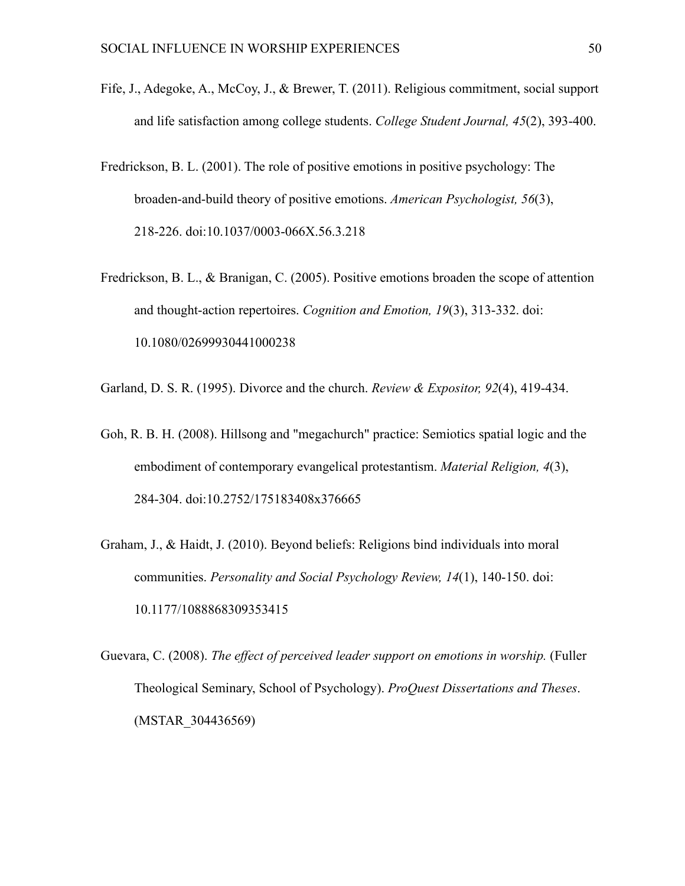Fife, J., Adegoke, A., McCoy, J., & Brewer, T. (2011). Religious commitment, social support and life satisfaction among college students. *College Student Journal, 45*(2), 393-400.

Fredrickson, B. L. (2001). The role of positive emotions in positive psychology: The broaden-and-build theory of positive emotions. *American Psychologist, 56*(3), 218-226. doi:10.1037/0003-066X.56.3.218

Fredrickson, B. L., & Branigan, C. (2005). Positive emotions broaden the scope of attention and thought-action repertoires. *Cognition and Emotion, 19*(3), 313-332. doi: 10.1080/02699930441000238

Garland, D. S. R. (1995). Divorce and the church. *Review & Expositor, 92*(4), 419-434.

Goh, R. B. H. (2008). Hillsong and "megachurch" practice: Semiotics spatial logic and the embodiment of contemporary evangelical protestantism. *Material Religion, 4*(3), 284-304. doi:10.2752/175183408x376665

Graham, J., & Haidt, J. (2010). Beyond beliefs: Religions bind individuals into moral communities. *Personality and Social Psychology Review, 14*(1), 140-150. doi: 10.1177/1088868309353415

Guevara, C. (2008). *The effect of perceived leader support on emotions in worship.* (Fuller Theological Seminary, School of Psychology). *ProQuest Dissertations and Theses*. (MSTAR_304436569)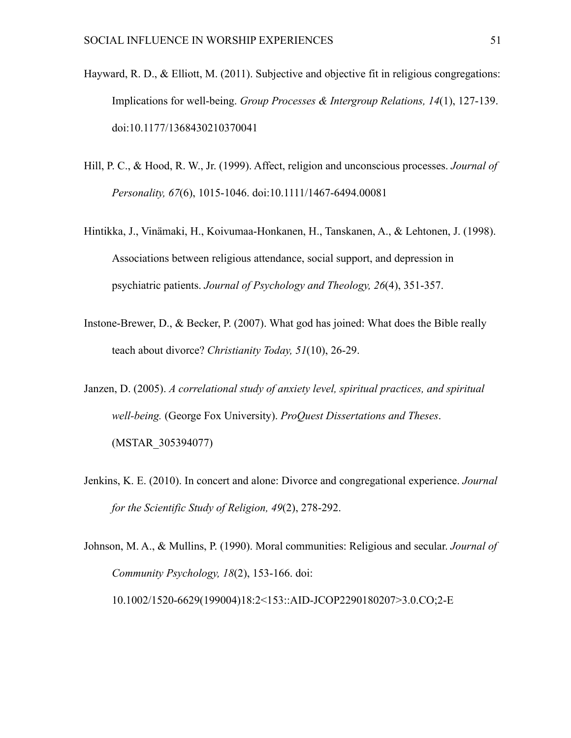Hayward, R. D., & Elliott, M. (2011). Subjective and objective fit in religious congregations: Implications for well-being. *Group Processes & Intergroup Relations, 14*(1), 127-139. doi:10.1177/1368430210370041

Hill, P. C., & Hood, R. W., Jr. (1999). Affect, religion and unconscious processes. *Journal of Personality, 67*(6), 1015-1046. doi:10.1111/1467-6494.00081

Hintikka, J., Vinämaki, H., Koivumaa-Honkanen, H., Tanskanen, A., & Lehtonen, J. (1998). Associations between religious attendance, social support, and depression in psychiatric patients. *Journal of Psychology and Theology, 26*(4), 351-357.

Instone-Brewer, D., & Becker, P. (2007). What god has joined: What does the Bible really teach about divorce? *Christianity Today, 51*(10), 26-29.

Janzen, D. (2005). *A correlational study of anxiety level, spiritual practices, and spiritual well-being.* (George Fox University). *ProQuest Dissertations and Theses*. (MSTAR_305394077)

Jenkins, K. E. (2010). In concert and alone: Divorce and congregational experience. *Journal for the Scientific Study of Religion, 49*(2), 278-292.

Johnson, M. A., & Mullins, P. (1990). Moral communities: Religious and secular. *Journal of Community Psychology, 18*(2), 153-166. doi: 10.1002/1520-6629(199004)18:2<153::AID-JCOP2290180207>3.0.CO;2-E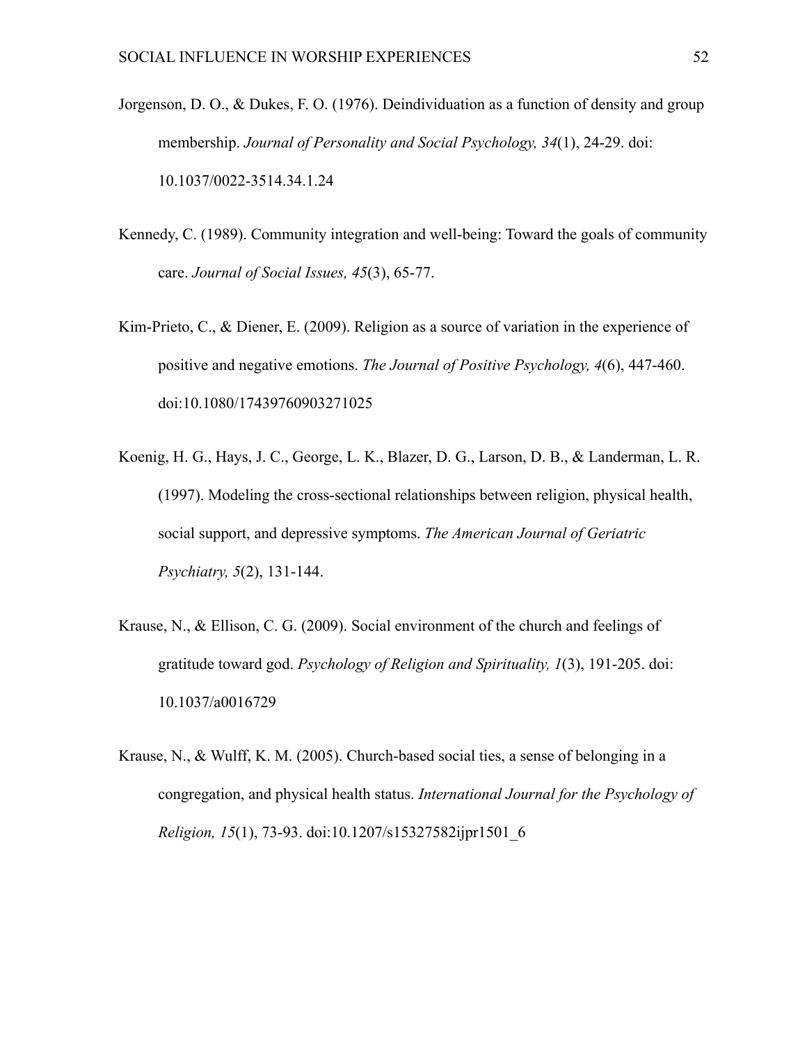Jorgenson, D. O., & Dukes, F. O. (1976). Deindividuation as a function of density and group membership. *Journal of Personality and Social Psychology, 34*(1), 24-29. doi: 10.1037/0022-3514.34.1.24

Kennedy, C. (1989). Community integration and well-being: Toward the goals of community care. *Journal of Social Issues, 45*(3), 65-77.

Kim-Prieto, C., & Diener, E. (2009). Religion as a source of variation in the experience of positive and negative emotions. *The Journal of Positive Psychology, 4*(6), 447-460. doi:10.1080/17439760903271025

Koenig, H. G., Hays, J. C., George, L. K., Blazer, D. G., Larson, D. B., & Landerman, L. R. (1997). Modeling the cross-sectional relationships between religion, physical health, social support, and depressive symptoms. *The American Journal of Geriatric Psychiatry, 5*(2), 131-144.

Krause, N., & Ellison, C. G. (2009). Social environment of the church and feelings of gratitude toward god. *Psychology of Religion and Spirituality, 1*(3), 191-205. doi: 10.1037/a0016729

Krause, N., & Wulff, K. M. (2005). Church-based social ties, a sense of belonging in a congregation, and physical health status. *International Journal for the Psychology of Religion, 15*(1), 73-93. doi:10.1207/s15327582ijpr1501_6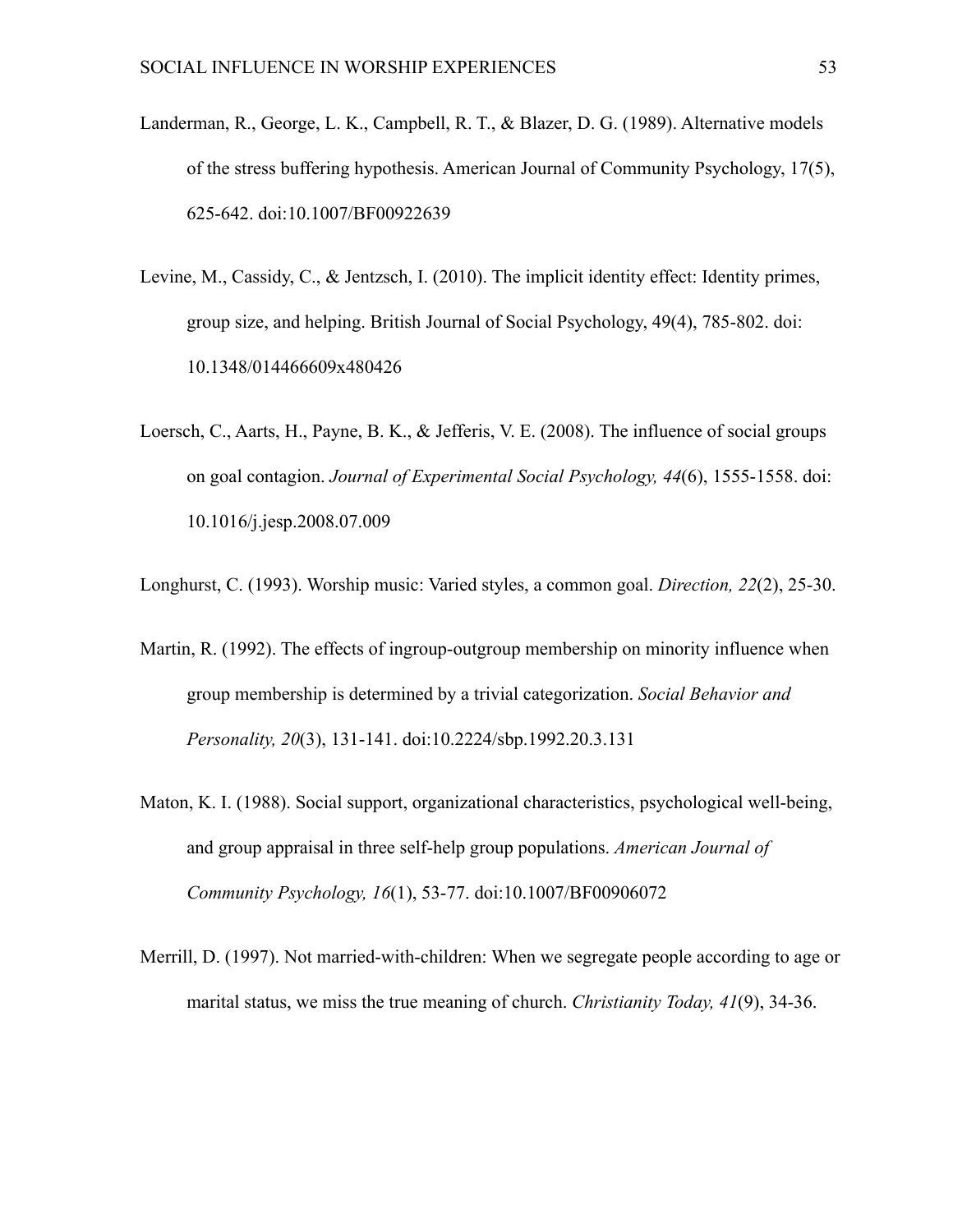Landerman, R., George, L. K., Campbell, R. T., & Blazer, D. G. (1989). Alternative models of the stress buffering hypothesis. American Journal of Community Psychology, 17(5), 625-642. doi:10.1007/BF00922639

Levine, M., Cassidy, C., & Jentzsch, I. (2010). The implicit identity effect: Identity primes, group size, and helping. British Journal of Social Psychology, 49(4), 785-802. doi: 10.1348/014466609x480426

Loersch, C., Aarts, H., Payne, B. K., & Jefferis, V. E. (2008). The influence of social groups on goal contagion. *Journal of Experimental Social Psychology, 44*(6), 1555-1558. doi: 10.1016/j.jesp.2008.07.009

Longhurst, C. (1993). Worship music: Varied styles, a common goal. *Direction, 22*(2), 25-30.

Martin, R. (1992). The effects of ingroup-outgroup membership on minority influence when group membership is determined by a trivial categorization. *Social Behavior and Personality, 20*(3), 131-141. doi:10.2224/sbp.1992.20.3.131

Maton, K. I. (1988). Social support, organizational characteristics, psychological well-being, and group appraisal in three self-help group populations. *American Journal of Community Psychology, 16*(1), 53-77. doi:10.1007/BF00906072

Merrill, D. (1997). Not married-with-children: When we segregate people according to age or marital status, we miss the true meaning of church. *Christianity Today, 41*(9), 34-36.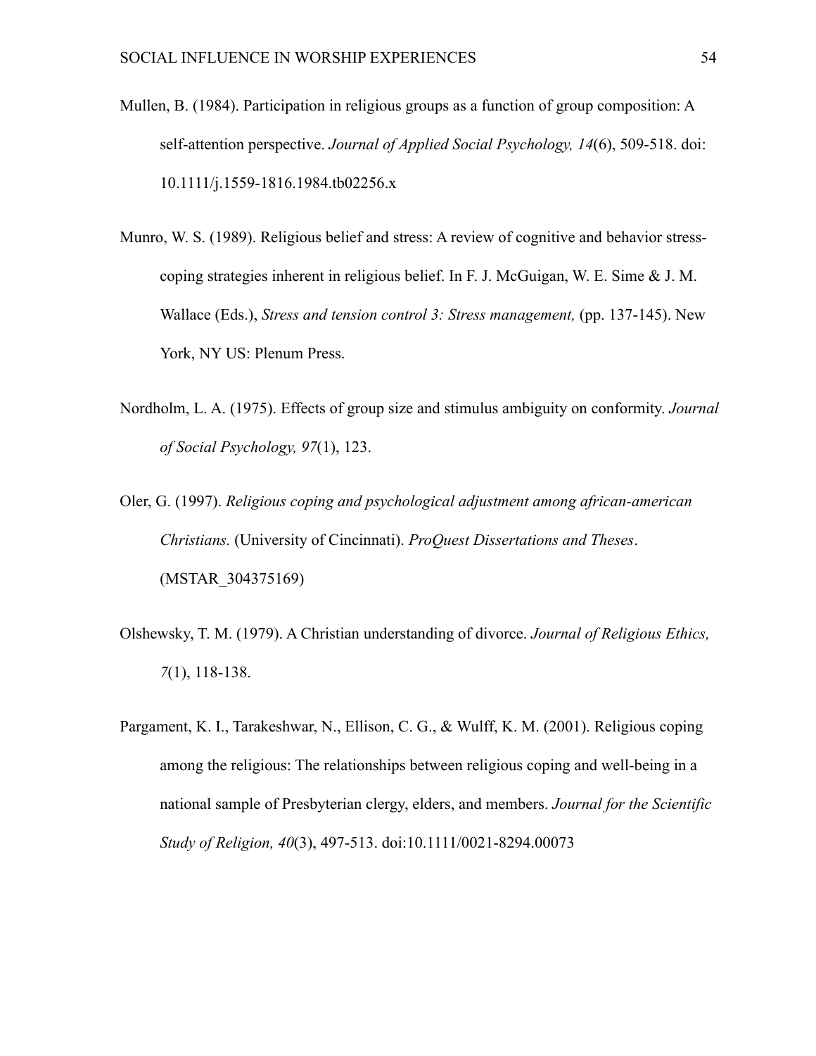Mullen, B. (1984). Participation in religious groups as a function of group composition: A self-attention perspective. *Journal of Applied Social Psychology, 14*(6), 509-518. doi: 10.1111/j.1559-1816.1984.tb02256.x

Munro, W. S. (1989). Religious belief and stress: A review of cognitive and behavior stress-coping strategies inherent in religious belief. In F. J. McGuigan, W. E. Sime & J. M. Wallace (Eds.), *Stress and tension control 3: Stress management,* (pp. 137-145). New York, NY US: Plenum Press.

Nordholm, L. A. (1975). Effects of group size and stimulus ambiguity on conformity. *Journal of Social Psychology, 97*(1), 123.

Oler, G. (1997). *Religious coping and psychological adjustment among african-american Christians.* (University of Cincinnati). *ProQuest Dissertations and Theses*. (MSTAR_304375169)

Olshewsky, T. M. (1979). A Christian understanding of divorce. *Journal of Religious Ethics, 7*(1), 118-138.

Pargament, K. I., Tarakeshwar, N., Ellison, C. G., & Wulff, K. M. (2001). Religious coping among the religious: The relationships between religious coping and well-being in a national sample of Presbyterian clergy, elders, and members. *Journal for the Scientific Study of Religion, 40*(3), 497-513. doi:10.1111/0021-8294.00073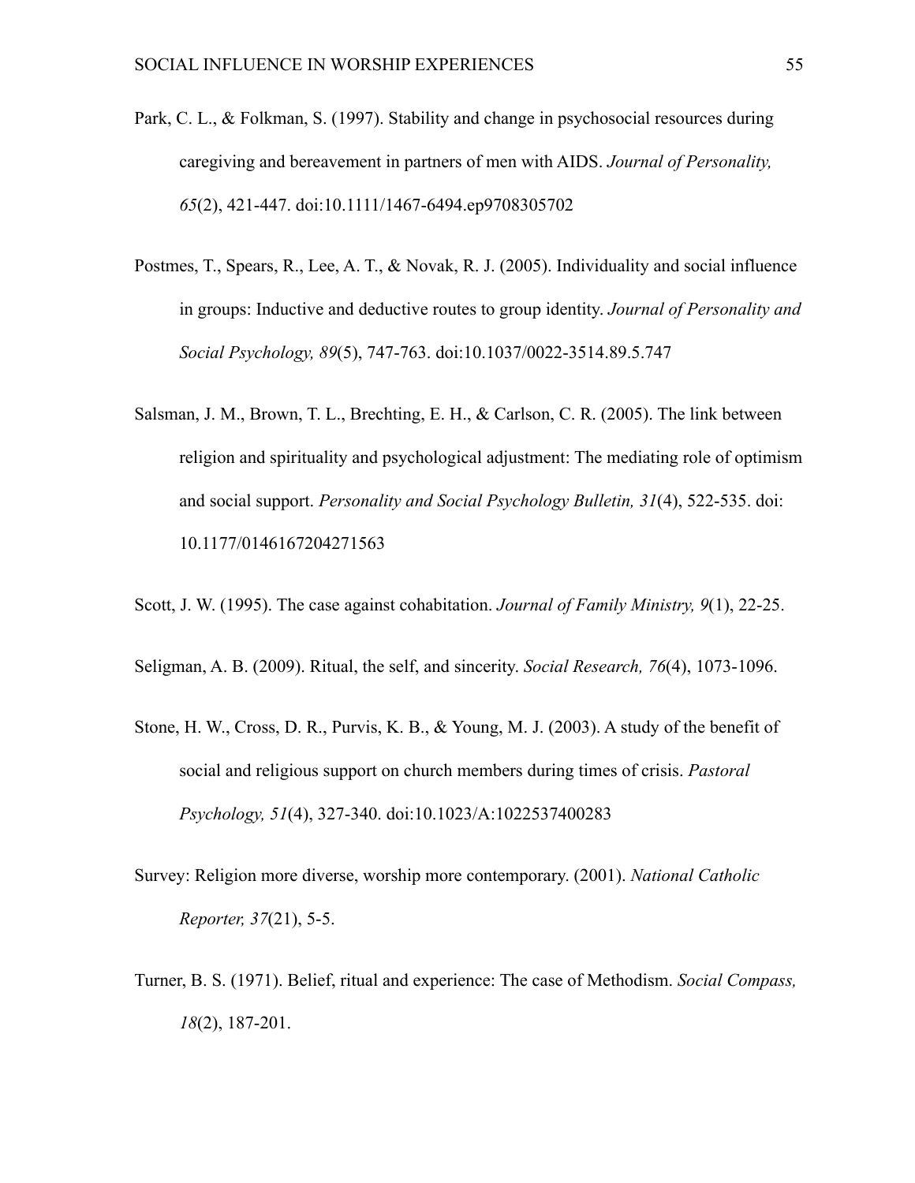Park, C. L., & Folkman, S. (1997). Stability and change in psychosocial resources during caregiving and bereavement in partners of men with AIDS. *Journal of Personality, 65*(2), 421-447. doi:10.1111/1467-6494.ep9708305702

Postmes, T., Spears, R., Lee, A. T., & Novak, R. J. (2005). Individuality and social influence in groups: Inductive and deductive routes to group identity. *Journal of Personality and Social Psychology, 89*(5), 747-763. doi:10.1037/0022-3514.89.5.747

Salsman, J. M., Brown, T. L., Brechting, E. H., & Carlson, C. R. (2005). The link between religion and spirituality and psychological adjustment: The mediating role of optimism and social support. *Personality and Social Psychology Bulletin, 31*(4), 522-535. doi: 10.1177/0146167204271563

Scott, J. W. (1995). The case against cohabitation. *Journal of Family Ministry, 9*(1), 22-25.

Seligman, A. B. (2009). Ritual, the self, and sincerity. *Social Research, 76*(4), 1073-1096.

Stone, H. W., Cross, D. R., Purvis, K. B., & Young, M. J. (2003). A study of the benefit of social and religious support on church members during times of crisis. *Pastoral Psychology, 51*(4), 327-340. doi:10.1023/A:1022537400283

Survey: Religion more diverse, worship more contemporary. (2001). *National Catholic Reporter, 37*(21), 5-5.

Turner, B. S. (1971). Belief, ritual and experience: The case of Methodism. *Social Compass, 18*(2), 187-201.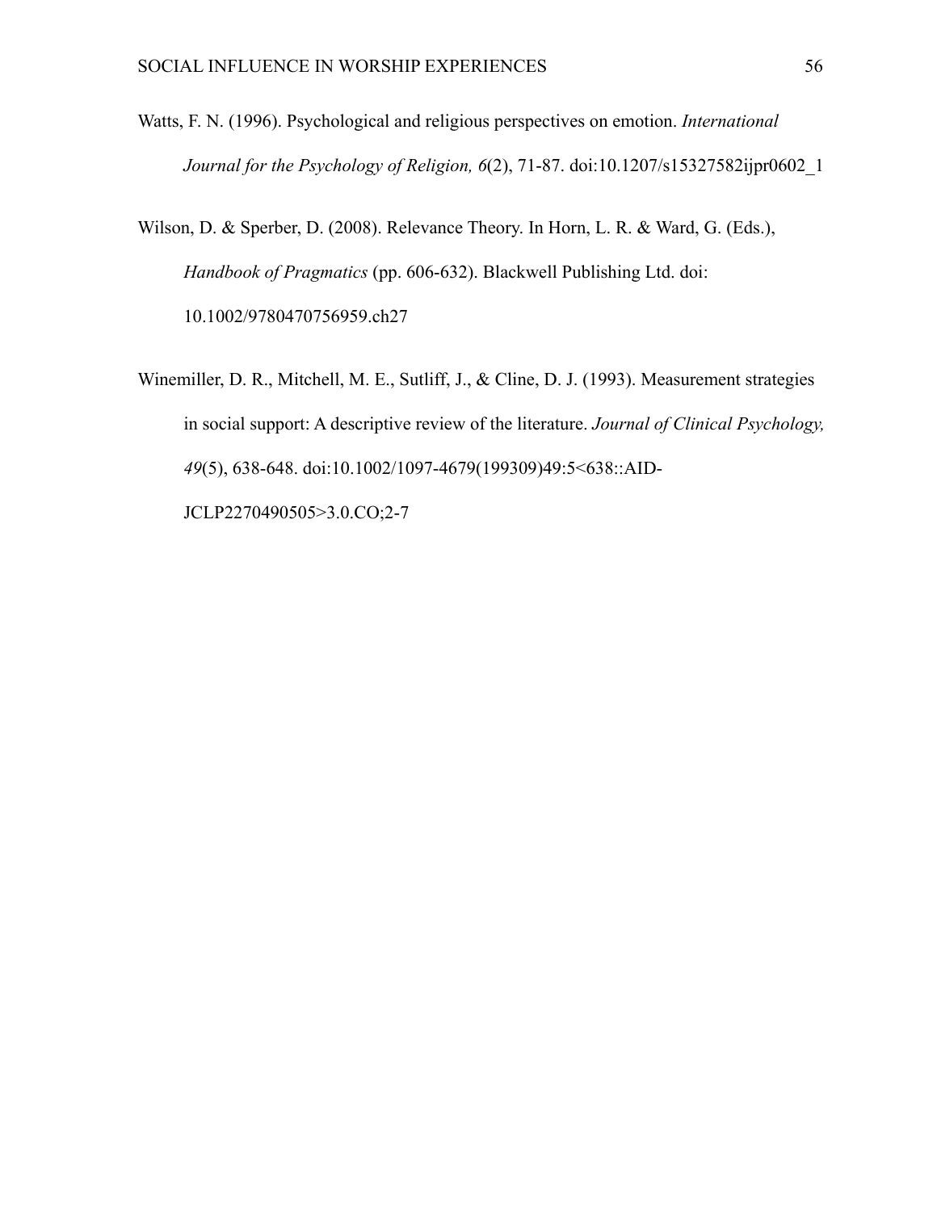Watts, F. N. (1996). Psychological and religious perspectives on emotion. *International Journal for the Psychology of Religion, 6*(2), 71-87. doi:10.1207/s15327582ijpr0602_1

Wilson, D. & Sperber, D. (2008). Relevance Theory. In Horn, L. R. & Ward, G. (Eds.), *Handbook of Pragmatics* (pp. 606-632). Blackwell Publishing Ltd. doi: 10.1002/9780470756959.ch27

Winemiller, D. R., Mitchell, M. E., Sutliff, J., & Cline, D. J. (1993). Measurement strategies in social support: A descriptive review of the literature. *Journal of Clinical Psychology, 49*(5), 638-648. doi:10.1002/1097-4679(199309)49:5<638::AID-JCLP2270490505>3.0.CO;2-7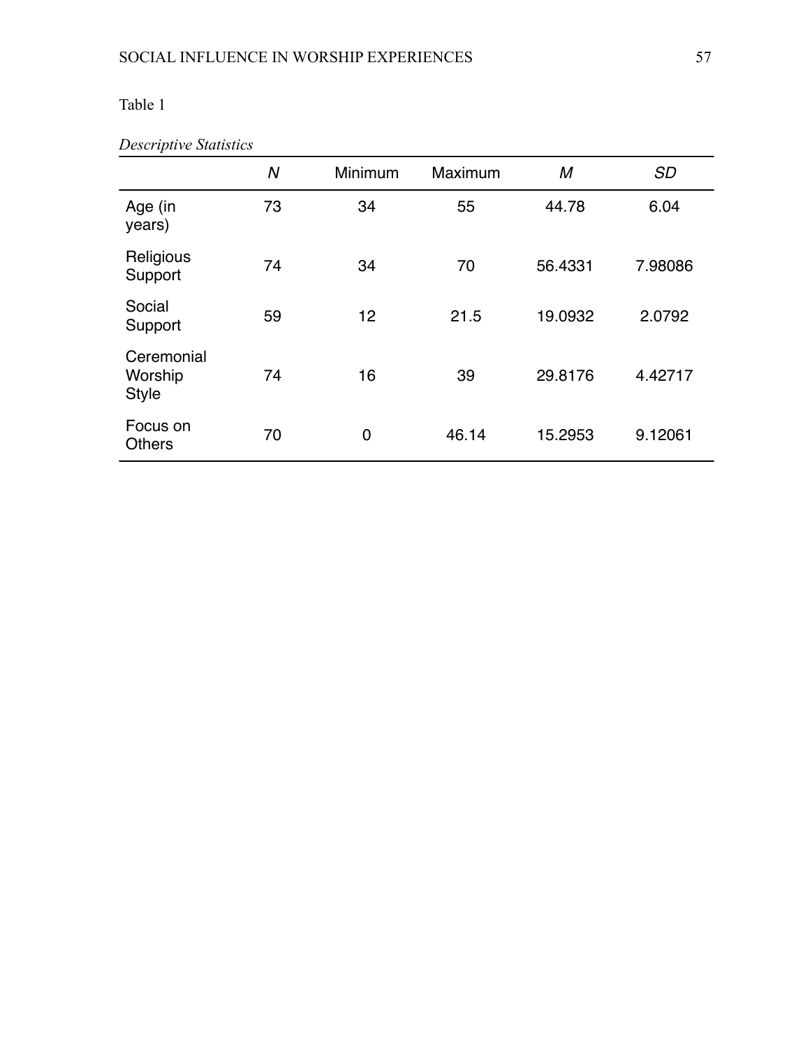Table 1

*Descriptive Statistics*

| | *N* | Minimum | Maximum | *M* | *SD* |
|---|---|---|---|---|---|
| Age (in years) | 73 | 34 | 55 | 44.78 | 6.04 |
| Religious Support | 74 | 34 | 70 | 56.4331 | 7.98086 |
| Social Support | 59 | 12 | 21.5 | 19.0932 | 2.0792 |
| Ceremonial Worship Style | 74 | 16 | 39 | 29.8176 | 4.42717 |
| Focus on Others | 70 | 0 | 46.14 | 15.2953 | 9.12061 |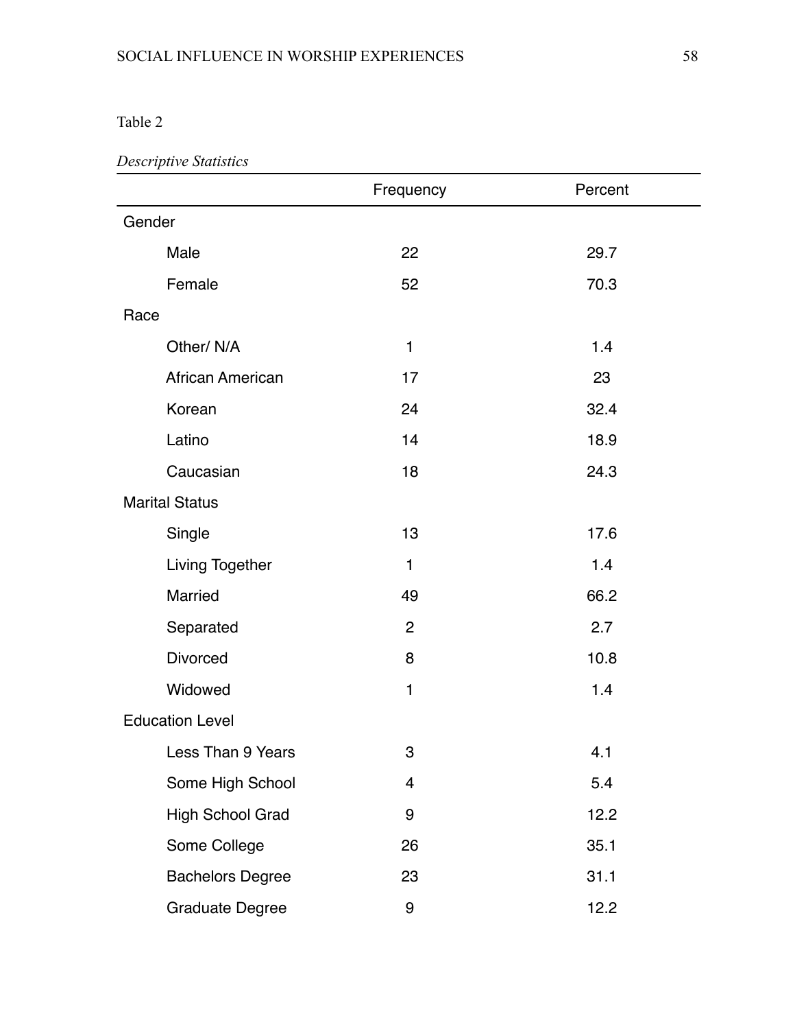Table 2

*Descriptive Statistics*

| | Frequency | Percent |
|---|---|---|
| Gender | | |
| Male | 22 | 29.7 |
| Female | 52 | 70.3 |
| Race | | |
| Other/ N/A | 1 | 1.4 |
| African American | 17 | 23 |
| Korean | 24 | 32.4 |
| Latino | 14 | 18.9 |
| Caucasian | 18 | 24.3 |
| Marital Status | | |
| Single | 13 | 17.6 |
| Living Together | 1 | 1.4 |
| Married | 49 | 66.2 |
| Separated | 2 | 2.7 |
| Divorced | 8 | 10.8 |
| Widowed | 1 | 1.4 |
| Education Level | | |
| Less Than 9 Years | 3 | 4.1 |
| Some High School | 4 | 5.4 |
| High School Grad | 9 | 12.2 |
| Some College | 26 | 35.1 |
| Bachelors Degree | 23 | 31.1 |
| Graduate Degree | 9 | 12.2 |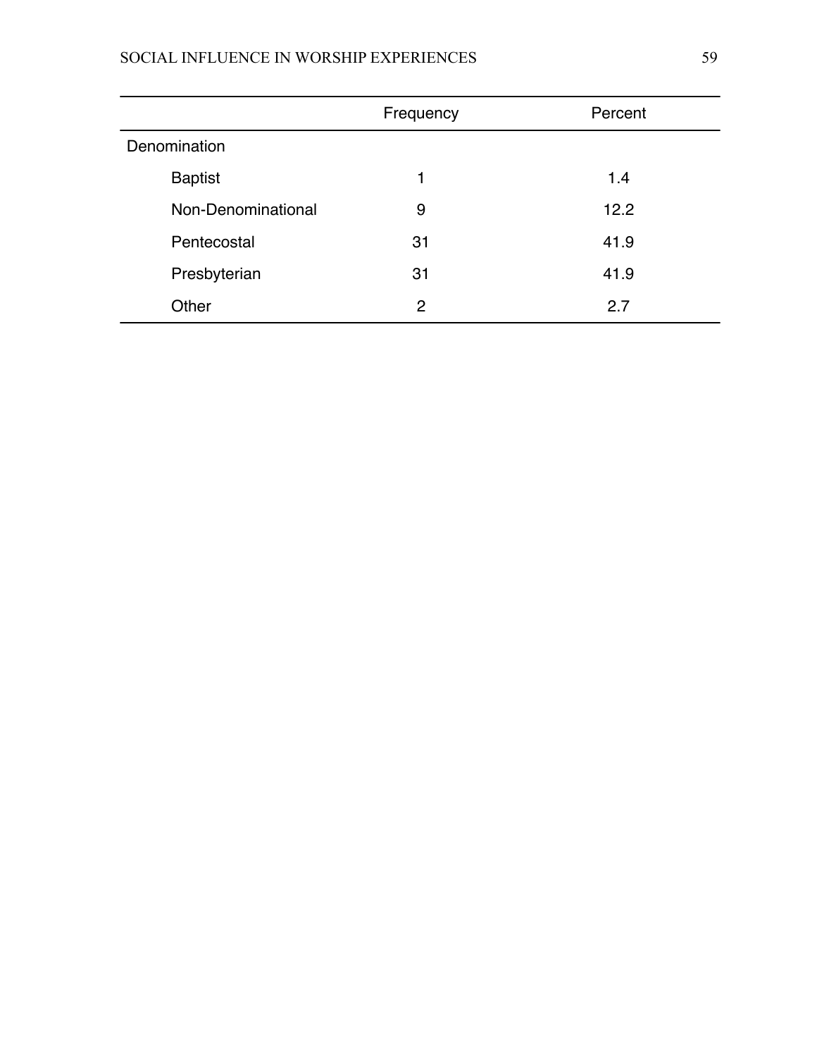| | Frequency | Percent |
|---|---|---|
| Denomination | | |
| Baptist | 1 | 1.4 |
| Non-Denominational | 9 | 12.2 |
| Pentecostal | 31 | 41.9 |
| Presbyterian | 31 | 41.9 |
| Other | 2 | 2.7 |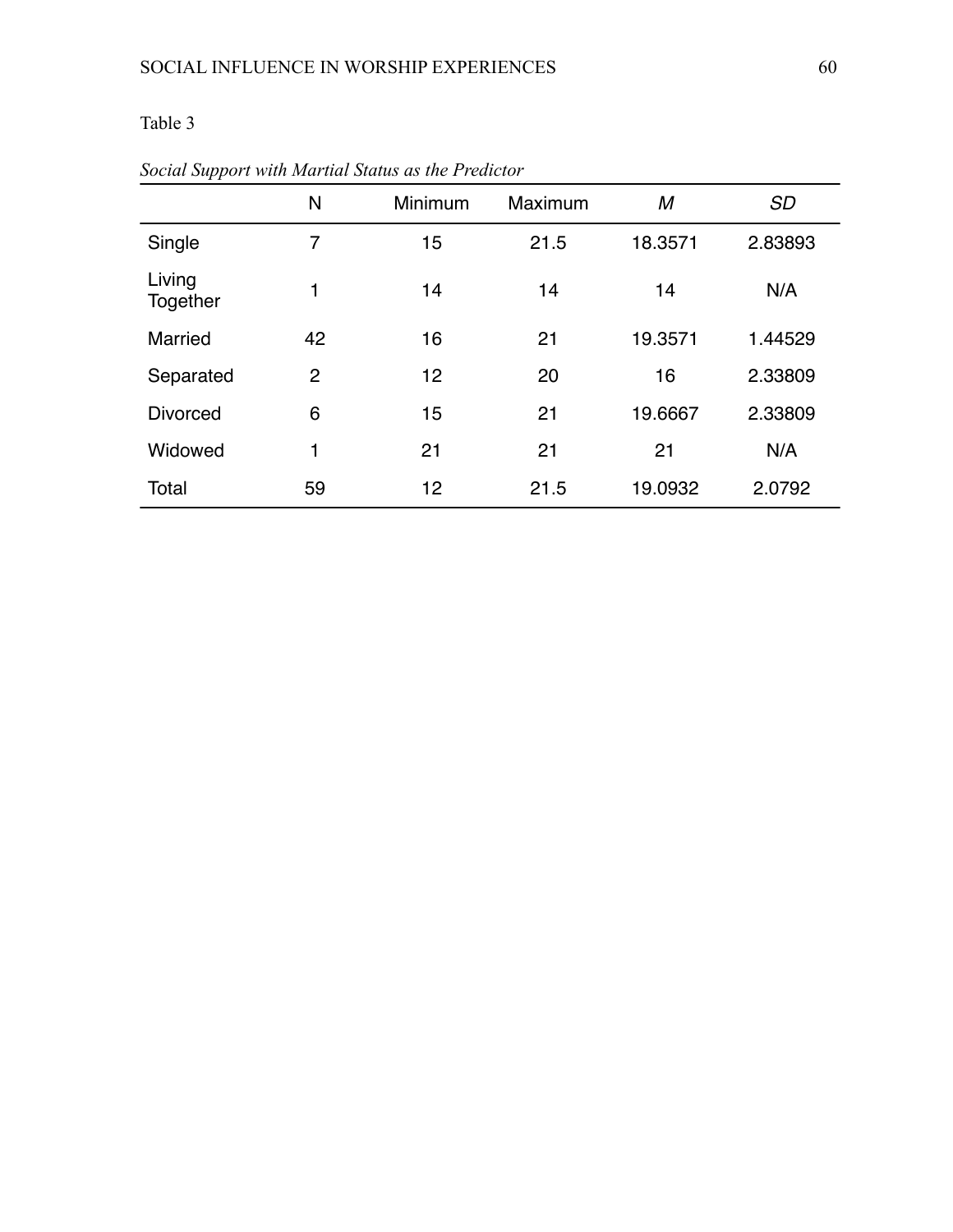Table 3

*Social Support with Martial Status as the Predictor*

| | N | Minimum | Maximum | *M* | *SD* |
|---|---|---|---|---|---|
| Single | 7 | 15 | 21.5 | 18.3571 | 2.83893 |
| Living Together | 1 | 14 | 14 | 14 | N/A |
| Married | 42 | 16 | 21 | 19.3571 | 1.44529 |
| Separated | 2 | 12 | 20 | 16 | 2.33809 |
| Divorced | 6 | 15 | 21 | 19.6667 | 2.33809 |
| Widowed | 1 | 21 | 21 | 21 | N/A |
| Total | 59 | 12 | 21.5 | 19.0932 | 2.0792 |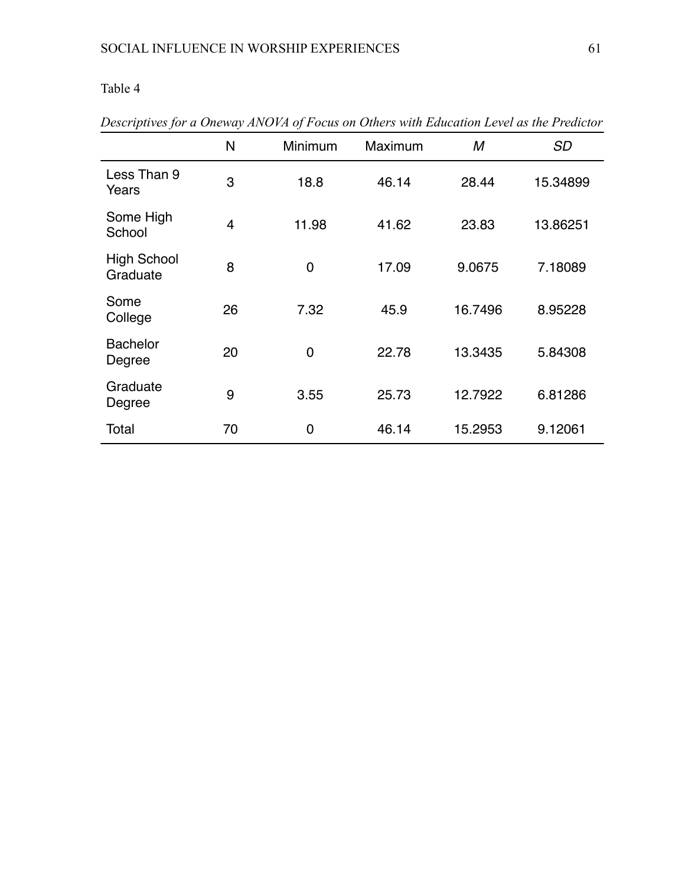Table 4

*Descriptives for a Oneway ANOVA of Focus on Others with Education Level as the Predictor*

| | N | Minimum | Maximum | *M* | *SD* |
|---|---|---|---|---|---|
| Less Than 9 Years | 3 | 18.8 | 46.14 | 28.44 | 15.34899 |
| Some High School | 4 | 11.98 | 41.62 | 23.83 | 13.86251 |
| High School Graduate | 8 | 0 | 17.09 | 9.0675 | 7.18089 |
| Some College | 26 | 7.32 | 45.9 | 16.7496 | 8.95228 |
| Bachelor Degree | 20 | 0 | 22.78 | 13.3435 | 5.84308 |
| Graduate Degree | 9 | 3.55 | 25.73 | 12.7922 | 6.81286 |
| Total | 70 | 0 | 46.14 | 15.2953 | 9.12061 |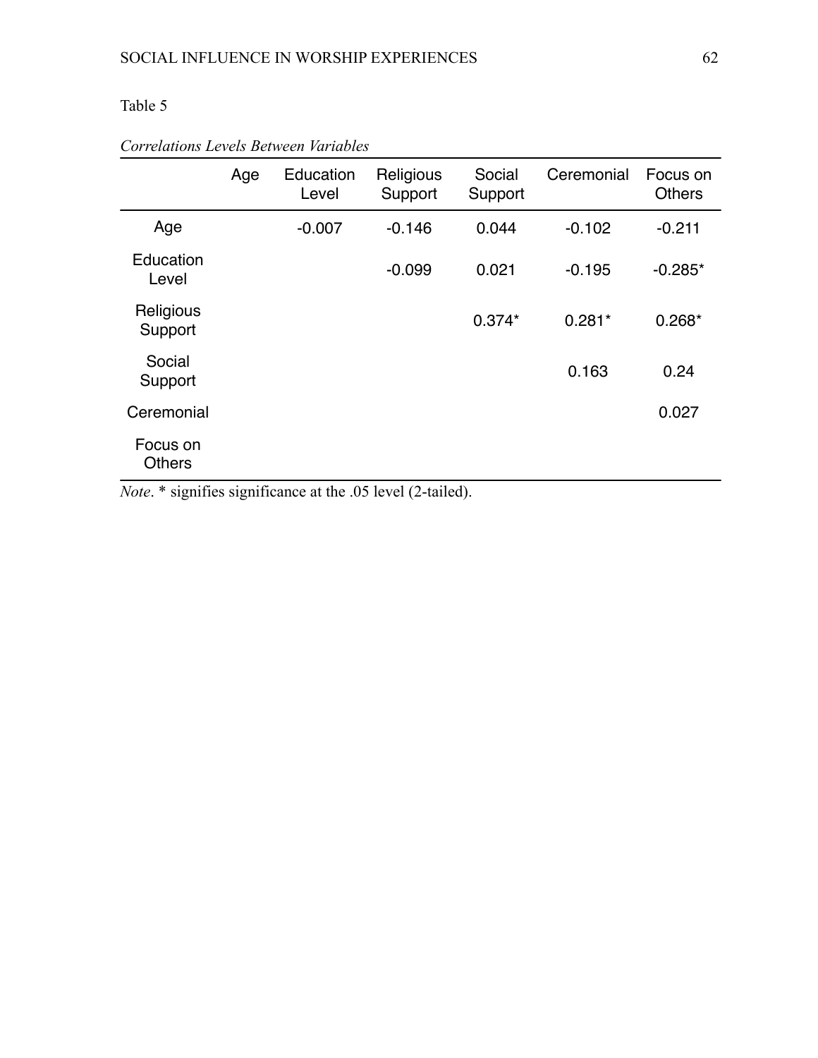Table 5

*Correlations Levels Between Variables*

| | Age | Education Level | Religious Support | Social Support | Ceremonial | Focus on Others |
|---|---|---|---|---|---|---|
| Age | | -0.007 | -0.146 | 0.044 | -0.102 | -0.211 |
| Education Level | | | -0.099 | 0.021 | -0.195 | -0.285* |
| Religious Support | | | | 0.374* | 0.281* | 0.268* |
| Social Support | | | | | 0.163 | 0.24 |
| Ceremonial | | | | | | 0.027 |
| Focus on Others | | | | | | |

*Note*. * signifies significance at the .05 level (2-tailed).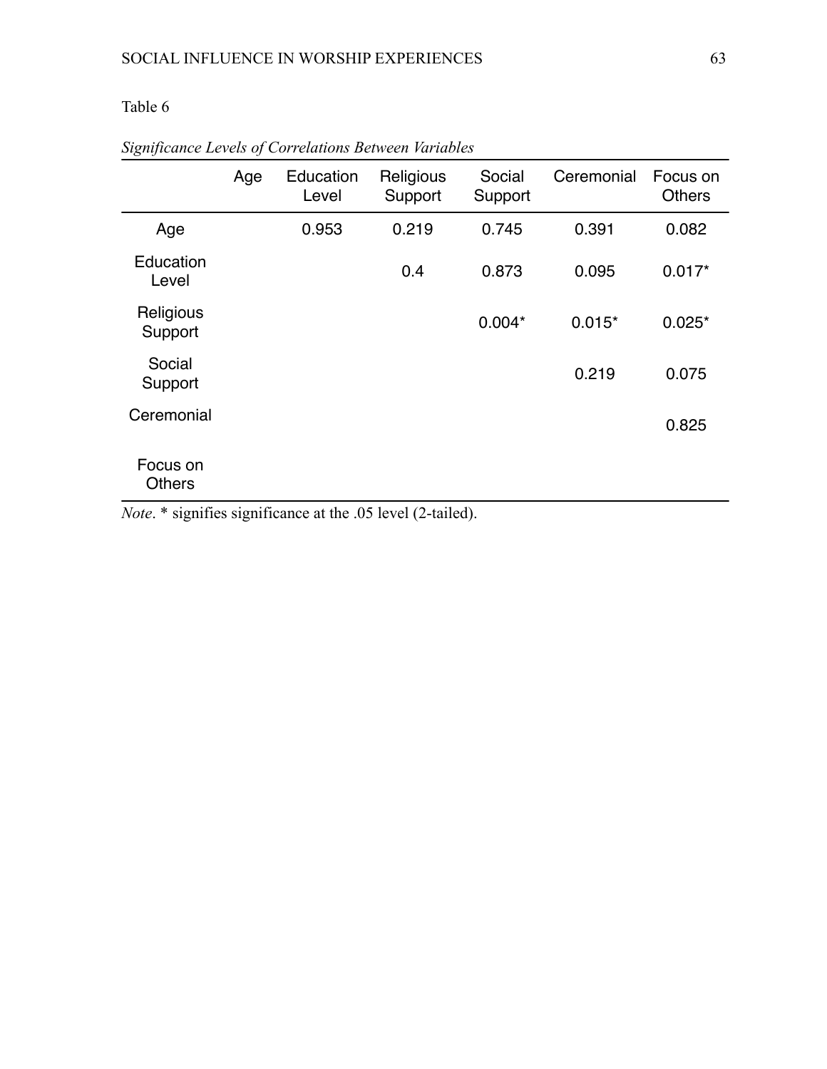Table 6

*Significance Levels of Correlations Between Variables*

| | Age | Education Level | Religious Support | Social Support | Ceremonial | Focus on Others |
|---|---|---|---|---|---|---|
| Age | | 0.953 | 0.219 | 0.745 | 0.391 | 0.082 |
| Education Level | | | 0.4 | 0.873 | 0.095 | 0.017* |
| Religious Support | | | | 0.004* | 0.015* | 0.025* |
| Social Support | | | | | 0.219 | 0.075 |
| Ceremonial | | | | | | 0.825 |
| Focus on Others | | | | | | |

*Note*. * signifies significance at the .05 level (2-tailed).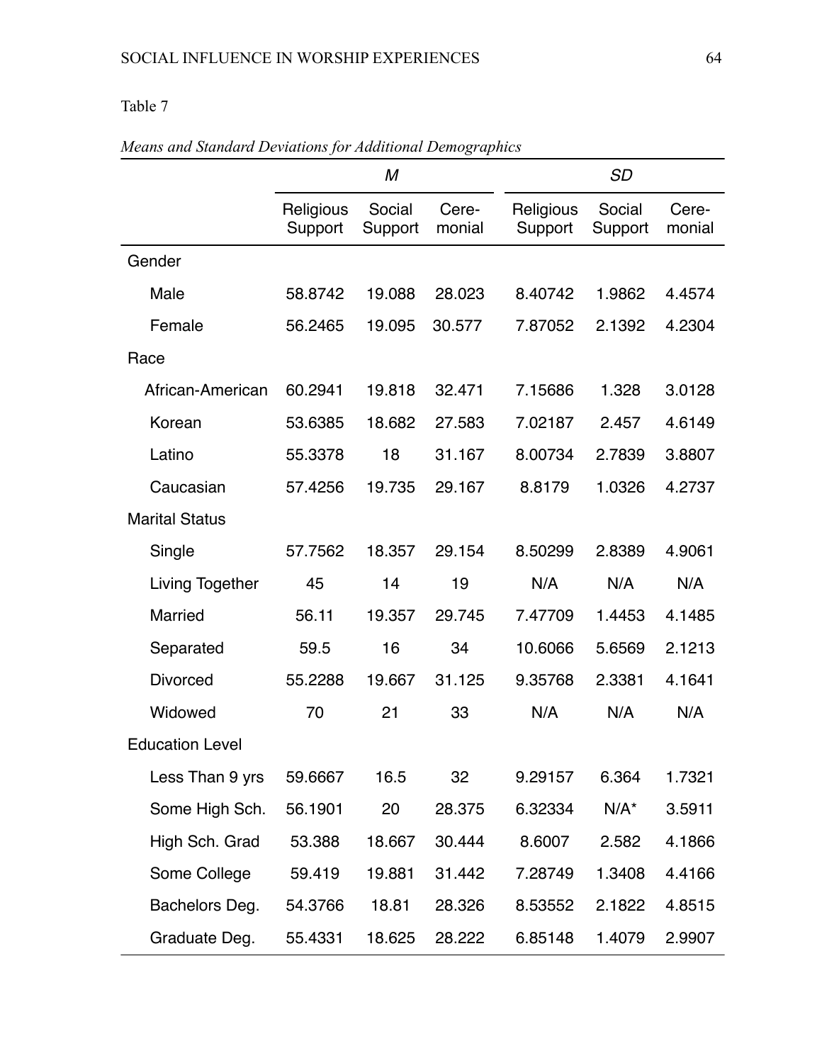Table 7

*Means and Standard Deviations for Additional Demographics*

| | *M* | | | *SD* | | |
|---|---|---|---|---|---|---|
| | Religious Support | Social Support | Cere-monial | Religious Support | Social Support | Cere-monial |
| Gender | | | | | | |
| Male | 58.8742 | 19.088 | 28.023 | 8.40742 | 1.9862 | 4.4574 |
| Female | 56.2465 | 19.095 | 30.577 | 7.87052 | 2.1392 | 4.2304 |
| Race | | | | | | |
| African-American | 60.2941 | 19.818 | 32.471 | 7.15686 | 1.328 | 3.0128 |
| Korean | 53.6385 | 18.682 | 27.583 | 7.02187 | 2.457 | 4.6149 |
| Latino | 55.3378 | 18 | 31.167 | 8.00734 | 2.7839 | 3.8807 |
| Caucasian | 57.4256 | 19.735 | 29.167 | 8.8179 | 1.0326 | 4.2737 |
| Marital Status | | | | | | |
| Single | 57.7562 | 18.357 | 29.154 | 8.50299 | 2.8389 | 4.9061 |
| Living Together | 45 | 14 | 19 | N/A | N/A | N/A |
| Married | 56.11 | 19.357 | 29.745 | 7.47709 | 1.4453 | 4.1485 |
| Separated | 59.5 | 16 | 34 | 10.6066 | 5.6569 | 2.1213 |
| Divorced | 55.2288 | 19.667 | 31.125 | 9.35768 | 2.3381 | 4.1641 |
| Widowed | 70 | 21 | 33 | N/A | N/A | N/A |
| Education Level | | | | | | |
| Less Than 9 yrs | 59.6667 | 16.5 | 32 | 9.29157 | 6.364 | 1.7321 |
| Some High Sch. | 56.1901 | 20 | 28.375 | 6.32334 | N/A* | 3.5911 |
| High Sch. Grad | 53.388 | 18.667 | 30.444 | 8.6007 | 2.582 | 4.1866 |
| Some College | 59.419 | 19.881 | 31.442 | 7.28749 | 1.3408 | 4.4166 |
| Bachelors Deg. | 54.3766 | 18.81 | 28.326 | 8.53552 | 2.1822 | 4.8515 |
| Graduate Deg. | 55.4331 | 18.625 | 28.222 | 6.85148 | 1.4079 | 2.9907 |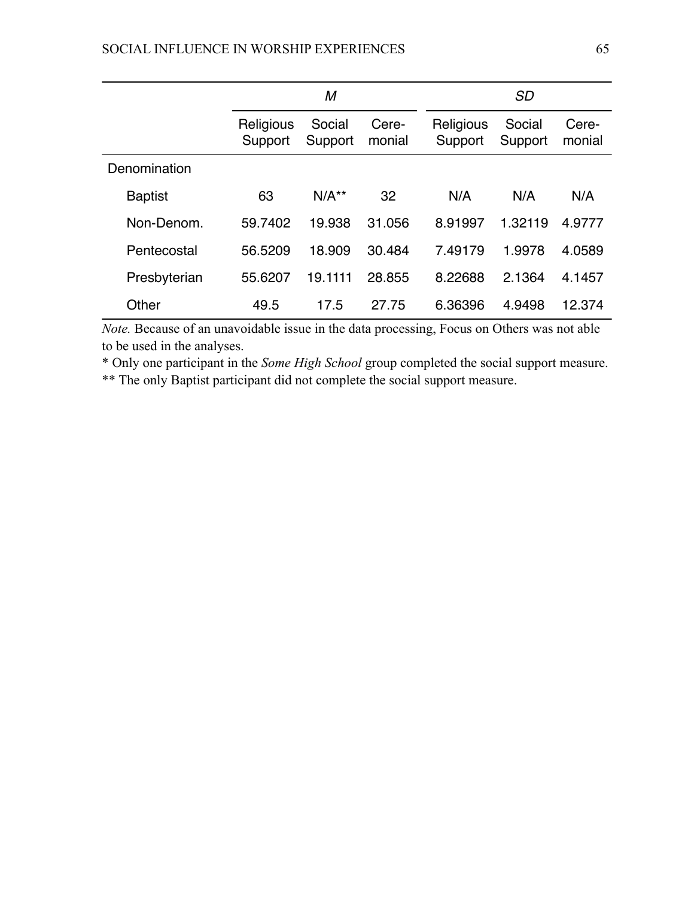| | *M* | | | *SD* | | |
|---|---|---|---|---|---|---|
| | Religious Support | Social Support | Cere-monial | Religious Support | Social Support | Cere-monial |
| Denomination | | | | | | |
| Baptist | 63 | N/A** | 32 | N/A | N/A | N/A |
| Non-Denom. | 59.7402 | 19.938 | 31.056 | 8.91997 | 1.32119 | 4.9777 |
| Pentecostal | 56.5209 | 18.909 | 30.484 | 7.49179 | 1.9978 | 4.0589 |
| Presbyterian | 55.6207 | 19.1111 | 28.855 | 8.22688 | 2.1364 | 4.1457 |
| Other | 49.5 | 17.5 | 27.75 | 6.36396 | 4.9498 | 12.374 |

*Note.* Because of an unavoidable issue in the data processing, Focus on Others was not able to be used in the analyses.

\* Only one participant in the *Some High School* group completed the social support measure.

** The only Baptist participant did not complete the social support measure.